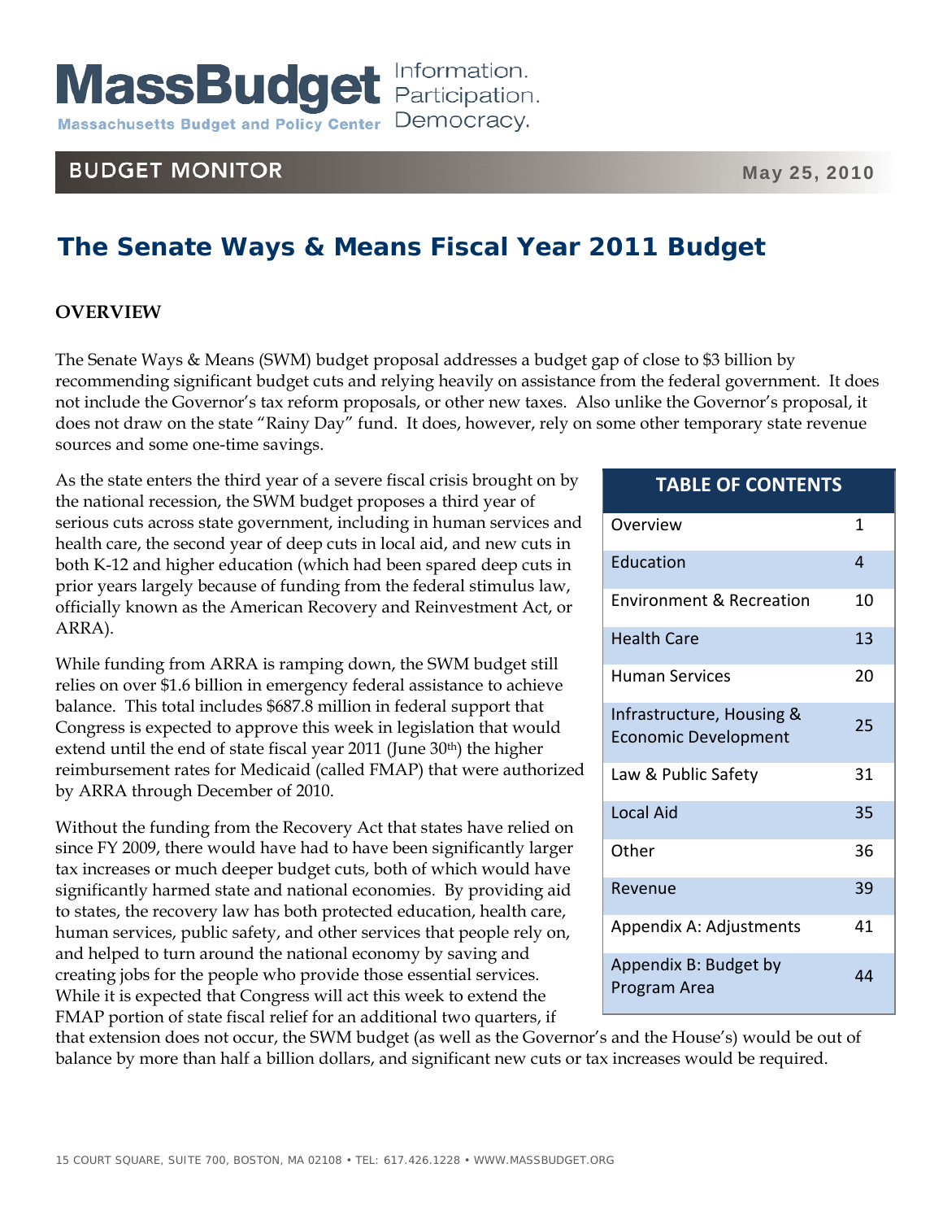MassBudget Information. Participation. Democracy.

Massachusetts Budget and Policy Center

BUDGET MONITOR

May 25, 2010

# The Senate Ways & Means Fiscal Year 2011 Budget

## OVERVIEW

The Senate Ways & Means (SWM) budget proposal addresses a budget gap of close to $3 billion by recommending significant budget cuts and relying heavily on assistance from the federal government. It does not include the Governor's tax reform proposals, or other new taxes. Also unlike the Governor's proposal, it does not draw on the state "Rainy Day" fund. It does, however, rely on some other temporary state revenue sources and some one-time savings.

As the state enters the third year of a severe fiscal crisis brought on by the national recession, the SWM budget proposes a third year of serious cuts across state government, including in human services and health care, the second year of deep cuts in local aid, and new cuts in both K-12 and higher education (which had been spared deep cuts in prior years largely because of funding from the federal stimulus law, officially known as the American Recovery and Reinvestment Act, or ARRA).

While funding from ARRA is ramping down, the SWM budget still relies on over $1.6 billion in emergency federal assistance to achieve balance. This total includes $687.8 million in federal support that Congress is expected to approve this week in legislation that would extend until the end of state fiscal year 2011 (June 30th) the higher reimbursement rates for Medicaid (called FMAP) that were authorized by ARRA through December of 2010.

Without the funding from the Recovery Act that states have relied on since FY 2009, there would have had to have been significantly larger tax increases or much deeper budget cuts, both of which would have significantly harmed state and national economies. By providing aid to states, the recovery law has both protected education, health care, human services, public safety, and other services that people rely on, and helped to turn around the national economy by saving and creating jobs for the people who provide those essential services. While it is expected that Congress will act this week to extend the FMAP portion of state fiscal relief for an additional two quarters, if that extension does not occur, the SWM budget (as well as the Governor's and the House's) would be out of balance by more than half a billion dollars, and significant new cuts or tax increases would be required.

| TABLE OF CONTENTS | |
|---|---|
| Overview | 1 |
| Education | 4 |
| Environment & Recreation | 10 |
| Health Care | 13 |
| Human Services | 20 |
| Infrastructure, Housing & Economic Development | 25 |
| Law & Public Safety | 31 |
| Local Aid | 35 |
| Other | 36 |
| Revenue | 39 |
| Appendix A: Adjustments | 41 |
| Appendix B: Budget by Program Area | 44 |

15 COURT SQUARE, SUITE 700, BOSTON, MA 02108 • TEL: 617.426.1228 • WWW.MASSBUDGET.ORG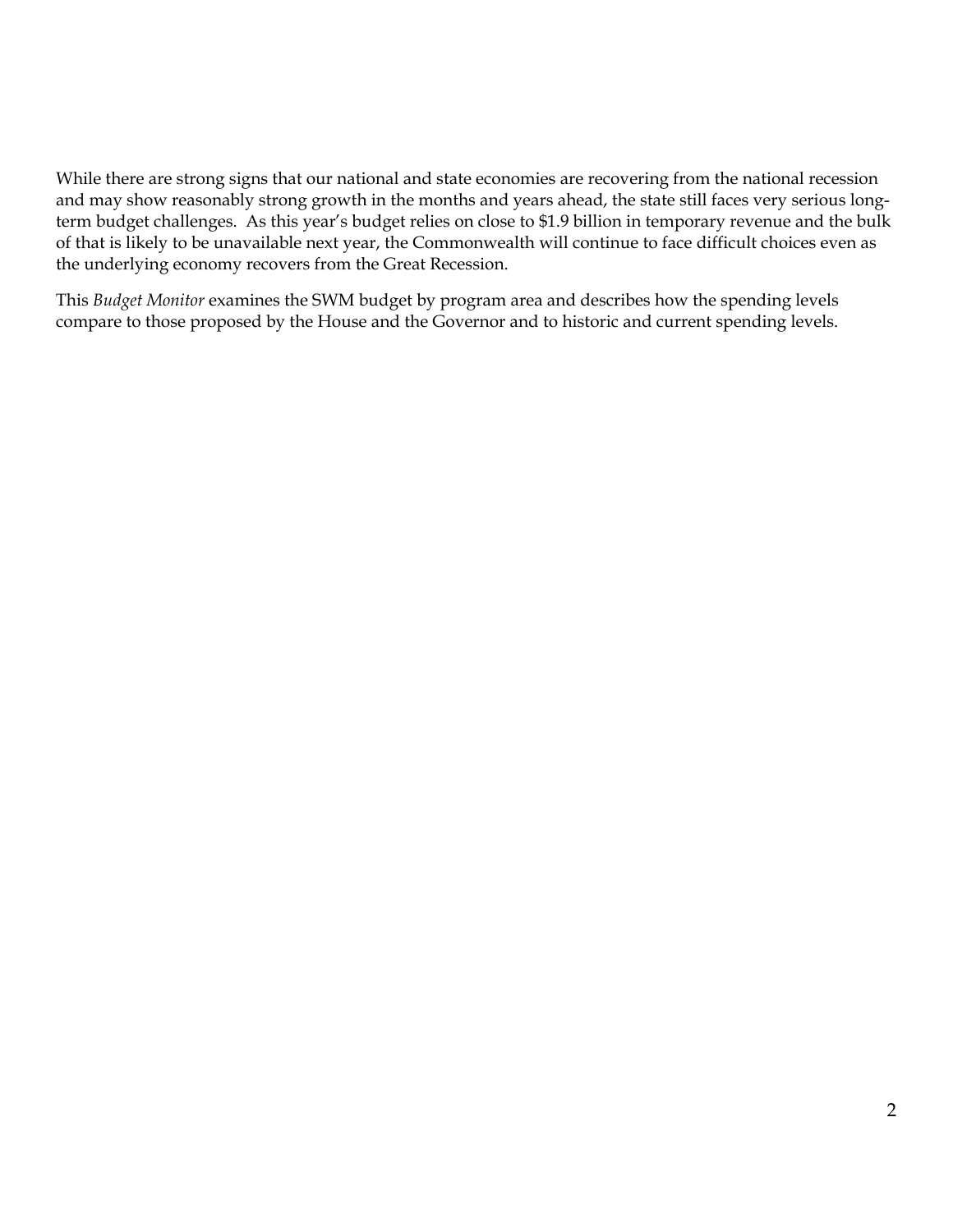While there are strong signs that our national and state economies are recovering from the national recession and may show reasonably strong growth in the months and years ahead, the state still faces very serious long-term budget challenges. As this year's budget relies on close to $1.9 billion in temporary revenue and the bulk of that is likely to be unavailable next year, the Commonwealth will continue to face difficult choices even as the underlying economy recovers from the Great Recession.

This *Budget Monitor* examines the SWM budget by program area and describes how the spending levels compare to those proposed by the House and the Governor and to historic and current spending levels.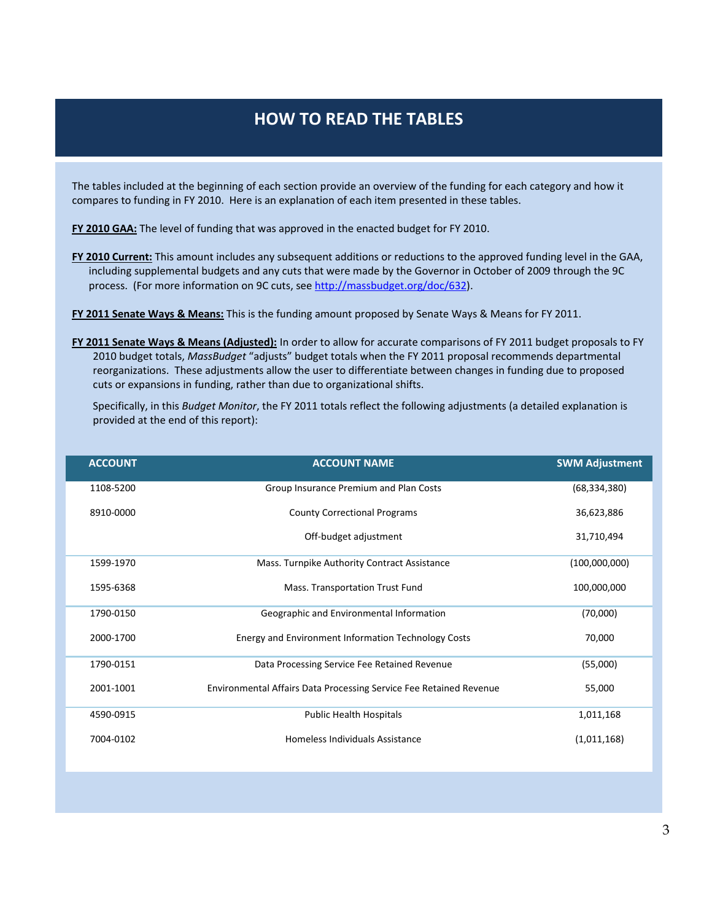# HOW TO READ THE TABLES

The tables included at the beginning of each section provide an overview of the funding for each category and how it compares to funding in FY 2010. Here is an explanation of each item presented in these tables.

**FY 2010 GAA:** The level of funding that was approved in the enacted budget for FY 2010.

**FY 2010 Current:** This amount includes any subsequent additions or reductions to the approved funding level in the GAA, including supplemental budgets and any cuts that were made by the Governor in October of 2009 through the 9C process. (For more information on 9C cuts, see http://massbudget.org/doc/632).

**FY 2011 Senate Ways & Means:** This is the funding amount proposed by Senate Ways & Means for FY 2011.

**FY 2011 Senate Ways & Means (Adjusted):** In order to allow for accurate comparisons of FY 2011 budget proposals to FY 2010 budget totals, *MassBudget* "adjusts" budget totals when the FY 2011 proposal recommends departmental reorganizations. These adjustments allow the user to differentiate between changes in funding due to proposed cuts or expansions in funding, rather than due to organizational shifts.

Specifically, in this *Budget Monitor*, the FY 2011 totals reflect the following adjustments (a detailed explanation is provided at the end of this report):

| ACCOUNT | ACCOUNT NAME | SWM Adjustment |
|---|---|---|
| 1108-5200 | Group Insurance Premium and Plan Costs | (68,334,380) |
| 8910-0000 | County Correctional Programs | 36,623,886 |
| | Off-budget adjustment | 31,710,494 |
| 1599-1970 | Mass. Turnpike Authority Contract Assistance | (100,000,000) |
| 1595-6368 | Mass. Transportation Trust Fund | 100,000,000 |
| 1790-0150 | Geographic and Environmental Information | (70,000) |
| 2000-1700 | Energy and Environment Information Technology Costs | 70,000 |
| 1790-0151 | Data Processing Service Fee Retained Revenue | (55,000) |
| 2001-1001 | Environmental Affairs Data Processing Service Fee Retained Revenue | 55,000 |
| 4590-0915 | Public Health Hospitals | 1,011,168 |
| 7004-0102 | Homeless Individuals Assistance | (1,011,168) |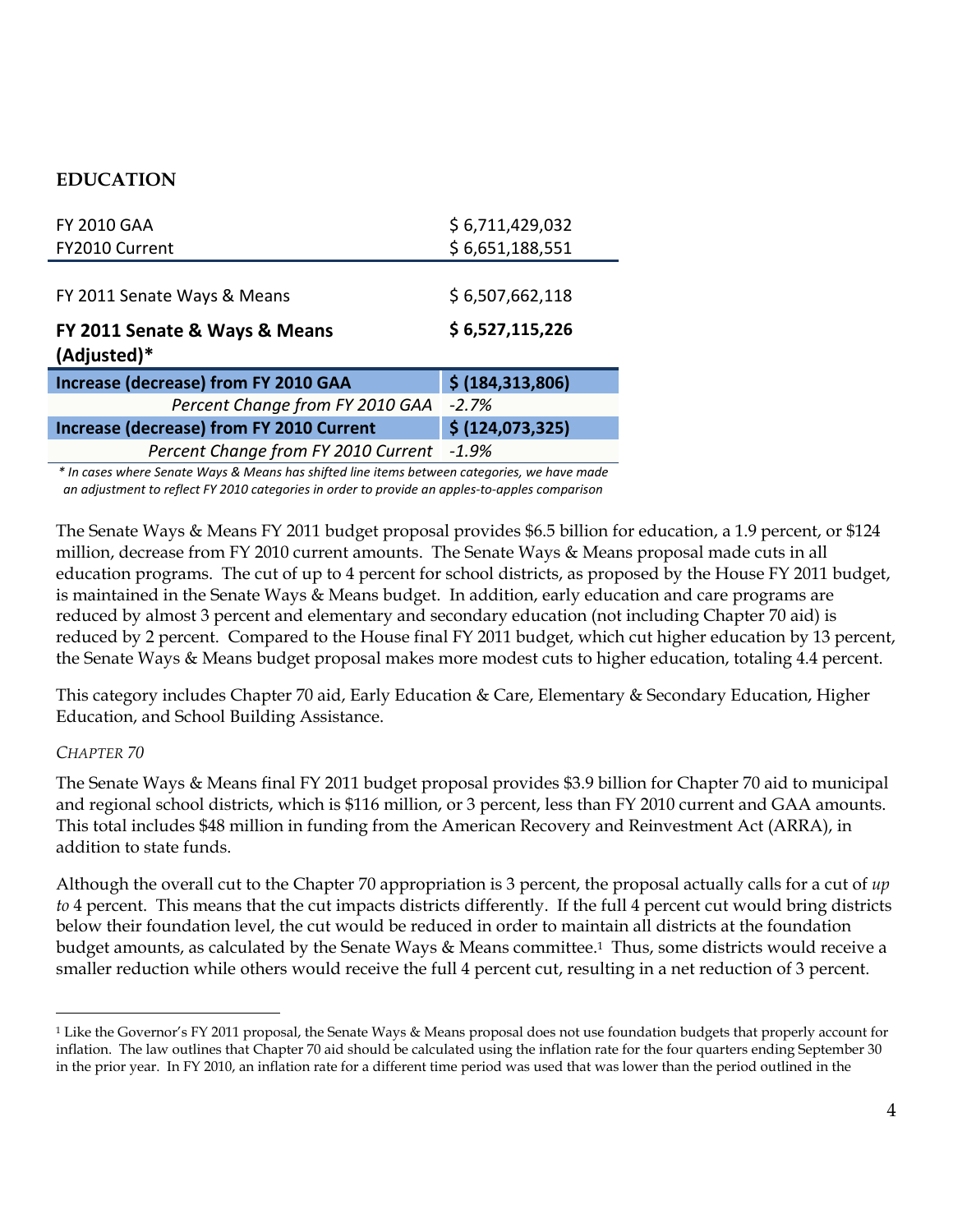## EDUCATION

| | |
|---|---|
| FY 2010 GAA | $ 6,711,429,032 |
| FY2010 Current | $ 6,651,188,551 |
| FY 2011 Senate Ways & Means | $ 6,507,662,118 |
| **FY 2011 Senate & Ways & Means (Adjusted)*** | **$ 6,527,115,226** |
| **Increase (decrease) from FY 2010 GAA** | **$ (184,313,806)** |
| *Percent Change from FY 2010 GAA* | *-2.7%* |
| **Increase (decrease) from FY 2010 Current** | **$ (124,073,325)** |
| *Percent Change from FY 2010 Current* | *-1.9%* |

*\* In cases where Senate Ways & Means has shifted line items between categories, we have made an adjustment to reflect FY 2010 categories in order to provide an apples-to-apples comparison*

The Senate Ways & Means FY 2011 budget proposal provides $6.5 billion for education, a 1.9 percent, or $124 million, decrease from FY 2010 current amounts. The Senate Ways & Means proposal made cuts in all education programs. The cut of up to 4 percent for school districts, as proposed by the House FY 2011 budget, is maintained in the Senate Ways & Means budget. In addition, early education and care programs are reduced by almost 3 percent and elementary and secondary education (not including Chapter 70 aid) is reduced by 2 percent. Compared to the House final FY 2011 budget, which cut higher education by 13 percent, the Senate Ways & Means budget proposal makes more modest cuts to higher education, totaling 4.4 percent.

This category includes Chapter 70 aid, Early Education & Care, Elementary & Secondary Education, Higher Education, and School Building Assistance.

*CHAPTER 70*

The Senate Ways & Means final FY 2011 budget proposal provides $3.9 billion for Chapter 70 aid to municipal and regional school districts, which is $116 million, or 3 percent, less than FY 2010 current and GAA amounts. This total includes $48 million in funding from the American Recovery and Reinvestment Act (ARRA), in addition to state funds.

Although the overall cut to the Chapter 70 appropriation is 3 percent, the proposal actually calls for a cut of *up to* 4 percent. This means that the cut impacts districts differently. If the full 4 percent cut would bring districts below their foundation level, the cut would be reduced in order to maintain all districts at the foundation budget amounts, as calculated by the Senate Ways & Means committee.[1] Thus, some districts would receive a smaller reduction while others would receive the full 4 percent cut, resulting in a net reduction of 3 percent.

---

[1] Like the Governor's FY 2011 proposal, the Senate Ways & Means proposal does not use foundation budgets that properly account for inflation. The law outlines that Chapter 70 aid should be calculated using the inflation rate for the four quarters ending September 30 in the prior year. In FY 2010, an inflation rate for a different time period was used that was lower than the period outlined in the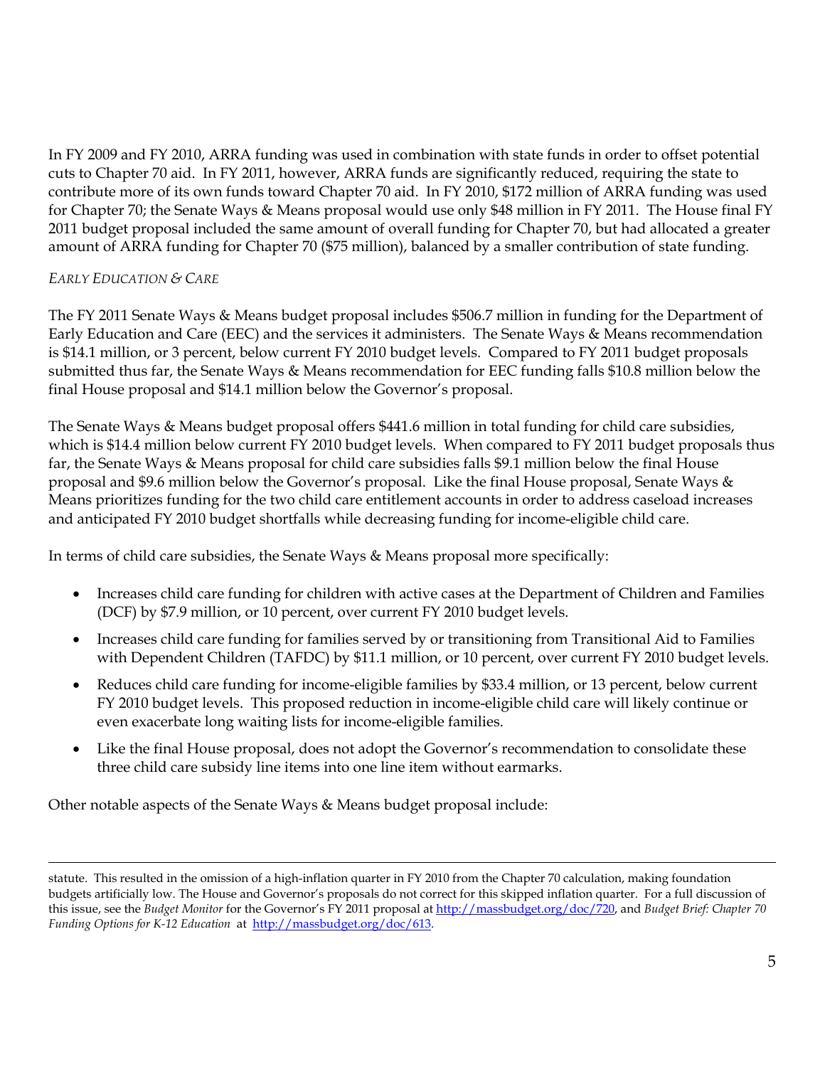In FY 2009 and FY 2010, ARRA funding was used in combination with state funds in order to offset potential cuts to Chapter 70 aid. In FY 2011, however, ARRA funds are significantly reduced, requiring the state to contribute more of its own funds toward Chapter 70 aid. In FY 2010, $172 million of ARRA funding was used for Chapter 70; the Senate Ways & Means proposal would use only $48 million in FY 2011. The House final FY 2011 budget proposal included the same amount of overall funding for Chapter 70, but had allocated a greater amount of ARRA funding for Chapter 70 ($75 million), balanced by a smaller contribution of state funding.

*EARLY EDUCATION & CARE*

The FY 2011 Senate Ways & Means budget proposal includes $506.7 million in funding for the Department of Early Education and Care (EEC) and the services it administers. The Senate Ways & Means recommendation is $14.1 million, or 3 percent, below current FY 2010 budget levels. Compared to FY 2011 budget proposals submitted thus far, the Senate Ways & Means recommendation for EEC funding falls $10.8 million below the final House proposal and $14.1 million below the Governor's proposal.

The Senate Ways & Means budget proposal offers $441.6 million in total funding for child care subsidies, which is $14.4 million below current FY 2010 budget levels. When compared to FY 2011 budget proposals thus far, the Senate Ways & Means proposal for child care subsidies falls $9.1 million below the final House proposal and $9.6 million below the Governor's proposal. Like the final House proposal, Senate Ways & Means prioritizes funding for the two child care entitlement accounts in order to address caseload increases and anticipated FY 2010 budget shortfalls while decreasing funding for income-eligible child care.

In terms of child care subsidies, the Senate Ways & Means proposal more specifically:

- Increases child care funding for children with active cases at the Department of Children and Families (DCF) by $7.9 million, or 10 percent, over current FY 2010 budget levels.
- Increases child care funding for families served by or transitioning from Transitional Aid to Families with Dependent Children (TAFDC) by $11.1 million, or 10 percent, over current FY 2010 budget levels.
- Reduces child care funding for income-eligible families by $33.4 million, or 13 percent, below current FY 2010 budget levels. This proposed reduction in income-eligible child care will likely continue or even exacerbate long waiting lists for income-eligible families.
- Like the final House proposal, does not adopt the Governor's recommendation to consolidate these three child care subsidy line items into one line item without earmarks.

Other notable aspects of the Senate Ways & Means budget proposal include:

---

statute. This resulted in the omission of a high-inflation quarter in FY 2010 from the Chapter 70 calculation, making foundation budgets artificially low. The House and Governor's proposals do not correct for this skipped inflation quarter. For a full discussion of this issue, see the *Budget Monitor* for the Governor's FY 2011 proposal at http://massbudget.org/doc/720, and *Budget Brief: Chapter 70 Funding Options for K-12 Education* at http://massbudget.org/doc/613.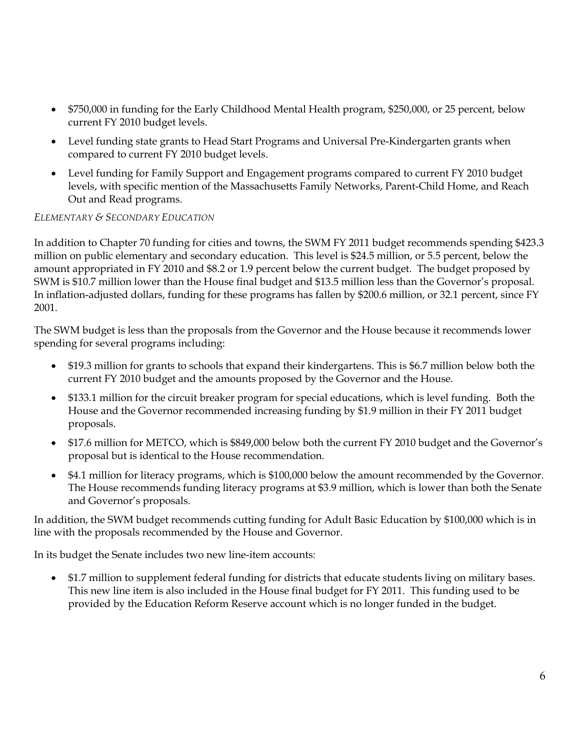- $750,000 in funding for the Early Childhood Mental Health program, $250,000, or 25 percent, below current FY 2010 budget levels.
- Level funding state grants to Head Start Programs and Universal Pre-Kindergarten grants when compared to current FY 2010 budget levels.
- Level funding for Family Support and Engagement programs compared to current FY 2010 budget levels, with specific mention of the Massachusetts Family Networks, Parent-Child Home, and Reach Out and Read programs.

*ELEMENTARY & SECONDARY EDUCATION*

In addition to Chapter 70 funding for cities and towns, the SWM FY 2011 budget recommends spending $423.3 million on public elementary and secondary education. This level is $24.5 million, or 5.5 percent, below the amount appropriated in FY 2010 and $8.2 or 1.9 percent below the current budget. The budget proposed by SWM is $10.7 million lower than the House final budget and $13.5 million less than the Governor's proposal. In inflation-adjusted dollars, funding for these programs has fallen by $200.6 million, or 32.1 percent, since FY 2001.

The SWM budget is less than the proposals from the Governor and the House because it recommends lower spending for several programs including:

- $19.3 million for grants to schools that expand their kindergartens. This is $6.7 million below both the current FY 2010 budget and the amounts proposed by the Governor and the House.
- $133.1 million for the circuit breaker program for special educations, which is level funding. Both the House and the Governor recommended increasing funding by $1.9 million in their FY 2011 budget proposals.
- $17.6 million for METCO, which is $849,000 below both the current FY 2010 budget and the Governor's proposal but is identical to the House recommendation.
- $4.1 million for literacy programs, which is $100,000 below the amount recommended by the Governor. The House recommends funding literacy programs at $3.9 million, which is lower than both the Senate and Governor's proposals.

In addition, the SWM budget recommends cutting funding for Adult Basic Education by $100,000 which is in line with the proposals recommended by the House and Governor.

In its budget the Senate includes two new line-item accounts:

- $1.7 million to supplement federal funding for districts that educate students living on military bases. This new line item is also included in the House final budget for FY 2011. This funding used to be provided by the Education Reform Reserve account which is no longer funded in the budget.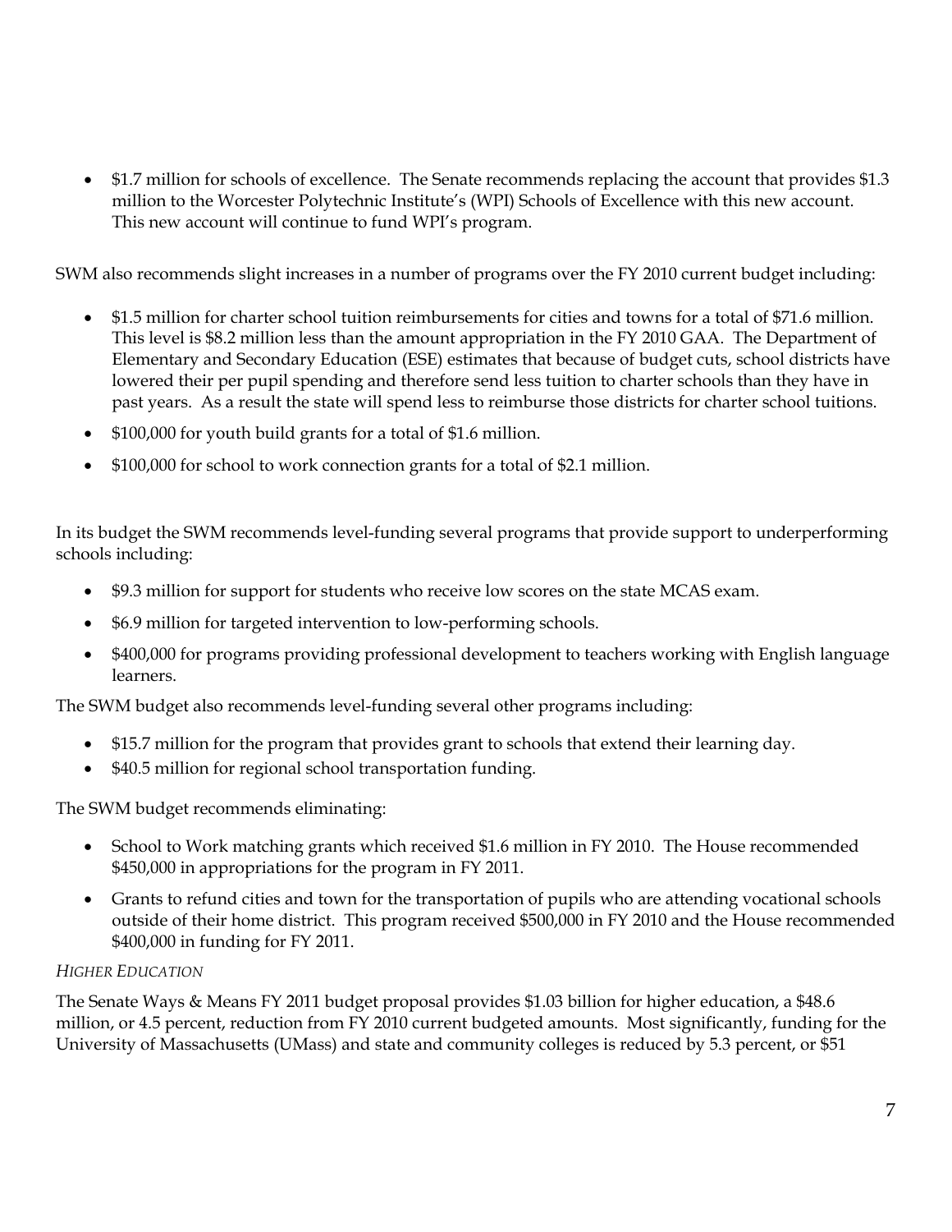- $1.7 million for schools of excellence. The Senate recommends replacing the account that provides $1.3 million to the Worcester Polytechnic Institute's (WPI) Schools of Excellence with this new account. This new account will continue to fund WPI's program.

SWM also recommends slight increases in a number of programs over the FY 2010 current budget including:

- $1.5 million for charter school tuition reimbursements for cities and towns for a total of $71.6 million. This level is $8.2 million less than the amount appropriation in the FY 2010 GAA. The Department of Elementary and Secondary Education (ESE) estimates that because of budget cuts, school districts have lowered their per pupil spending and therefore send less tuition to charter schools than they have in past years. As a result the state will spend less to reimburse those districts for charter school tuitions.
- $100,000 for youth build grants for a total of $1.6 million.
- $100,000 for school to work connection grants for a total of $2.1 million.

In its budget the SWM recommends level-funding several programs that provide support to underperforming schools including:

- $9.3 million for support for students who receive low scores on the state MCAS exam.
- $6.9 million for targeted intervention to low-performing schools.
- $400,000 for programs providing professional development to teachers working with English language learners.

The SWM budget also recommends level-funding several other programs including:

- $15.7 million for the program that provides grant to schools that extend their learning day.
- $40.5 million for regional school transportation funding.

The SWM budget recommends eliminating:

- School to Work matching grants which received $1.6 million in FY 2010. The House recommended $450,000 in appropriations for the program in FY 2011.
- Grants to refund cities and town for the transportation of pupils who are attending vocational schools outside of their home district. This program received $500,000 in FY 2010 and the House recommended $400,000 in funding for FY 2011.

*HIGHER EDUCATION*

The Senate Ways & Means FY 2011 budget proposal provides $1.03 billion for higher education, a $48.6 million, or 4.5 percent, reduction from FY 2010 current budgeted amounts. Most significantly, funding for the University of Massachusetts (UMass) and state and community colleges is reduced by 5.3 percent, or $51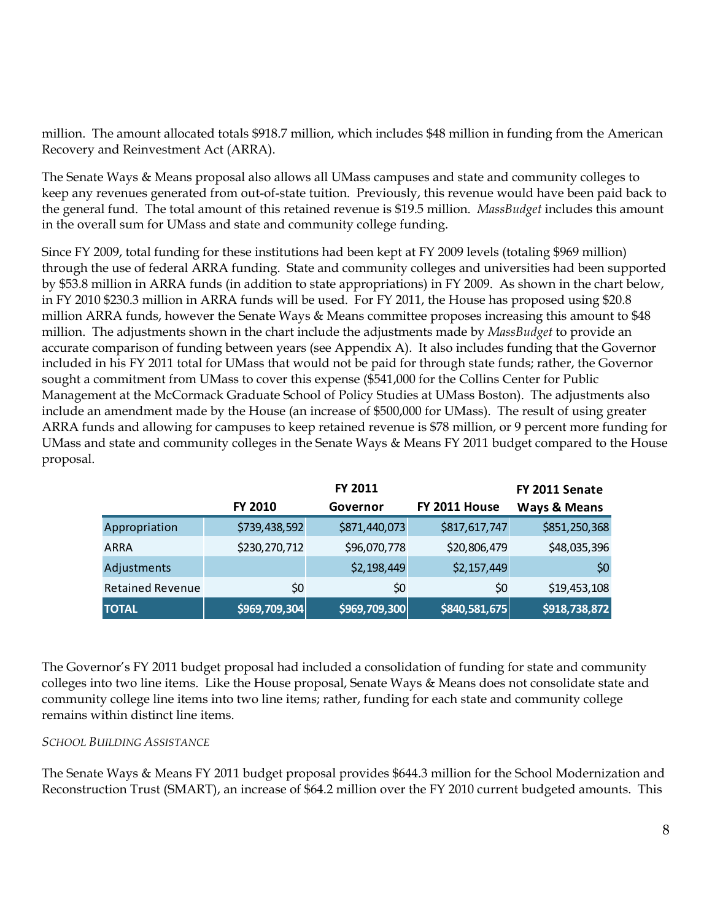million. The amount allocated totals $918.7 million, which includes $48 million in funding from the American Recovery and Reinvestment Act (ARRA).

The Senate Ways & Means proposal also allows all UMass campuses and state and community colleges to keep any revenues generated from out-of-state tuition. Previously, this revenue would have been paid back to the general fund. The total amount of this retained revenue is $19.5 million. *MassBudget* includes this amount in the overall sum for UMass and state and community college funding.

Since FY 2009, total funding for these institutions had been kept at FY 2009 levels (totaling $969 million) through the use of federal ARRA funding. State and community colleges and universities had been supported by $53.8 million in ARRA funds (in addition to state appropriations) in FY 2009. As shown in the chart below, in FY 2010 $230.3 million in ARRA funds will be used. For FY 2011, the House has proposed using $20.8 million ARRA funds, however the Senate Ways & Means committee proposes increasing this amount to $48 million. The adjustments shown in the chart include the adjustments made by *MassBudget* to provide an accurate comparison of funding between years (see Appendix A). It also includes funding that the Governor included in his FY 2011 total for UMass that would not be paid for through state funds; rather, the Governor sought a commitment from UMass to cover this expense ($541,000 for the Collins Center for Public Management at the McCormack Graduate School of Policy Studies at UMass Boston). The adjustments also include an amendment made by the House (an increase of $500,000 for UMass). The result of using greater ARRA funds and allowing for campuses to keep retained revenue is $78 million, or 9 percent more funding for UMass and state and community colleges in the Senate Ways & Means FY 2011 budget compared to the House proposal.

| | FY 2010 | FY 2011 Governor | FY 2011 House | FY 2011 Senate Ways & Means |
|---|---|---|---|---|
| Appropriation | $739,438,592 | $871,440,073 | $817,617,747 | $851,250,368 |
| ARRA | $230,270,712 | $96,070,778 | $20,806,479 | $48,035,396 |
| Adjustments | | $2,198,449 | $2,157,449 | $0 |
| Retained Revenue | $0 | $0 | $0 | $19,453,108 |
| **TOTAL** | **$969,709,304** | **$969,709,300** | **$840,581,675** | **$918,738,872** |

The Governor's FY 2011 budget proposal had included a consolidation of funding for state and community colleges into two line items. Like the House proposal, Senate Ways & Means does not consolidate state and community college line items into two line items; rather, funding for each state and community college remains within distinct line items.

*SCHOOL BUILDING ASSISTANCE*

The Senate Ways & Means FY 2011 budget proposal provides $644.3 million for the School Modernization and Reconstruction Trust (SMART), an increase of $64.2 million over the FY 2010 current budgeted amounts. This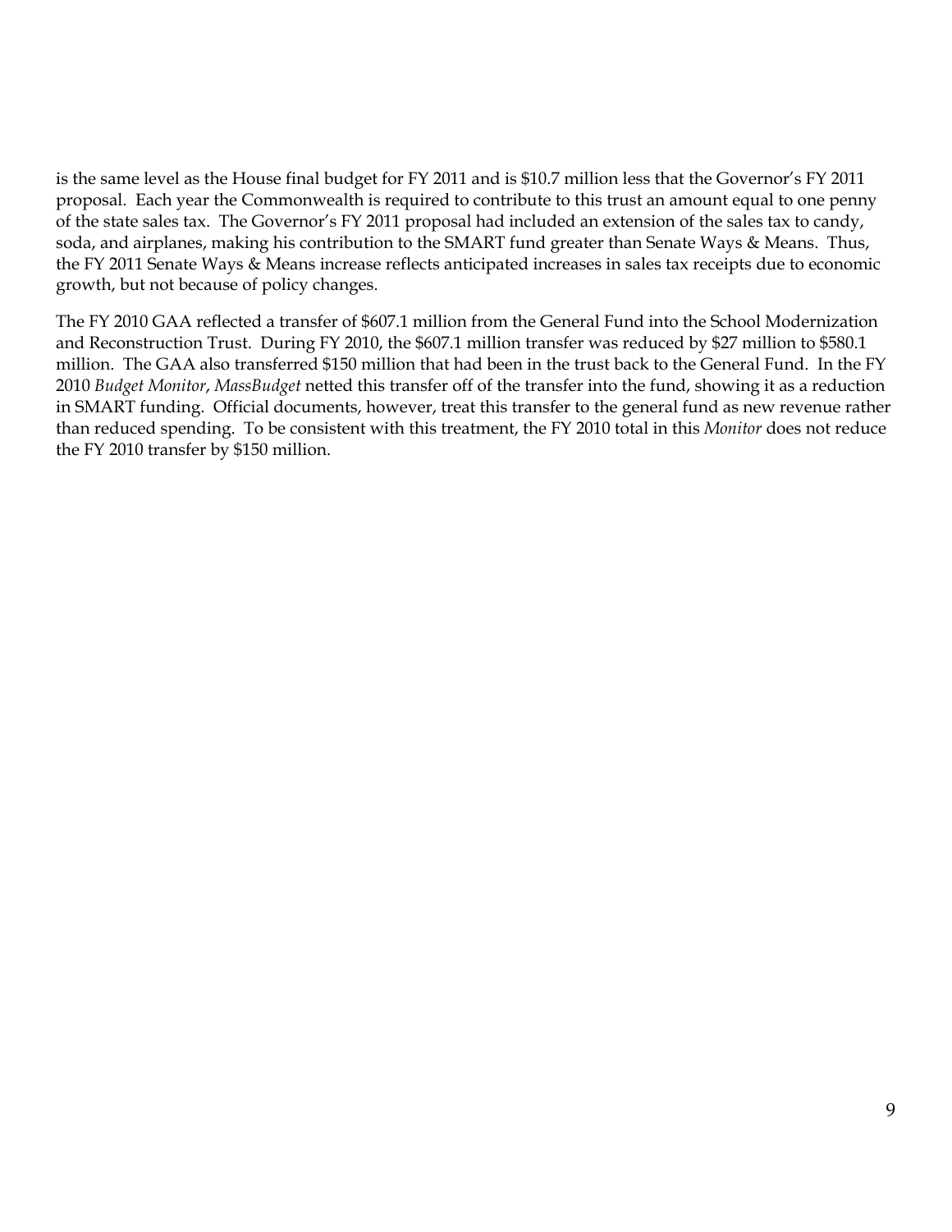is the same level as the House final budget for FY 2011 and is $10.7 million less that the Governor's FY 2011 proposal. Each year the Commonwealth is required to contribute to this trust an amount equal to one penny of the state sales tax. The Governor's FY 2011 proposal had included an extension of the sales tax to candy, soda, and airplanes, making his contribution to the SMART fund greater than Senate Ways & Means. Thus, the FY 2011 Senate Ways & Means increase reflects anticipated increases in sales tax receipts due to economic growth, but not because of policy changes.

The FY 2010 GAA reflected a transfer of $607.1 million from the General Fund into the School Modernization and Reconstruction Trust. During FY 2010, the $607.1 million transfer was reduced by $27 million to $580.1 million. The GAA also transferred $150 million that had been in the trust back to the General Fund. In the FY 2010 *Budget Monitor*, *MassBudget* netted this transfer off of the transfer into the fund, showing it as a reduction in SMART funding. Official documents, however, treat this transfer to the general fund as new revenue rather than reduced spending. To be consistent with this treatment, the FY 2010 total in this *Monitor* does not reduce the FY 2010 transfer by $150 million.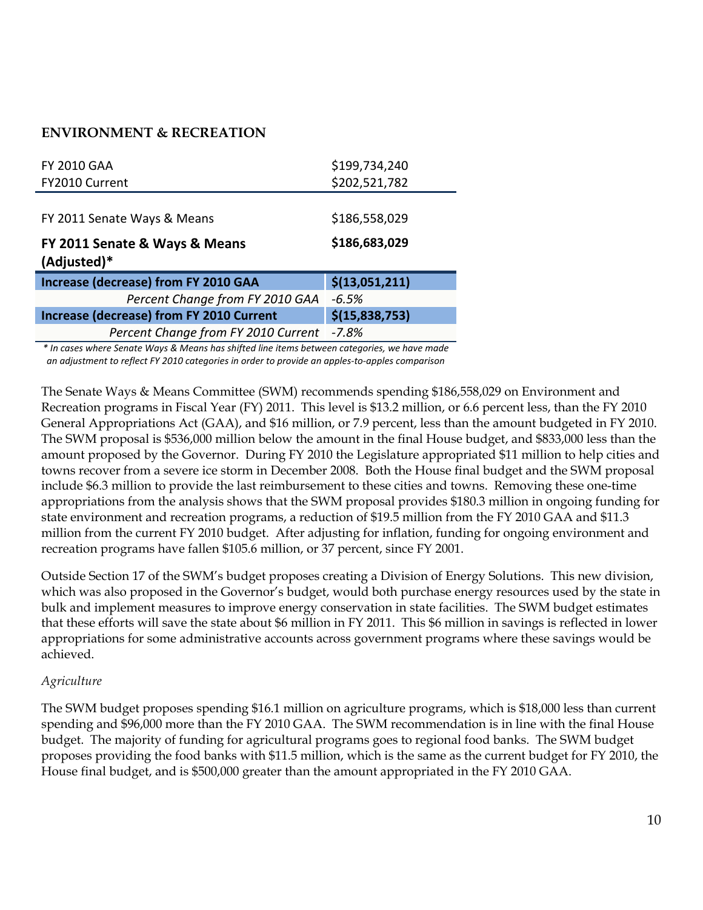## ENVIRONMENT & RECREATION

| | |
|---|---|
| FY 2010 GAA | $199,734,240 |
| FY2010 Current | $202,521,782 |
| FY 2011 Senate Ways & Means | $186,558,029 |
| **FY 2011 Senate & Ways & Means (Adjusted)*** | **$186,683,029** |
| **Increase (decrease) from FY 2010 GAA** | **$(13,051,211)** |
| *Percent Change from FY 2010 GAA* | *-6.5%* |
| **Increase (decrease) from FY 2010 Current** | **$(15,838,753)** |
| *Percent Change from FY 2010 Current* | *-7.8%* |

*\* In cases where Senate Ways & Means has shifted line items between categories, we have made an adjustment to reflect FY 2010 categories in order to provide an apples-to-apples comparison*

The Senate Ways & Means Committee (SWM) recommends spending $186,558,029 on Environment and Recreation programs in Fiscal Year (FY) 2011. This level is $13.2 million, or 6.6 percent less, than the FY 2010 General Appropriations Act (GAA), and $16 million, or 7.9 percent, less than the amount budgeted in FY 2010. The SWM proposal is $536,000 million below the amount in the final House budget, and $833,000 less than the amount proposed by the Governor. During FY 2010 the Legislature appropriated $11 million to help cities and towns recover from a severe ice storm in December 2008. Both the House final budget and the SWM proposal include $6.3 million to provide the last reimbursement to these cities and towns. Removing these one-time appropriations from the analysis shows that the SWM proposal provides $180.3 million in ongoing funding for state environment and recreation programs, a reduction of $19.5 million from the FY 2010 GAA and $11.3 million from the current FY 2010 budget. After adjusting for inflation, funding for ongoing environment and recreation programs have fallen $105.6 million, or 37 percent, since FY 2001.

Outside Section 17 of the SWM's budget proposes creating a Division of Energy Solutions. This new division, which was also proposed in the Governor's budget, would both purchase energy resources used by the state in bulk and implement measures to improve energy conservation in state facilities. The SWM budget estimates that these efforts will save the state about $6 million in FY 2011. This $6 million in savings is reflected in lower appropriations for some administrative accounts across government programs where these savings would be achieved.

*Agriculture*

The SWM budget proposes spending $16.1 million on agriculture programs, which is $18,000 less than current spending and $96,000 more than the FY 2010 GAA. The SWM recommendation is in line with the final House budget. The majority of funding for agricultural programs goes to regional food banks. The SWM budget proposes providing the food banks with $11.5 million, which is the same as the current budget for FY 2010, the House final budget, and is $500,000 greater than the amount appropriated in the FY 2010 GAA.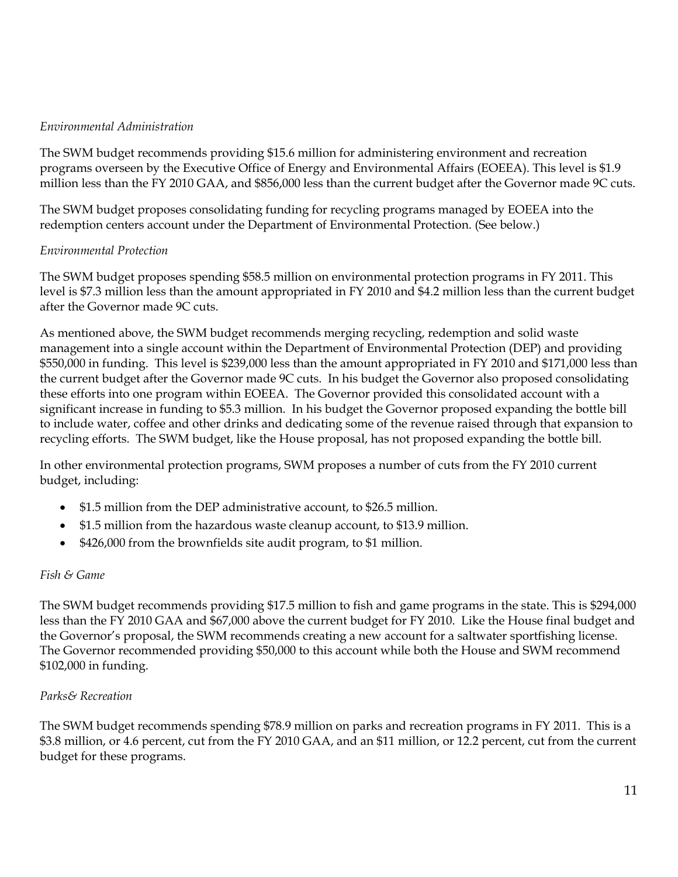*Environmental Administration*

The SWM budget recommends providing $15.6 million for administering environment and recreation programs overseen by the Executive Office of Energy and Environmental Affairs (EOEEA). This level is $1.9 million less than the FY 2010 GAA, and $856,000 less than the current budget after the Governor made 9C cuts.

The SWM budget proposes consolidating funding for recycling programs managed by EOEEA into the redemption centers account under the Department of Environmental Protection. (See below.)

*Environmental Protection*

The SWM budget proposes spending $58.5 million on environmental protection programs in FY 2011. This level is $7.3 million less than the amount appropriated in FY 2010 and $4.2 million less than the current budget after the Governor made 9C cuts.

As mentioned above, the SWM budget recommends merging recycling, redemption and solid waste management into a single account within the Department of Environmental Protection (DEP) and providing $550,000 in funding. This level is $239,000 less than the amount appropriated in FY 2010 and $171,000 less than the current budget after the Governor made 9C cuts. In his budget the Governor also proposed consolidating these efforts into one program within EOEEA. The Governor provided this consolidated account with a significant increase in funding to $5.3 million. In his budget the Governor proposed expanding the bottle bill to include water, coffee and other drinks and dedicating some of the revenue raised through that expansion to recycling efforts. The SWM budget, like the House proposal, has not proposed expanding the bottle bill.

In other environmental protection programs, SWM proposes a number of cuts from the FY 2010 current budget, including:

- $1.5 million from the DEP administrative account, to $26.5 million.
- $1.5 million from the hazardous waste cleanup account, to $13.9 million.
- $426,000 from the brownfields site audit program, to $1 million.

*Fish & Game*

The SWM budget recommends providing $17.5 million to fish and game programs in the state. This is $294,000 less than the FY 2010 GAA and $67,000 above the current budget for FY 2010. Like the House final budget and the Governor's proposal, the SWM recommends creating a new account for a saltwater sportfishing license. The Governor recommended providing $50,000 to this account while both the House and SWM recommend $102,000 in funding.

*Parks& Recreation*

The SWM budget recommends spending $78.9 million on parks and recreation programs in FY 2011. This is a $3.8 million, or 4.6 percent, cut from the FY 2010 GAA, and an $11 million, or 12.2 percent, cut from the current budget for these programs.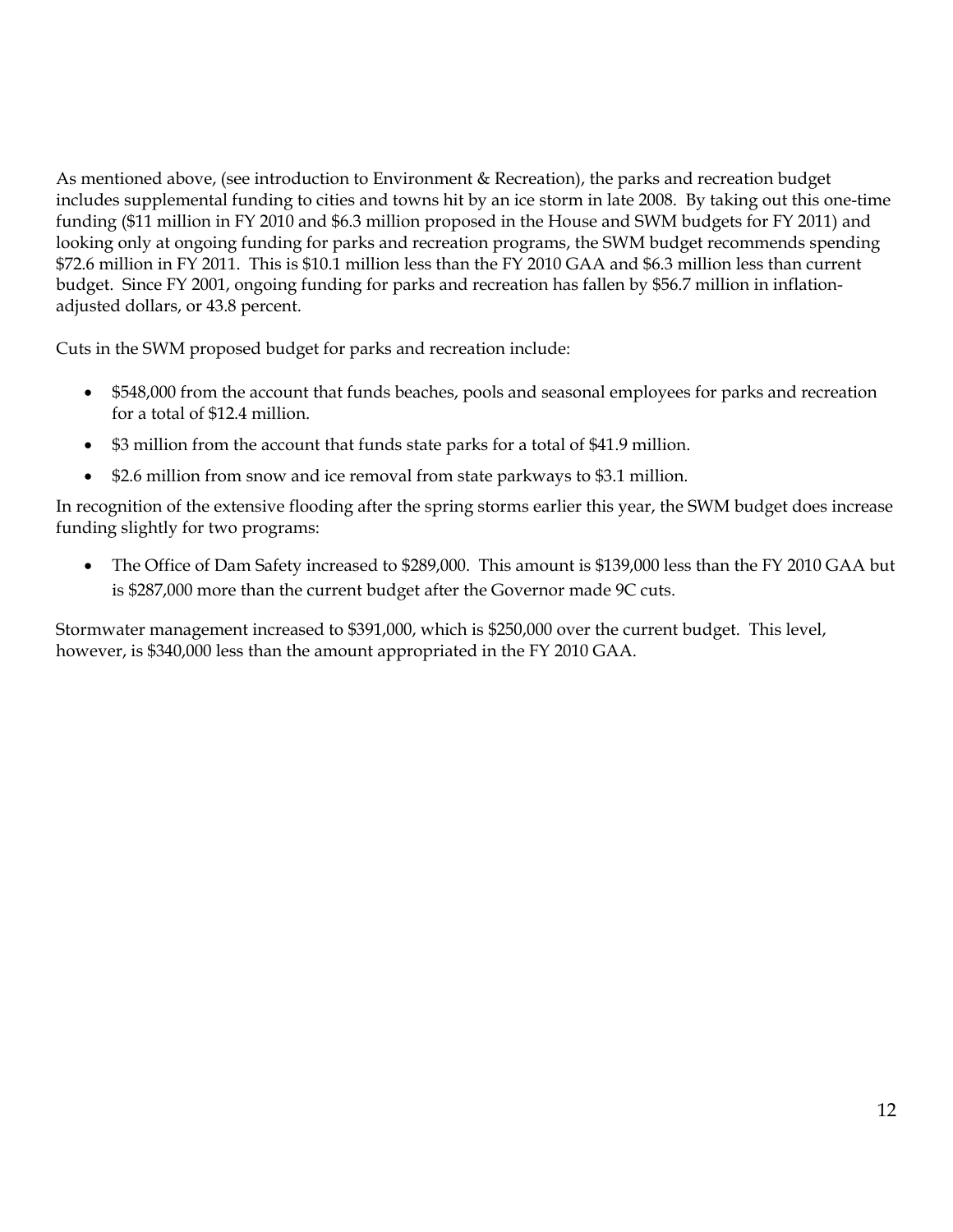As mentioned above, (see introduction to Environment & Recreation), the parks and recreation budget includes supplemental funding to cities and towns hit by an ice storm in late 2008. By taking out this one-time funding ($11 million in FY 2010 and $6.3 million proposed in the House and SWM budgets for FY 2011) and looking only at ongoing funding for parks and recreation programs, the SWM budget recommends spending $72.6 million in FY 2011. This is $10.1 million less than the FY 2010 GAA and $6.3 million less than current budget. Since FY 2001, ongoing funding for parks and recreation has fallen by $56.7 million in inflation-adjusted dollars, or 43.8 percent.

Cuts in the SWM proposed budget for parks and recreation include:

- $548,000 from the account that funds beaches, pools and seasonal employees for parks and recreation for a total of $12.4 million.
- $3 million from the account that funds state parks for a total of $41.9 million.
- $2.6 million from snow and ice removal from state parkways to $3.1 million.

In recognition of the extensive flooding after the spring storms earlier this year, the SWM budget does increase funding slightly for two programs:

- The Office of Dam Safety increased to $289,000. This amount is $139,000 less than the FY 2010 GAA but is $287,000 more than the current budget after the Governor made 9C cuts.

Stormwater management increased to $391,000, which is $250,000 over the current budget. This level, however, is $340,000 less than the amount appropriated in the FY 2010 GAA.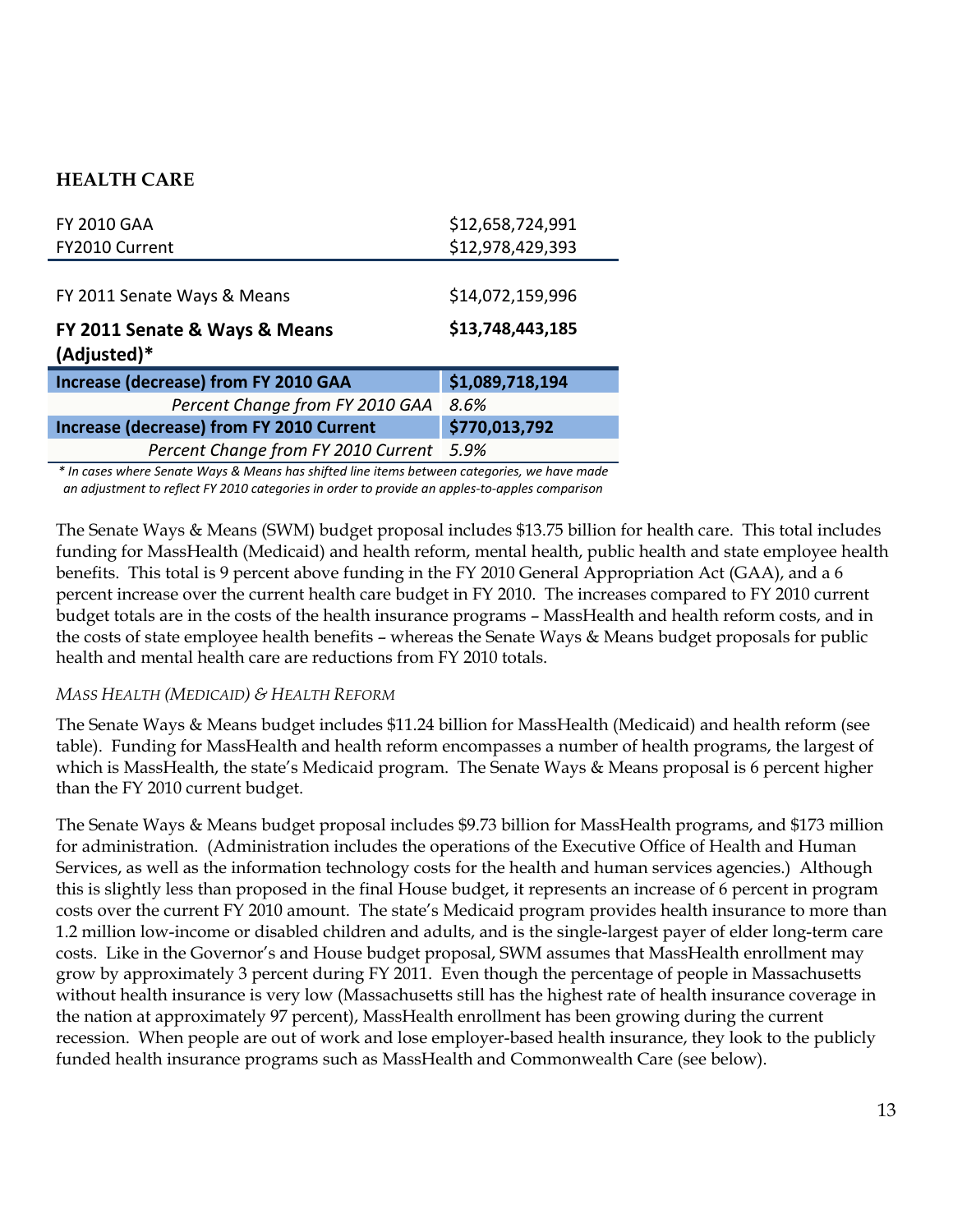## HEALTH CARE

| | |
|---|---|
| FY 2010 GAA | $12,658,724,991 |
| FY2010 Current | $12,978,429,393 |
| FY 2011 Senate Ways & Means | $14,072,159,996 |
| **FY 2011 Senate & Ways & Means (Adjusted)*** | **$13,748,443,185** |
| **Increase (decrease) from FY 2010 GAA** | **$1,089,718,194** |
| *Percent Change from FY 2010 GAA* | *8.6%* |
| **Increase (decrease) from FY 2010 Current** | **$770,013,792** |
| *Percent Change from FY 2010 Current* | *5.9%* |

*\* In cases where Senate Ways & Means has shifted line items between categories, we have made an adjustment to reflect FY 2010 categories in order to provide an apples-to-apples comparison*

The Senate Ways & Means (SWM) budget proposal includes $13.75 billion for health care. This total includes funding for MassHealth (Medicaid) and health reform, mental health, public health and state employee health benefits. This total is 9 percent above funding in the FY 2010 General Appropriation Act (GAA), and a 6 percent increase over the current health care budget in FY 2010. The increases compared to FY 2010 current budget totals are in the costs of the health insurance programs – MassHealth and health reform costs, and in the costs of state employee health benefits – whereas the Senate Ways & Means budget proposals for public health and mental health care are reductions from FY 2010 totals.

### *MASS HEALTH (MEDICAID) & HEALTH REFORM*

The Senate Ways & Means budget includes $11.24 billion for MassHealth (Medicaid) and health reform (see table). Funding for MassHealth and health reform encompasses a number of health programs, the largest of which is MassHealth, the state's Medicaid program. The Senate Ways & Means proposal is 6 percent higher than the FY 2010 current budget.

The Senate Ways & Means budget proposal includes $9.73 billion for MassHealth programs, and $173 million for administration. (Administration includes the operations of the Executive Office of Health and Human Services, as well as the information technology costs for the health and human services agencies.) Although this is slightly less than proposed in the final House budget, it represents an increase of 6 percent in program costs over the current FY 2010 amount. The state's Medicaid program provides health insurance to more than 1.2 million low-income or disabled children and adults, and is the single-largest payer of elder long-term care costs. Like in the Governor's and House budget proposal, SWM assumes that MassHealth enrollment may grow by approximately 3 percent during FY 2011. Even though the percentage of people in Massachusetts without health insurance is very low (Massachusetts still has the highest rate of health insurance coverage in the nation at approximately 97 percent), MassHealth enrollment has been growing during the current recession. When people are out of work and lose employer-based health insurance, they look to the publicly funded health insurance programs such as MassHealth and Commonwealth Care (see below).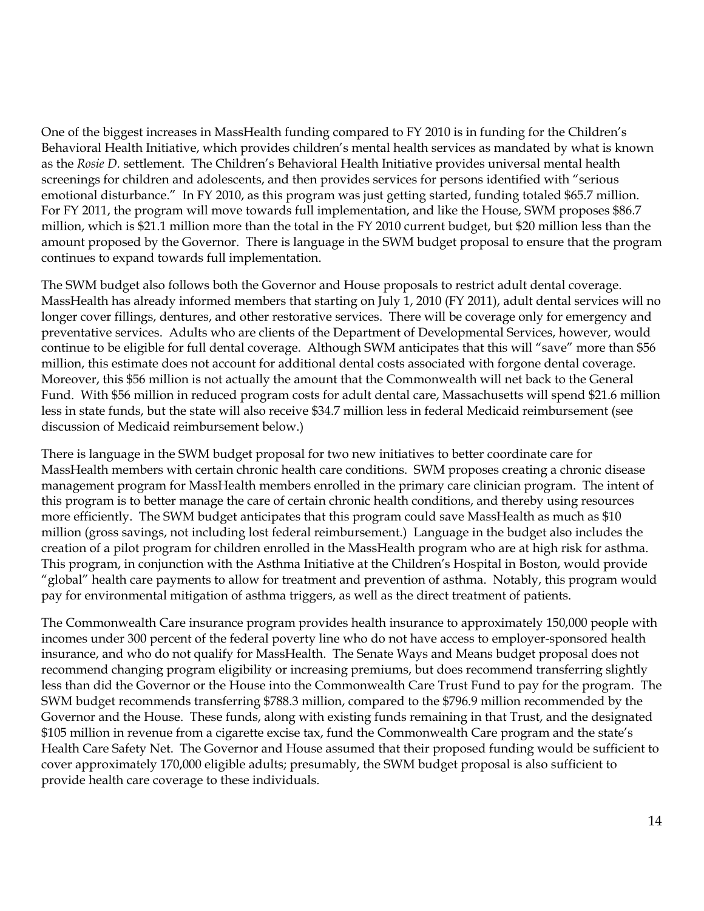One of the biggest increases in MassHealth funding compared to FY 2010 is in funding for the Children's Behavioral Health Initiative, which provides children's mental health services as mandated by what is known as the *Rosie D.* settlement. The Children's Behavioral Health Initiative provides universal mental health screenings for children and adolescents, and then provides services for persons identified with "serious emotional disturbance." In FY 2010, as this program was just getting started, funding totaled $65.7 million. For FY 2011, the program will move towards full implementation, and like the House, SWM proposes $86.7 million, which is $21.1 million more than the total in the FY 2010 current budget, but $20 million less than the amount proposed by the Governor. There is language in the SWM budget proposal to ensure that the program continues to expand towards full implementation.

The SWM budget also follows both the Governor and House proposals to restrict adult dental coverage. MassHealth has already informed members that starting on July 1, 2010 (FY 2011), adult dental services will no longer cover fillings, dentures, and other restorative services. There will be coverage only for emergency and preventative services. Adults who are clients of the Department of Developmental Services, however, would continue to be eligible for full dental coverage. Although SWM anticipates that this will "save" more than $56 million, this estimate does not account for additional dental costs associated with forgone dental coverage. Moreover, this $56 million is not actually the amount that the Commonwealth will net back to the General Fund. With $56 million in reduced program costs for adult dental care, Massachusetts will spend $21.6 million less in state funds, but the state will also receive $34.7 million less in federal Medicaid reimbursement (see discussion of Medicaid reimbursement below.)

There is language in the SWM budget proposal for two new initiatives to better coordinate care for MassHealth members with certain chronic health care conditions. SWM proposes creating a chronic disease management program for MassHealth members enrolled in the primary care clinician program. The intent of this program is to better manage the care of certain chronic health conditions, and thereby using resources more efficiently. The SWM budget anticipates that this program could save MassHealth as much as $10 million (gross savings, not including lost federal reimbursement.) Language in the budget also includes the creation of a pilot program for children enrolled in the MassHealth program who are at high risk for asthma. This program, in conjunction with the Asthma Initiative at the Children's Hospital in Boston, would provide "global" health care payments to allow for treatment and prevention of asthma. Notably, this program would pay for environmental mitigation of asthma triggers, as well as the direct treatment of patients.

The Commonwealth Care insurance program provides health insurance to approximately 150,000 people with incomes under 300 percent of the federal poverty line who do not have access to employer-sponsored health insurance, and who do not qualify for MassHealth. The Senate Ways and Means budget proposal does not recommend changing program eligibility or increasing premiums, but does recommend transferring slightly less than did the Governor or the House into the Commonwealth Care Trust Fund to pay for the program. The SWM budget recommends transferring $788.3 million, compared to the $796.9 million recommended by the Governor and the House. These funds, along with existing funds remaining in that Trust, and the designated $105 million in revenue from a cigarette excise tax, fund the Commonwealth Care program and the state's Health Care Safety Net. The Governor and House assumed that their proposed funding would be sufficient to cover approximately 170,000 eligible adults; presumably, the SWM budget proposal is also sufficient to provide health care coverage to these individuals.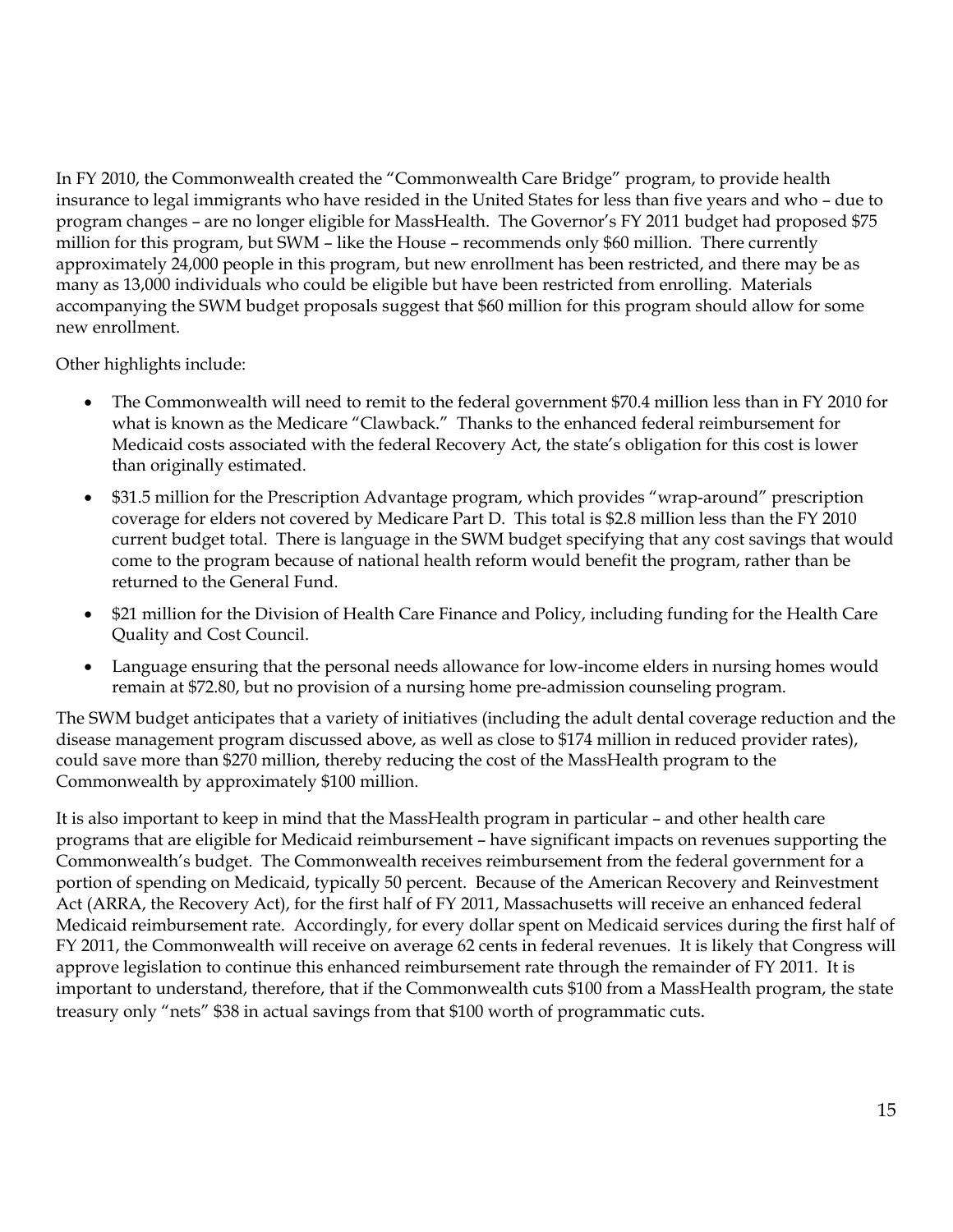In FY 2010, the Commonwealth created the "Commonwealth Care Bridge" program, to provide health insurance to legal immigrants who have resided in the United States for less than five years and who – due to program changes – are no longer eligible for MassHealth. The Governor's FY 2011 budget had proposed $75 million for this program, but SWM – like the House – recommends only $60 million. There currently approximately 24,000 people in this program, but new enrollment has been restricted, and there may be as many as 13,000 individuals who could be eligible but have been restricted from enrolling. Materials accompanying the SWM budget proposals suggest that $60 million for this program should allow for some new enrollment.

Other highlights include:

- The Commonwealth will need to remit to the federal government $70.4 million less than in FY 2010 for what is known as the Medicare "Clawback." Thanks to the enhanced federal reimbursement for Medicaid costs associated with the federal Recovery Act, the state's obligation for this cost is lower than originally estimated.
- $31.5 million for the Prescription Advantage program, which provides "wrap-around" prescription coverage for elders not covered by Medicare Part D. This total is $2.8 million less than the FY 2010 current budget total. There is language in the SWM budget specifying that any cost savings that would come to the program because of national health reform would benefit the program, rather than be returned to the General Fund.
- $21 million for the Division of Health Care Finance and Policy, including funding for the Health Care Quality and Cost Council.
- Language ensuring that the personal needs allowance for low-income elders in nursing homes would remain at $72.80, but no provision of a nursing home pre-admission counseling program.

The SWM budget anticipates that a variety of initiatives (including the adult dental coverage reduction and the disease management program discussed above, as well as close to $174 million in reduced provider rates), could save more than $270 million, thereby reducing the cost of the MassHealth program to the Commonwealth by approximately $100 million.

It is also important to keep in mind that the MassHealth program in particular – and other health care programs that are eligible for Medicaid reimbursement – have significant impacts on revenues supporting the Commonwealth's budget. The Commonwealth receives reimbursement from the federal government for a portion of spending on Medicaid, typically 50 percent. Because of the American Recovery and Reinvestment Act (ARRA, the Recovery Act), for the first half of FY 2011, Massachusetts will receive an enhanced federal Medicaid reimbursement rate. Accordingly, for every dollar spent on Medicaid services during the first half of FY 2011, the Commonwealth will receive on average 62 cents in federal revenues. It is likely that Congress will approve legislation to continue this enhanced reimbursement rate through the remainder of FY 2011. It is important to understand, therefore, that if the Commonwealth cuts $100 from a MassHealth program, the state treasury only "nets" $38 in actual savings from that $100 worth of programmatic cuts.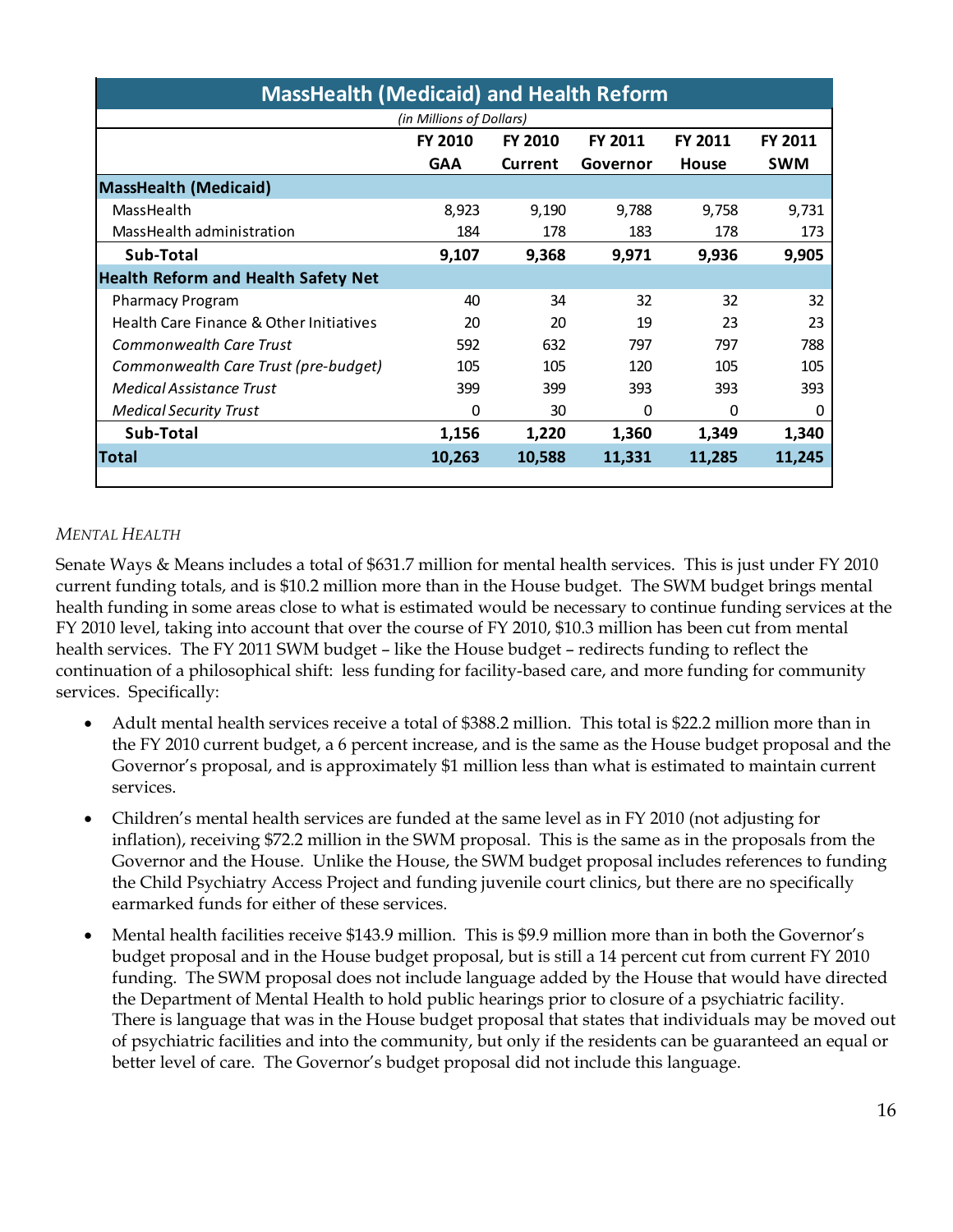| MassHealth (Medicaid) and Health Reform | | | | | |
|---|---|---|---|---|---|
| *(in Millions of Dollars)* | | | | | |
| | FY 2010 GAA | FY 2010 Current | FY 2011 Governor | FY 2011 House | FY 2011 SWM |
| **MassHealth (Medicaid)** | | | | | |
| MassHealth | 8,923 | 9,190 | 9,788 | 9,758 | 9,731 |
| MassHealth administration | 184 | 178 | 183 | 178 | 173 |
| **Sub-Total** | **9,107** | **9,368** | **9,971** | **9,936** | **9,905** |
| **Health Reform and Health Safety Net** | | | | | |
| Pharmacy Program | 40 | 34 | 32 | 32 | 32 |
| Health Care Finance & Other Initiatives | 20 | 20 | 19 | 23 | 23 |
| *Commonwealth Care Trust* | 592 | 632 | 797 | 797 | 788 |
| *Commonwealth Care Trust (pre-budget)* | 105 | 105 | 120 | 105 | 105 |
| *Medical Assistance Trust* | 399 | 399 | 393 | 393 | 393 |
| *Medical Security Trust* | 0 | 30 | 0 | 0 | 0 |
| **Sub-Total** | **1,156** | **1,220** | **1,360** | **1,349** | **1,340** |
| **Total** | **10,263** | **10,588** | **11,331** | **11,285** | **11,245** |

### *Mental Health*

Senate Ways & Means includes a total of $631.7 million for mental health services. This is just under FY 2010 current funding totals, and is $10.2 million more than in the House budget. The SWM budget brings mental health funding in some areas close to what is estimated would be necessary to continue funding services at the FY 2010 level, taking into account that over the course of FY 2010, $10.3 million has been cut from mental health services. The FY 2011 SWM budget – like the House budget – redirects funding to reflect the continuation of a philosophical shift: less funding for facility-based care, and more funding for community services. Specifically:

- Adult mental health services receive a total of $388.2 million. This total is $22.2 million more than in the FY 2010 current budget, a 6 percent increase, and is the same as the House budget proposal and the Governor's proposal, and is approximately $1 million less than what is estimated to maintain current services.
- Children's mental health services are funded at the same level as in FY 2010 (not adjusting for inflation), receiving $72.2 million in the SWM proposal. This is the same as in the proposals from the Governor and the House. Unlike the House, the SWM budget proposal includes references to funding the Child Psychiatry Access Project and funding juvenile court clinics, but there are no specifically earmarked funds for either of these services.
- Mental health facilities receive $143.9 million. This is $9.9 million more than in both the Governor's budget proposal and in the House budget proposal, but is still a 14 percent cut from current FY 2010 funding. The SWM proposal does not include language added by the House that would have directed the Department of Mental Health to hold public hearings prior to closure of a psychiatric facility. There is language that was in the House budget proposal that states that individuals may be moved out of psychiatric facilities and into the community, but only if the residents can be guaranteed an equal or better level of care. The Governor's budget proposal did not include this language.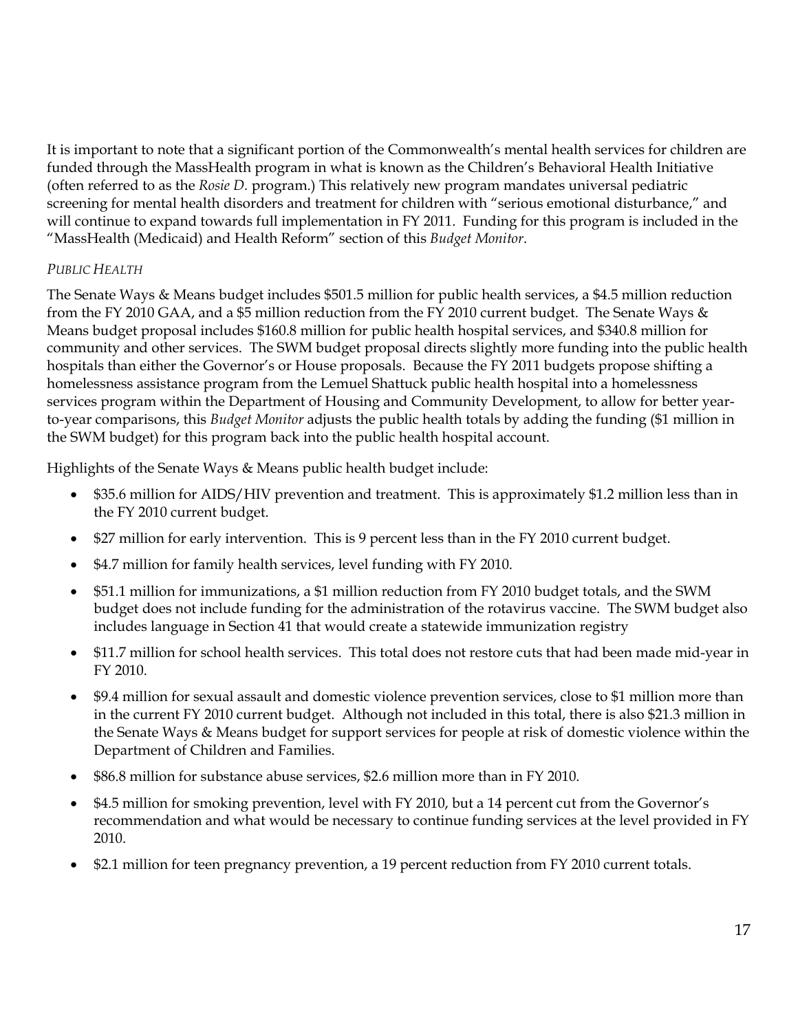It is important to note that a significant portion of the Commonwealth's mental health services for children are funded through the MassHealth program in what is known as the Children's Behavioral Health Initiative (often referred to as the *Rosie D.* program.) This relatively new program mandates universal pediatric screening for mental health disorders and treatment for children with "serious emotional disturbance," and will continue to expand towards full implementation in FY 2011. Funding for this program is included in the "MassHealth (Medicaid) and Health Reform" section of this *Budget Monitor*.

*PUBLIC HEALTH*

The Senate Ways & Means budget includes $501.5 million for public health services, a $4.5 million reduction from the FY 2010 GAA, and a $5 million reduction from the FY 2010 current budget. The Senate Ways & Means budget proposal includes $160.8 million for public health hospital services, and $340.8 million for community and other services. The SWM budget proposal directs slightly more funding into the public health hospitals than either the Governor's or House proposals. Because the FY 2011 budgets propose shifting a homelessness assistance program from the Lemuel Shattuck public health hospital into a homelessness services program within the Department of Housing and Community Development, to allow for better year-to-year comparisons, this *Budget Monitor* adjusts the public health totals by adding the funding ($1 million in the SWM budget) for this program back into the public health hospital account.

Highlights of the Senate Ways & Means public health budget include:

- $35.6 million for AIDS/HIV prevention and treatment. This is approximately $1.2 million less than in the FY 2010 current budget.
- $27 million for early intervention. This is 9 percent less than in the FY 2010 current budget.
- $4.7 million for family health services, level funding with FY 2010.
- $51.1 million for immunizations, a $1 million reduction from FY 2010 budget totals, and the SWM budget does not include funding for the administration of the rotavirus vaccine. The SWM budget also includes language in Section 41 that would create a statewide immunization registry
- $11.7 million for school health services. This total does not restore cuts that had been made mid-year in FY 2010.
- $9.4 million for sexual assault and domestic violence prevention services, close to $1 million more than in the current FY 2010 current budget. Although not included in this total, there is also $21.3 million in the Senate Ways & Means budget for support services for people at risk of domestic violence within the Department of Children and Families.
- $86.8 million for substance abuse services, $2.6 million more than in FY 2010.
- $4.5 million for smoking prevention, level with FY 2010, but a 14 percent cut from the Governor's recommendation and what would be necessary to continue funding services at the level provided in FY 2010.
- $2.1 million for teen pregnancy prevention, a 19 percent reduction from FY 2010 current totals.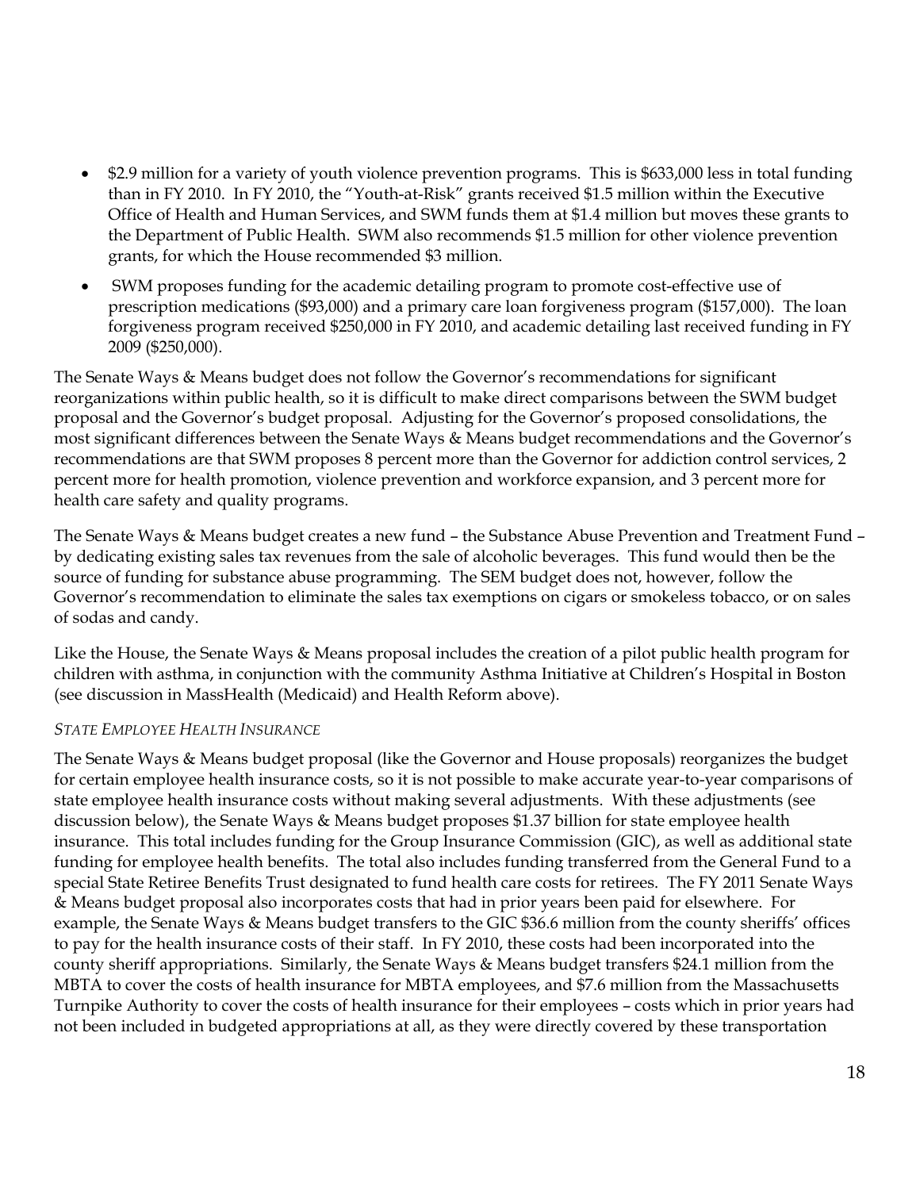- $2.9 million for a variety of youth violence prevention programs. This is $633,000 less in total funding than in FY 2010. In FY 2010, the "Youth-at-Risk" grants received $1.5 million within the Executive Office of Health and Human Services, and SWM funds them at $1.4 million but moves these grants to the Department of Public Health. SWM also recommends $1.5 million for other violence prevention grants, for which the House recommended $3 million.
- SWM proposes funding for the academic detailing program to promote cost-effective use of prescription medications ($93,000) and a primary care loan forgiveness program ($157,000). The loan forgiveness program received $250,000 in FY 2010, and academic detailing last received funding in FY 2009 ($250,000).

The Senate Ways & Means budget does not follow the Governor's recommendations for significant reorganizations within public health, so it is difficult to make direct comparisons between the SWM budget proposal and the Governor's budget proposal. Adjusting for the Governor's proposed consolidations, the most significant differences between the Senate Ways & Means budget recommendations and the Governor's recommendations are that SWM proposes 8 percent more than the Governor for addiction control services, 2 percent more for health promotion, violence prevention and workforce expansion, and 3 percent more for health care safety and quality programs.

The Senate Ways & Means budget creates a new fund – the Substance Abuse Prevention and Treatment Fund – by dedicating existing sales tax revenues from the sale of alcoholic beverages. This fund would then be the source of funding for substance abuse programming. The SEM budget does not, however, follow the Governor's recommendation to eliminate the sales tax exemptions on cigars or smokeless tobacco, or on sales of sodas and candy.

Like the House, the Senate Ways & Means proposal includes the creation of a pilot public health program for children with asthma, in conjunction with the community Asthma Initiative at Children's Hospital in Boston (see discussion in MassHealth (Medicaid) and Health Reform above).

*STATE EMPLOYEE HEALTH INSURANCE*

The Senate Ways & Means budget proposal (like the Governor and House proposals) reorganizes the budget for certain employee health insurance costs, so it is not possible to make accurate year-to-year comparisons of state employee health insurance costs without making several adjustments. With these adjustments (see discussion below), the Senate Ways & Means budget proposes $1.37 billion for state employee health insurance. This total includes funding for the Group Insurance Commission (GIC), as well as additional state funding for employee health benefits. The total also includes funding transferred from the General Fund to a special State Retiree Benefits Trust designated to fund health care costs for retirees. The FY 2011 Senate Ways & Means budget proposal also incorporates costs that had in prior years been paid for elsewhere. For example, the Senate Ways & Means budget transfers to the GIC $36.6 million from the county sheriffs' offices to pay for the health insurance costs of their staff. In FY 2010, these costs had been incorporated into the county sheriff appropriations. Similarly, the Senate Ways & Means budget transfers $24.1 million from the MBTA to cover the costs of health insurance for MBTA employees, and $7.6 million from the Massachusetts Turnpike Authority to cover the costs of health insurance for their employees – costs which in prior years had not been included in budgeted appropriations at all, as they were directly covered by these transportation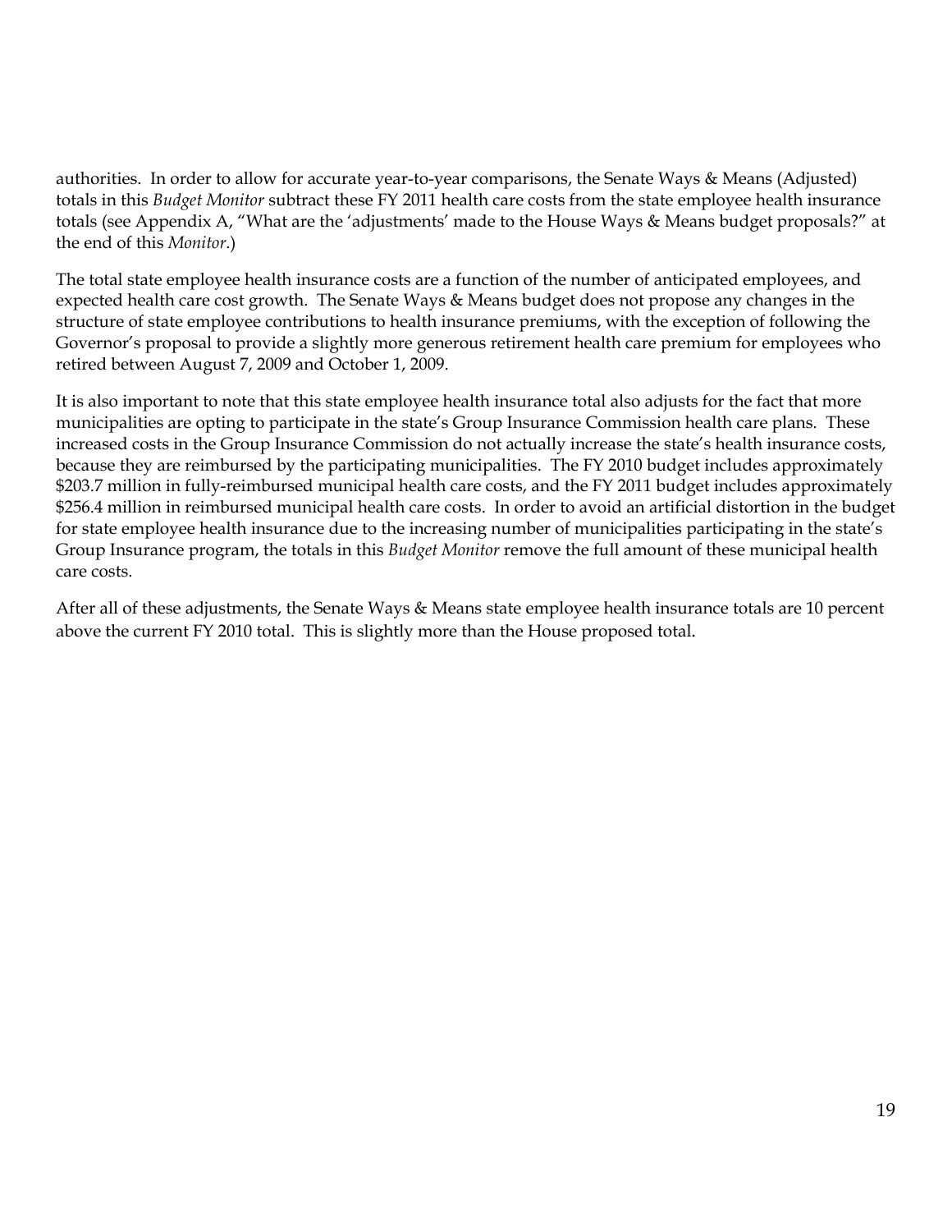authorities. In order to allow for accurate year-to-year comparisons, the Senate Ways & Means (Adjusted) totals in this *Budget Monitor* subtract these FY 2011 health care costs from the state employee health insurance totals (see Appendix A, "What are the 'adjustments' made to the House Ways & Means budget proposals?" at the end of this *Monitor*.)

The total state employee health insurance costs are a function of the number of anticipated employees, and expected health care cost growth. The Senate Ways & Means budget does not propose any changes in the structure of state employee contributions to health insurance premiums, with the exception of following the Governor's proposal to provide a slightly more generous retirement health care premium for employees who retired between August 7, 2009 and October 1, 2009.

It is also important to note that this state employee health insurance total also adjusts for the fact that more municipalities are opting to participate in the state's Group Insurance Commission health care plans. These increased costs in the Group Insurance Commission do not actually increase the state's health insurance costs, because they are reimbursed by the participating municipalities. The FY 2010 budget includes approximately $203.7 million in fully-reimbursed municipal health care costs, and the FY 2011 budget includes approximately $256.4 million in reimbursed municipal health care costs. In order to avoid an artificial distortion in the budget for state employee health insurance due to the increasing number of municipalities participating in the state's Group Insurance program, the totals in this *Budget Monitor* remove the full amount of these municipal health care costs.

After all of these adjustments, the Senate Ways & Means state employee health insurance totals are 10 percent above the current FY 2010 total. This is slightly more than the House proposed total.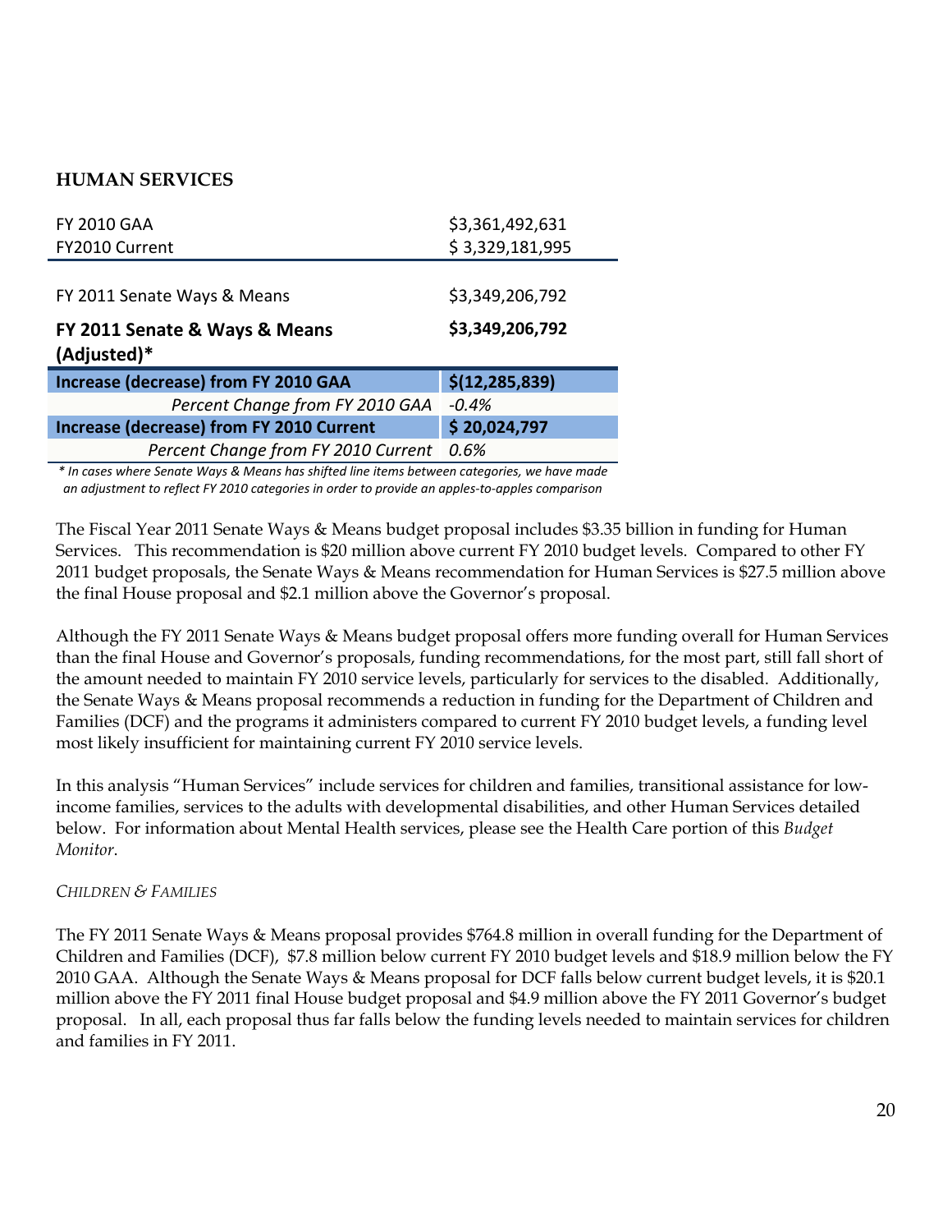## HUMAN SERVICES

| | |
|---|---|
| FY 2010 GAA | $3,361,492,631 |
| FY2010 Current | $ 3,329,181,995 |
| FY 2011 Senate Ways & Means | $3,349,206,792 |
| **FY 2011 Senate & Ways & Means (Adjusted)*** | **$3,349,206,792** |
| **Increase (decrease) from FY 2010 GAA** | **$(12,285,839)** |
| *Percent Change from FY 2010 GAA* | *-0.4%* |
| **Increase (decrease) from FY 2010 Current** | **$ 20,024,797** |
| *Percent Change from FY 2010 Current* | *0.6%* |

*\* In cases where Senate Ways & Means has shifted line items between categories, we have made an adjustment to reflect FY 2010 categories in order to provide an apples-to-apples comparison*

The Fiscal Year 2011 Senate Ways & Means budget proposal includes $3.35 billion in funding for Human Services. This recommendation is $20 million above current FY 2010 budget levels. Compared to other FY 2011 budget proposals, the Senate Ways & Means recommendation for Human Services is $27.5 million above the final House proposal and $2.1 million above the Governor's proposal.

Although the FY 2011 Senate Ways & Means budget proposal offers more funding overall for Human Services than the final House and Governor's proposals, funding recommendations, for the most part, still fall short of the amount needed to maintain FY 2010 service levels, particularly for services to the disabled. Additionally, the Senate Ways & Means proposal recommends a reduction in funding for the Department of Children and Families (DCF) and the programs it administers compared to current FY 2010 budget levels, a funding level most likely insufficient for maintaining current FY 2010 service levels.

In this analysis "Human Services" include services for children and families, transitional assistance for low-income families, services to the adults with developmental disabilities, and other Human Services detailed below. For information about Mental Health services, please see the Health Care portion of this *Budget Monitor*.

*CHILDREN & FAMILIES*

The FY 2011 Senate Ways & Means proposal provides $764.8 million in overall funding for the Department of Children and Families (DCF), $7.8 million below current FY 2010 budget levels and $18.9 million below the FY 2010 GAA. Although the Senate Ways & Means proposal for DCF falls below current budget levels, it is $20.1 million above the FY 2011 final House budget proposal and $4.9 million above the FY 2011 Governor's budget proposal. In all, each proposal thus far falls below the funding levels needed to maintain services for children and families in FY 2011.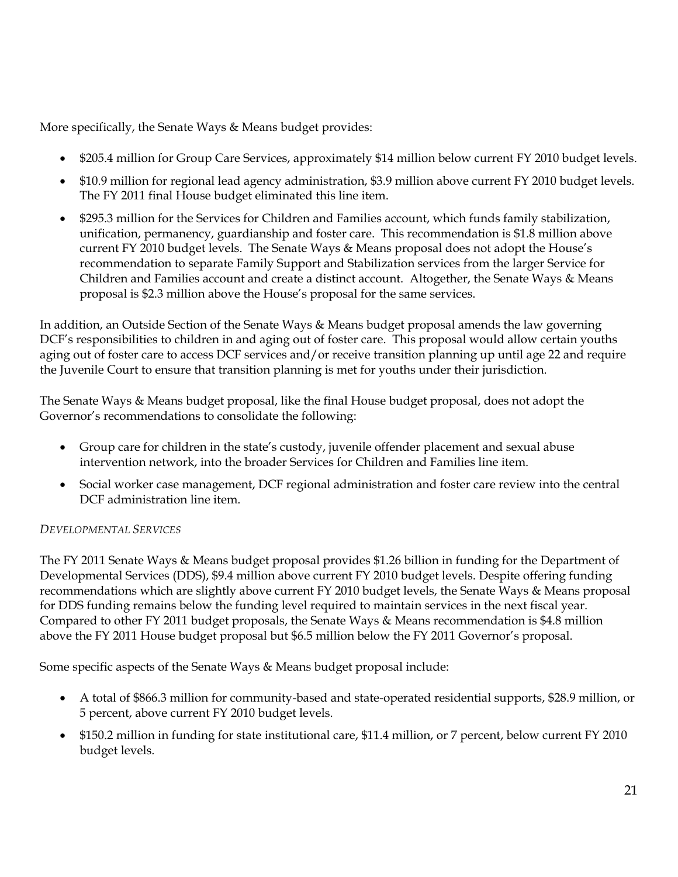More specifically, the Senate Ways & Means budget provides:

- $205.4 million for Group Care Services, approximately $14 million below current FY 2010 budget levels.
- $10.9 million for regional lead agency administration, $3.9 million above current FY 2010 budget levels. The FY 2011 final House budget eliminated this line item.
- $295.3 million for the Services for Children and Families account, which funds family stabilization, unification, permanency, guardianship and foster care. This recommendation is $1.8 million above current FY 2010 budget levels. The Senate Ways & Means proposal does not adopt the House's recommendation to separate Family Support and Stabilization services from the larger Service for Children and Families account and create a distinct account. Altogether, the Senate Ways & Means proposal is $2.3 million above the House's proposal for the same services.

In addition, an Outside Section of the Senate Ways & Means budget proposal amends the law governing DCF's responsibilities to children in and aging out of foster care. This proposal would allow certain youths aging out of foster care to access DCF services and/or receive transition planning up until age 22 and require the Juvenile Court to ensure that transition planning is met for youths under their jurisdiction.

The Senate Ways & Means budget proposal, like the final House budget proposal, does not adopt the Governor's recommendations to consolidate the following:

- Group care for children in the state's custody, juvenile offender placement and sexual abuse intervention network, into the broader Services for Children and Families line item.
- Social worker case management, DCF regional administration and foster care review into the central DCF administration line item.

*DEVELOPMENTAL SERVICES*

The FY 2011 Senate Ways & Means budget proposal provides $1.26 billion in funding for the Department of Developmental Services (DDS), $9.4 million above current FY 2010 budget levels. Despite offering funding recommendations which are slightly above current FY 2010 budget levels, the Senate Ways & Means proposal for DDS funding remains below the funding level required to maintain services in the next fiscal year. Compared to other FY 2011 budget proposals, the Senate Ways & Means recommendation is $4.8 million above the FY 2011 House budget proposal but $6.5 million below the FY 2011 Governor's proposal.

Some specific aspects of the Senate Ways & Means budget proposal include:

- A total of $866.3 million for community-based and state-operated residential supports, $28.9 million, or 5 percent, above current FY 2010 budget levels.
- $150.2 million in funding for state institutional care, $11.4 million, or 7 percent, below current FY 2010 budget levels.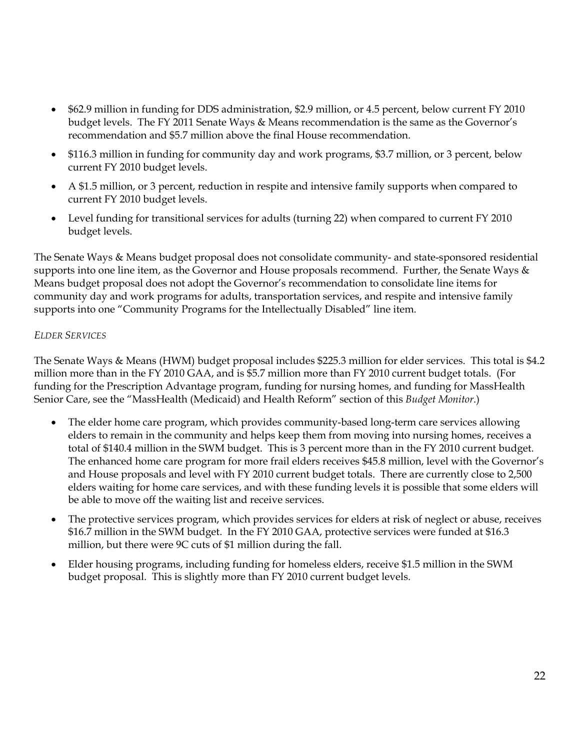- $62.9 million in funding for DDS administration, $2.9 million, or 4.5 percent, below current FY 2010 budget levels. The FY 2011 Senate Ways & Means recommendation is the same as the Governor's recommendation and $5.7 million above the final House recommendation.
- $116.3 million in funding for community day and work programs, $3.7 million, or 3 percent, below current FY 2010 budget levels.
- A $1.5 million, or 3 percent, reduction in respite and intensive family supports when compared to current FY 2010 budget levels.
- Level funding for transitional services for adults (turning 22) when compared to current FY 2010 budget levels.

The Senate Ways & Means budget proposal does not consolidate community- and state-sponsored residential supports into one line item, as the Governor and House proposals recommend. Further, the Senate Ways & Means budget proposal does not adopt the Governor's recommendation to consolidate line items for community day and work programs for adults, transportation services, and respite and intensive family supports into one "Community Programs for the Intellectually Disabled" line item.

*ELDER SERVICES*

The Senate Ways & Means (HWM) budget proposal includes $225.3 million for elder services. This total is $4.2 million more than in the FY 2010 GAA, and is $5.7 million more than FY 2010 current budget totals. (For funding for the Prescription Advantage program, funding for nursing homes, and funding for MassHealth Senior Care, see the "MassHealth (Medicaid) and Health Reform" section of this *Budget Monitor*.)

- The elder home care program, which provides community-based long-term care services allowing elders to remain in the community and helps keep them from moving into nursing homes, receives a total of $140.4 million in the SWM budget. This is 3 percent more than in the FY 2010 current budget. The enhanced home care program for more frail elders receives $45.8 million, level with the Governor's and House proposals and level with FY 2010 current budget totals. There are currently close to 2,500 elders waiting for home care services, and with these funding levels it is possible that some elders will be able to move off the waiting list and receive services.
- The protective services program, which provides services for elders at risk of neglect or abuse, receives $16.7 million in the SWM budget. In the FY 2010 GAA, protective services were funded at $16.3 million, but there were 9C cuts of $1 million during the fall.
- Elder housing programs, including funding for homeless elders, receive $1.5 million in the SWM budget proposal. This is slightly more than FY 2010 current budget levels.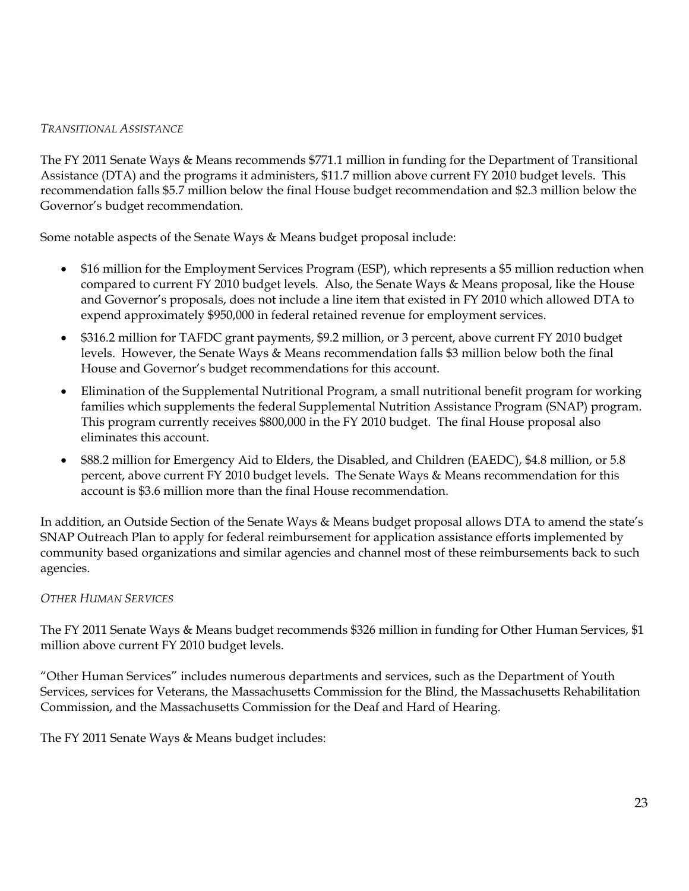*TRANSITIONAL ASSISTANCE*

The FY 2011 Senate Ways & Means recommends $771.1 million in funding for the Department of Transitional Assistance (DTA) and the programs it administers, $11.7 million above current FY 2010 budget levels. This recommendation falls $5.7 million below the final House budget recommendation and $2.3 million below the Governor's budget recommendation.

Some notable aspects of the Senate Ways & Means budget proposal include:

- $16 million for the Employment Services Program (ESP), which represents a $5 million reduction when compared to current FY 2010 budget levels. Also, the Senate Ways & Means proposal, like the House and Governor's proposals, does not include a line item that existed in FY 2010 which allowed DTA to expend approximately $950,000 in federal retained revenue for employment services.
- $316.2 million for TAFDC grant payments, $9.2 million, or 3 percent, above current FY 2010 budget levels. However, the Senate Ways & Means recommendation falls $3 million below both the final House and Governor's budget recommendations for this account.
- Elimination of the Supplemental Nutritional Program, a small nutritional benefit program for working families which supplements the federal Supplemental Nutrition Assistance Program (SNAP) program. This program currently receives $800,000 in the FY 2010 budget. The final House proposal also eliminates this account.
- $88.2 million for Emergency Aid to Elders, the Disabled, and Children (EAEDC), $4.8 million, or 5.8 percent, above current FY 2010 budget levels. The Senate Ways & Means recommendation for this account is $3.6 million more than the final House recommendation.

In addition, an Outside Section of the Senate Ways & Means budget proposal allows DTA to amend the state's SNAP Outreach Plan to apply for federal reimbursement for application assistance efforts implemented by community based organizations and similar agencies and channel most of these reimbursements back to such agencies.

*OTHER HUMAN SERVICES*

The FY 2011 Senate Ways & Means budget recommends $326 million in funding for Other Human Services, $1 million above current FY 2010 budget levels.

"Other Human Services" includes numerous departments and services, such as the Department of Youth Services, services for Veterans, the Massachusetts Commission for the Blind, the Massachusetts Rehabilitation Commission, and the Massachusetts Commission for the Deaf and Hard of Hearing.

The FY 2011 Senate Ways & Means budget includes: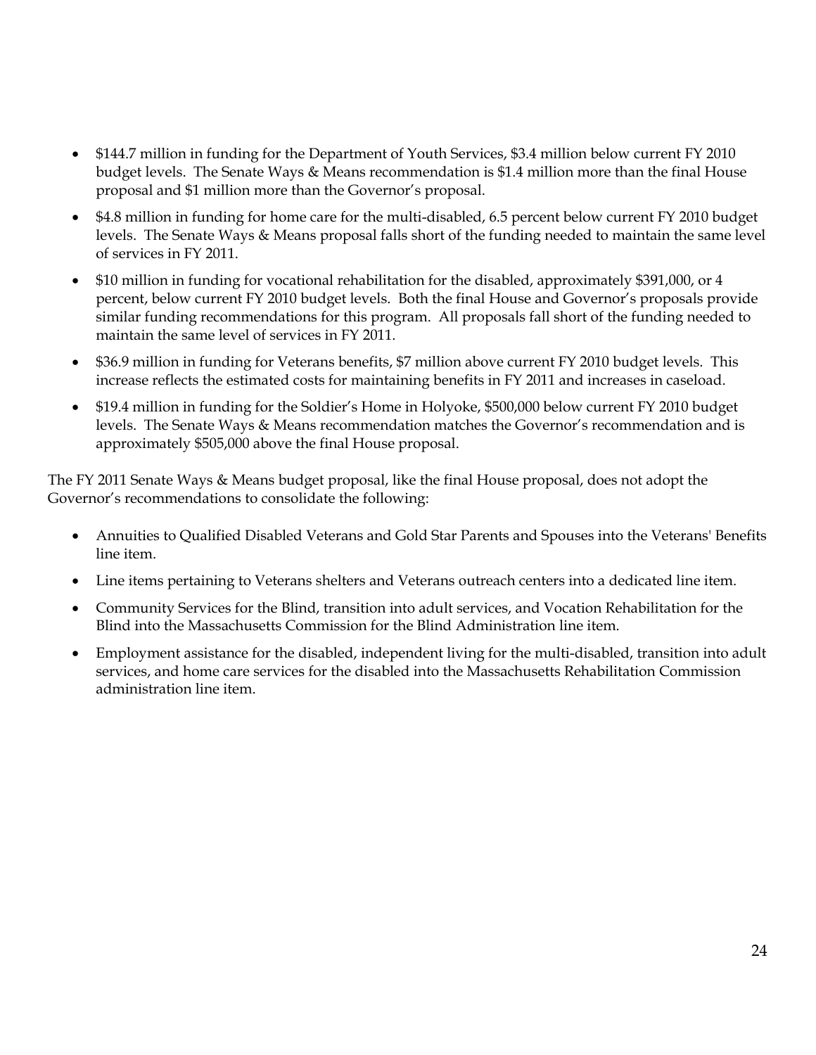- $144.7 million in funding for the Department of Youth Services, $3.4 million below current FY 2010 budget levels. The Senate Ways & Means recommendation is $1.4 million more than the final House proposal and $1 million more than the Governor's proposal.
- $4.8 million in funding for home care for the multi-disabled, 6.5 percent below current FY 2010 budget levels. The Senate Ways & Means proposal falls short of the funding needed to maintain the same level of services in FY 2011.
- $10 million in funding for vocational rehabilitation for the disabled, approximately $391,000, or 4 percent, below current FY 2010 budget levels. Both the final House and Governor's proposals provide similar funding recommendations for this program. All proposals fall short of the funding needed to maintain the same level of services in FY 2011.
- $36.9 million in funding for Veterans benefits, $7 million above current FY 2010 budget levels. This increase reflects the estimated costs for maintaining benefits in FY 2011 and increases in caseload.
- $19.4 million in funding for the Soldier's Home in Holyoke, $500,000 below current FY 2010 budget levels. The Senate Ways & Means recommendation matches the Governor's recommendation and is approximately $505,000 above the final House proposal.

The FY 2011 Senate Ways & Means budget proposal, like the final House proposal, does not adopt the Governor's recommendations to consolidate the following:

- Annuities to Qualified Disabled Veterans and Gold Star Parents and Spouses into the Veterans' Benefits line item.
- Line items pertaining to Veterans shelters and Veterans outreach centers into a dedicated line item.
- Community Services for the Blind, transition into adult services, and Vocation Rehabilitation for the Blind into the Massachusetts Commission for the Blind Administration line item.
- Employment assistance for the disabled, independent living for the multi-disabled, transition into adult services, and home care services for the disabled into the Massachusetts Rehabilitation Commission administration line item.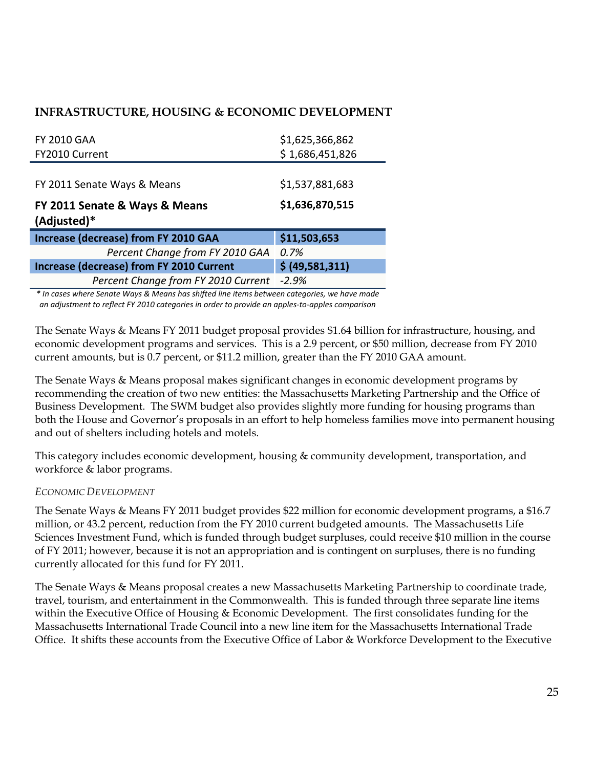## INFRASTRUCTURE, HOUSING & ECONOMIC DEVELOPMENT

| | |
|---|---|
| FY 2010 GAA | $1,625,366,862 |
| FY2010 Current | $ 1,686,451,826 |
| FY 2011 Senate Ways & Means | $1,537,881,683 |
| **FY 2011 Senate & Ways & Means (Adjusted)*** | **$1,636,870,515** |
| **Increase (decrease) from FY 2010 GAA** | **$11,503,653** |
| *Percent Change from FY 2010 GAA* | *0.7%* |
| **Increase (decrease) from FY 2010 Current** | **$ (49,581,311)** |
| *Percent Change from FY 2010 Current* | *-2.9%* |

*\* In cases where Senate Ways & Means has shifted line items between categories, we have made an adjustment to reflect FY 2010 categories in order to provide an apples-to-apples comparison*

The Senate Ways & Means FY 2011 budget proposal provides $1.64 billion for infrastructure, housing, and economic development programs and services. This is a 2.9 percent, or $50 million, decrease from FY 2010 current amounts, but is 0.7 percent, or $11.2 million, greater than the FY 2010 GAA amount.

The Senate Ways & Means proposal makes significant changes in economic development programs by recommending the creation of two new entities: the Massachusetts Marketing Partnership and the Office of Business Development. The SWM budget also provides slightly more funding for housing programs than both the House and Governor's proposals in an effort to help homeless families move into permanent housing and out of shelters including hotels and motels.

This category includes economic development, housing & community development, transportation, and workforce & labor programs.

### *ECONOMIC DEVELOPMENT*

The Senate Ways & Means FY 2011 budget provides $22 million for economic development programs, a $16.7 million, or 43.2 percent, reduction from the FY 2010 current budgeted amounts. The Massachusetts Life Sciences Investment Fund, which is funded through budget surpluses, could receive $10 million in the course of FY 2011; however, because it is not an appropriation and is contingent on surpluses, there is no funding currently allocated for this fund for FY 2011.

The Senate Ways & Means proposal creates a new Massachusetts Marketing Partnership to coordinate trade, travel, tourism, and entertainment in the Commonwealth. This is funded through three separate line items within the Executive Office of Housing & Economic Development. The first consolidates funding for the Massachusetts International Trade Council into a new line item for the Massachusetts International Trade Office. It shifts these accounts from the Executive Office of Labor & Workforce Development to the Executive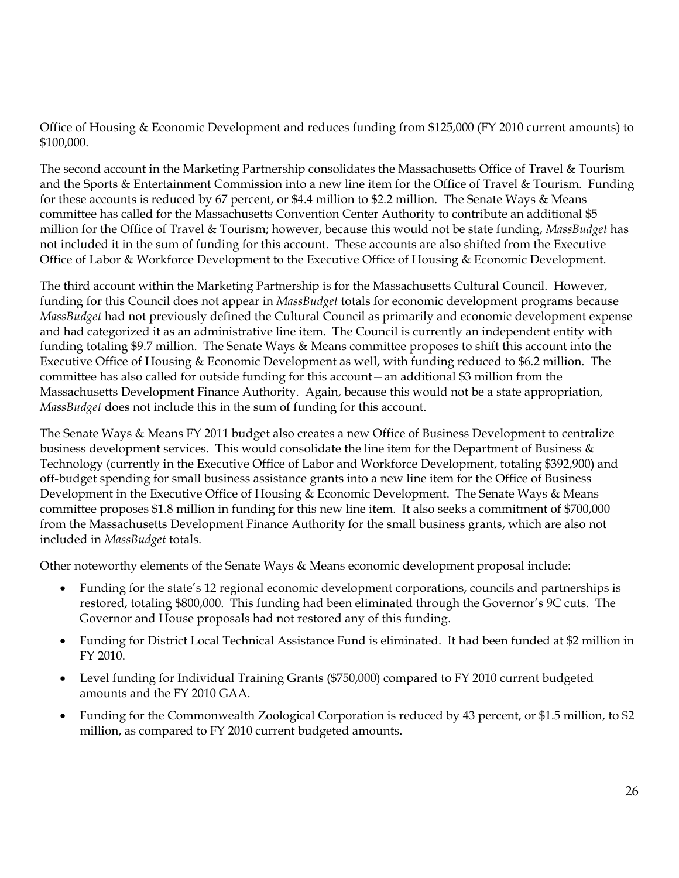Office of Housing & Economic Development and reduces funding from $125,000 (FY 2010 current amounts) to $100,000.

The second account in the Marketing Partnership consolidates the Massachusetts Office of Travel & Tourism and the Sports & Entertainment Commission into a new line item for the Office of Travel & Tourism. Funding for these accounts is reduced by 67 percent, or $4.4 million to $2.2 million. The Senate Ways & Means committee has called for the Massachusetts Convention Center Authority to contribute an additional $5 million for the Office of Travel & Tourism; however, because this would not be state funding, *MassBudget* has not included it in the sum of funding for this account. These accounts are also shifted from the Executive Office of Labor & Workforce Development to the Executive Office of Housing & Economic Development.

The third account within the Marketing Partnership is for the Massachusetts Cultural Council. However, funding for this Council does not appear in *MassBudget* totals for economic development programs because *MassBudget* had not previously defined the Cultural Council as primarily and economic development expense and had categorized it as an administrative line item. The Council is currently an independent entity with funding totaling $9.7 million. The Senate Ways & Means committee proposes to shift this account into the Executive Office of Housing & Economic Development as well, with funding reduced to $6.2 million. The committee has also called for outside funding for this account—an additional $3 million from the Massachusetts Development Finance Authority. Again, because this would not be a state appropriation, *MassBudget* does not include this in the sum of funding for this account.

The Senate Ways & Means FY 2011 budget also creates a new Office of Business Development to centralize business development services. This would consolidate the line item for the Department of Business & Technology (currently in the Executive Office of Labor and Workforce Development, totaling $392,900) and off-budget spending for small business assistance grants into a new line item for the Office of Business Development in the Executive Office of Housing & Economic Development. The Senate Ways & Means committee proposes $1.8 million in funding for this new line item. It also seeks a commitment of $700,000 from the Massachusetts Development Finance Authority for the small business grants, which are also not included in *MassBudget* totals.

Other noteworthy elements of the Senate Ways & Means economic development proposal include:

- Funding for the state's 12 regional economic development corporations, councils and partnerships is restored, totaling $800,000. This funding had been eliminated through the Governor's 9C cuts. The Governor and House proposals had not restored any of this funding.
- Funding for District Local Technical Assistance Fund is eliminated. It had been funded at $2 million in FY 2010.
- Level funding for Individual Training Grants ($750,000) compared to FY 2010 current budgeted amounts and the FY 2010 GAA.
- Funding for the Commonwealth Zoological Corporation is reduced by 43 percent, or $1.5 million, to $2 million, as compared to FY 2010 current budgeted amounts.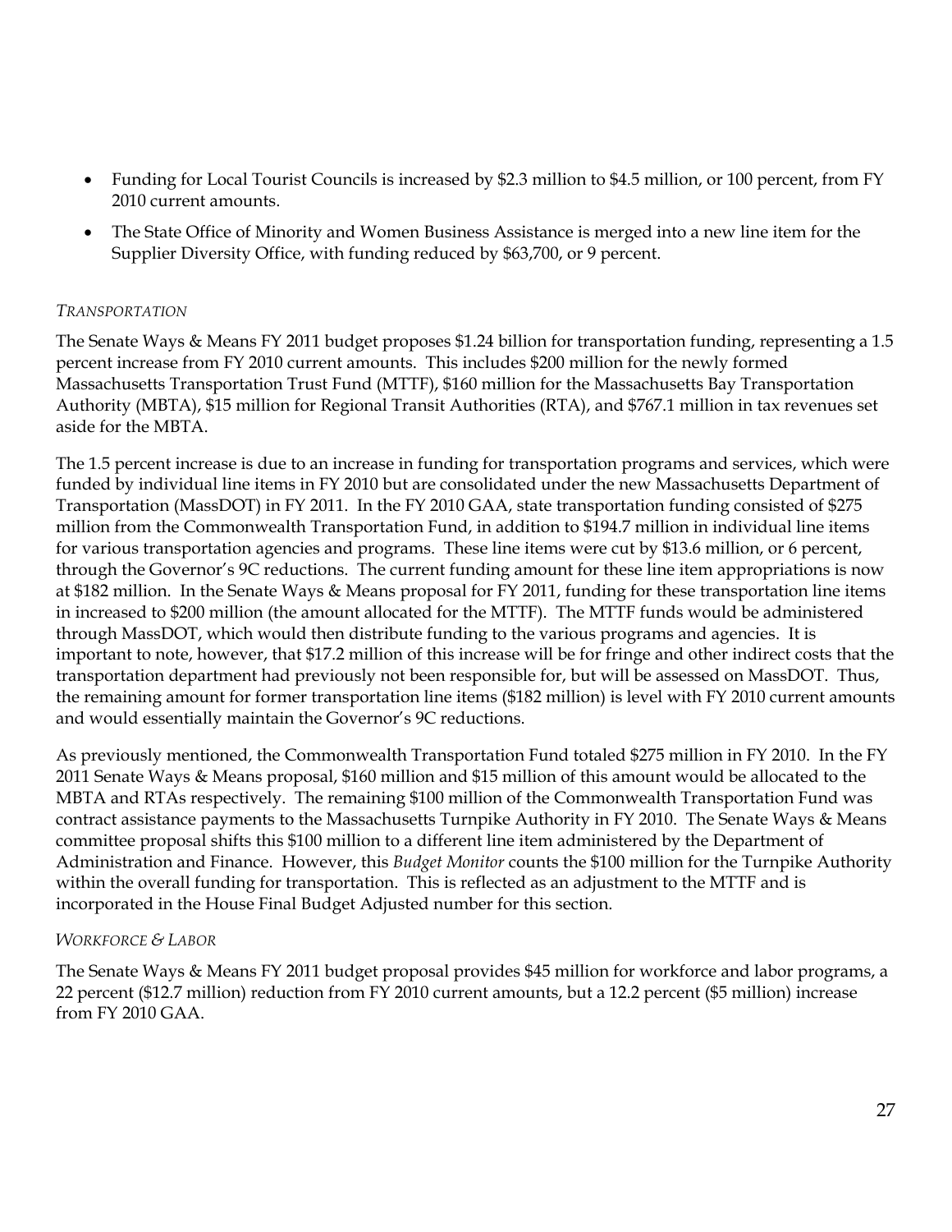- Funding for Local Tourist Councils is increased by $2.3 million to $4.5 million, or 100 percent, from FY 2010 current amounts.
- The State Office of Minority and Women Business Assistance is merged into a new line item for the Supplier Diversity Office, with funding reduced by $63,700, or 9 percent.

### *Transportation*

The Senate Ways & Means FY 2011 budget proposes $1.24 billion for transportation funding, representing a 1.5 percent increase from FY 2010 current amounts. This includes $200 million for the newly formed Massachusetts Transportation Trust Fund (MTTF), $160 million for the Massachusetts Bay Transportation Authority (MBTA), $15 million for Regional Transit Authorities (RTA), and $767.1 million in tax revenues set aside for the MBTA.

The 1.5 percent increase is due to an increase in funding for transportation programs and services, which were funded by individual line items in FY 2010 but are consolidated under the new Massachusetts Department of Transportation (MassDOT) in FY 2011. In the FY 2010 GAA, state transportation funding consisted of $275 million from the Commonwealth Transportation Fund, in addition to $194.7 million in individual line items for various transportation agencies and programs. These line items were cut by $13.6 million, or 6 percent, through the Governor's 9C reductions. The current funding amount for these line item appropriations is now at $182 million. In the Senate Ways & Means proposal for FY 2011, funding for these transportation line items in increased to $200 million (the amount allocated for the MTTF). The MTTF funds would be administered through MassDOT, which would then distribute funding to the various programs and agencies. It is important to note, however, that $17.2 million of this increase will be for fringe and other indirect costs that the transportation department had previously not been responsible for, but will be assessed on MassDOT. Thus, the remaining amount for former transportation line items ($182 million) is level with FY 2010 current amounts and would essentially maintain the Governor's 9C reductions.

As previously mentioned, the Commonwealth Transportation Fund totaled $275 million in FY 2010. In the FY 2011 Senate Ways & Means proposal, $160 million and $15 million of this amount would be allocated to the MBTA and RTAs respectively. The remaining $100 million of the Commonwealth Transportation Fund was contract assistance payments to the Massachusetts Turnpike Authority in FY 2010. The Senate Ways & Means committee proposal shifts this $100 million to a different line item administered by the Department of Administration and Finance. However, this *Budget Monitor* counts the $100 million for the Turnpike Authority within the overall funding for transportation. This is reflected as an adjustment to the MTTF and is incorporated in the House Final Budget Adjusted number for this section.

### *Workforce & Labor*

The Senate Ways & Means FY 2011 budget proposal provides $45 million for workforce and labor programs, a 22 percent ($12.7 million) reduction from FY 2010 current amounts, but a 12.2 percent ($5 million) increase from FY 2010 GAA.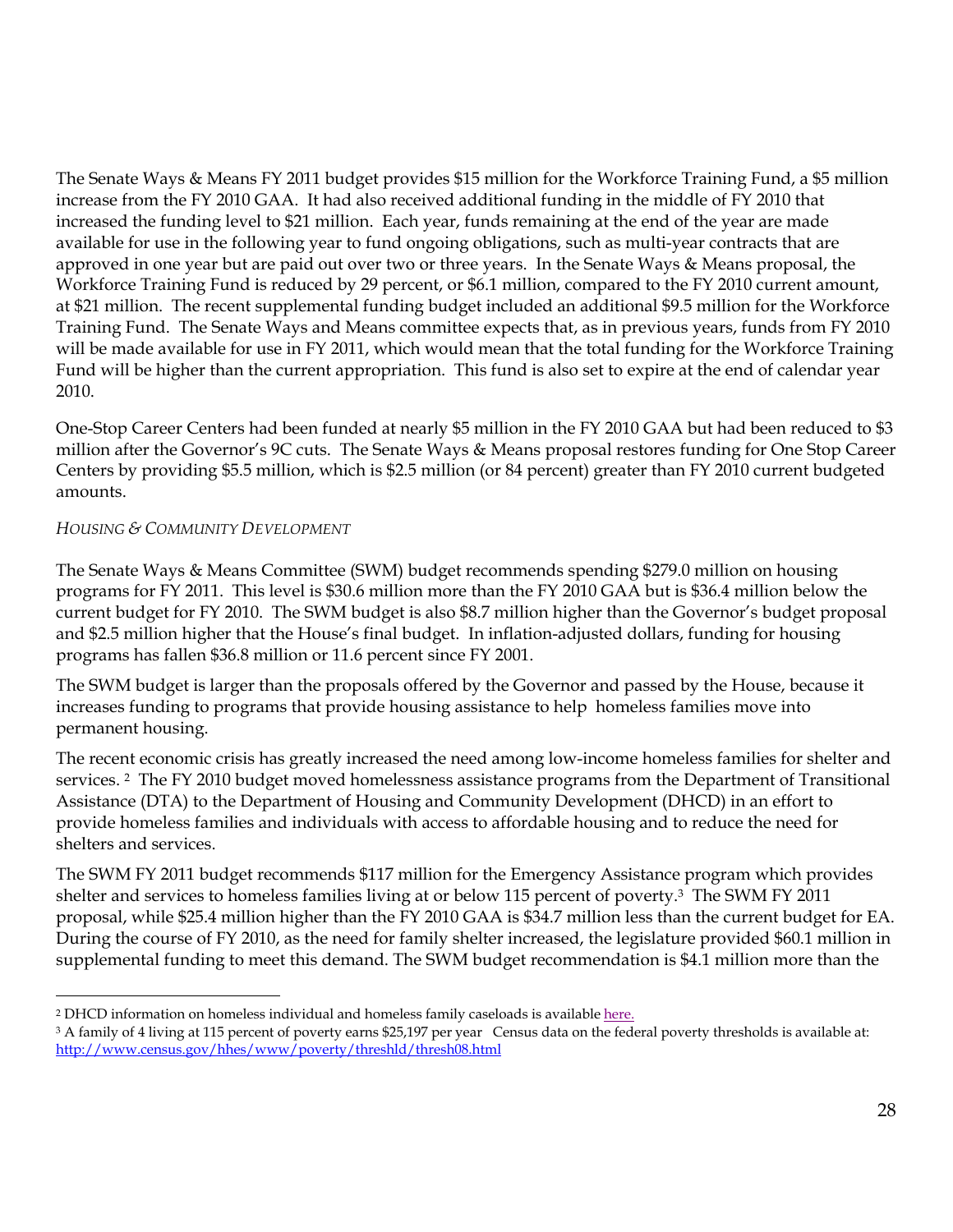The Senate Ways & Means FY 2011 budget provides $15 million for the Workforce Training Fund, a $5 million increase from the FY 2010 GAA. It had also received additional funding in the middle of FY 2010 that increased the funding level to $21 million. Each year, funds remaining at the end of the year are made available for use in the following year to fund ongoing obligations, such as multi-year contracts that are approved in one year but are paid out over two or three years. In the Senate Ways & Means proposal, the Workforce Training Fund is reduced by 29 percent, or $6.1 million, compared to the FY 2010 current amount, at $21 million. The recent supplemental funding budget included an additional $9.5 million for the Workforce Training Fund. The Senate Ways and Means committee expects that, as in previous years, funds from FY 2010 will be made available for use in FY 2011, which would mean that the total funding for the Workforce Training Fund will be higher than the current appropriation. This fund is also set to expire at the end of calendar year 2010.

One-Stop Career Centers had been funded at nearly $5 million in the FY 2010 GAA but had been reduced to $3 million after the Governor's 9C cuts. The Senate Ways & Means proposal restores funding for One Stop Career Centers by providing $5.5 million, which is $2.5 million (or 84 percent) greater than FY 2010 current budgeted amounts.

*HOUSING & COMMUNITY DEVELOPMENT*

The Senate Ways & Means Committee (SWM) budget recommends spending $279.0 million on housing programs for FY 2011. This level is $30.6 million more than the FY 2010 GAA but is $36.4 million below the current budget for FY 2010. The SWM budget is also $8.7 million higher than the Governor's budget proposal and $2.5 million higher that the House's final budget. In inflation-adjusted dollars, funding for housing programs has fallen $36.8 million or 11.6 percent since FY 2001.

The SWM budget is larger than the proposals offered by the Governor and passed by the House, because it increases funding to programs that provide housing assistance to help homeless families move into permanent housing.

The recent economic crisis has greatly increased the need among low-income homeless families for shelter and services. [2] The FY 2010 budget moved homelessness assistance programs from the Department of Transitional Assistance (DTA) to the Department of Housing and Community Development (DHCD) in an effort to provide homeless families and individuals with access to affordable housing and to reduce the need for shelters and services.

The SWM FY 2011 budget recommends $117 million for the Emergency Assistance program which provides shelter and services to homeless families living at or below 115 percent of poverty.[3] The SWM FY 2011 proposal, while $25.4 million higher than the FY 2010 GAA is $34.7 million less than the current budget for EA. During the course of FY 2010, as the need for family shelter increased, the legislature provided $60.1 million in supplemental funding to meet this demand. The SWM budget recommendation is $4.1 million more than the

---

[2] DHCD information on homeless individual and homeless family caseloads is available here.

[3] A family of 4 living at 115 percent of poverty earns $25,197 per year Census data on the federal poverty thresholds is available at: http://www.census.gov/hhes/www/poverty/threshld/thresh08.html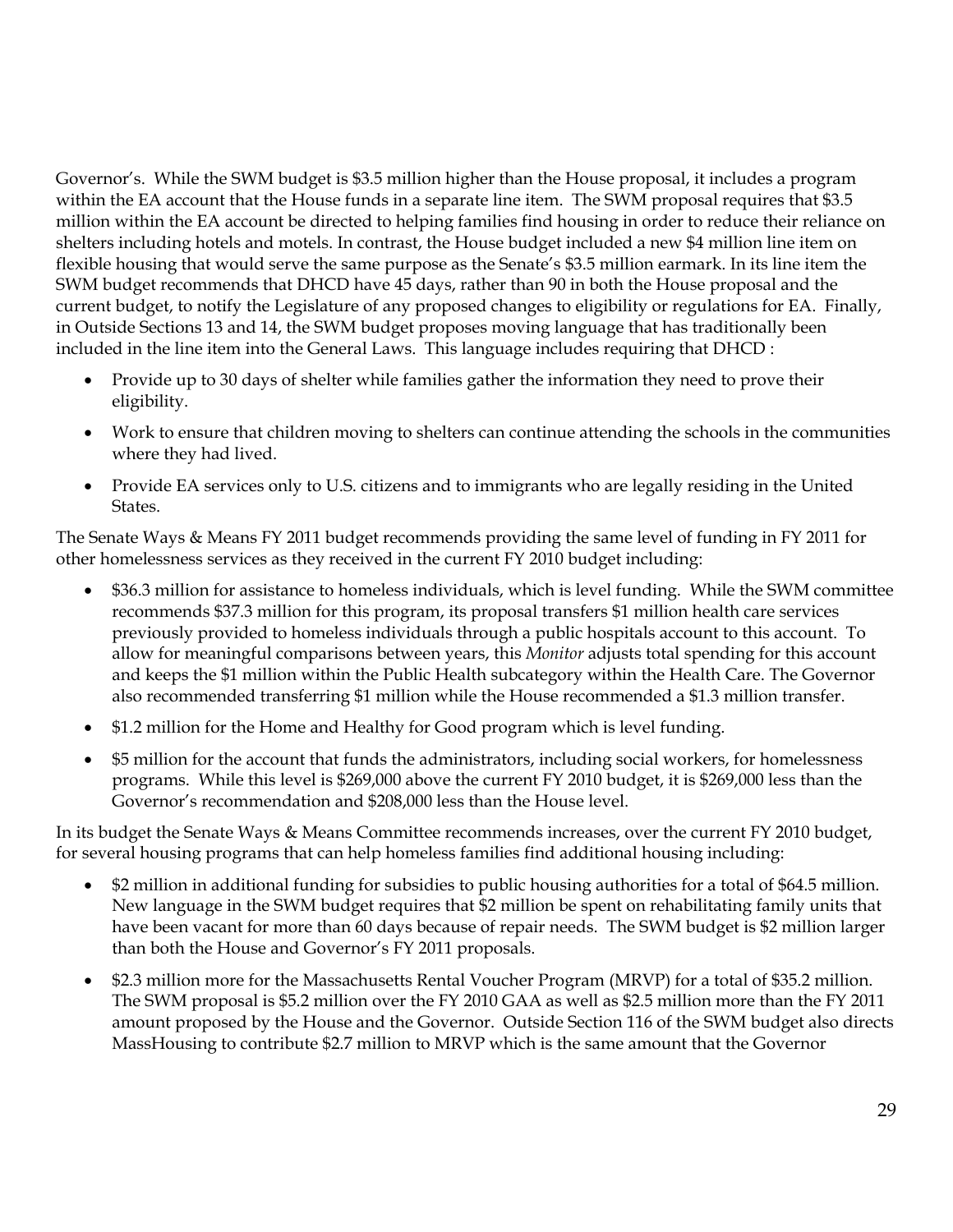Governor's. While the SWM budget is $3.5 million higher than the House proposal, it includes a program within the EA account that the House funds in a separate line item. The SWM proposal requires that $3.5 million within the EA account be directed to helping families find housing in order to reduce their reliance on shelters including hotels and motels. In contrast, the House budget included a new $4 million line item on flexible housing that would serve the same purpose as the Senate's $3.5 million earmark. In its line item the SWM budget recommends that DHCD have 45 days, rather than 90 in both the House proposal and the current budget, to notify the Legislature of any proposed changes to eligibility or regulations for EA. Finally, in Outside Sections 13 and 14, the SWM budget proposes moving language that has traditionally been included in the line item into the General Laws. This language includes requiring that DHCD :

- Provide up to 30 days of shelter while families gather the information they need to prove their eligibility.
- Work to ensure that children moving to shelters can continue attending the schools in the communities where they had lived.
- Provide EA services only to U.S. citizens and to immigrants who are legally residing in the United States.

The Senate Ways & Means FY 2011 budget recommends providing the same level of funding in FY 2011 for other homelessness services as they received in the current FY 2010 budget including:

- $36.3 million for assistance to homeless individuals, which is level funding. While the SWM committee recommends $37.3 million for this program, its proposal transfers $1 million health care services previously provided to homeless individuals through a public hospitals account to this account. To allow for meaningful comparisons between years, this *Monitor* adjusts total spending for this account and keeps the $1 million within the Public Health subcategory within the Health Care. The Governor also recommended transferring $1 million while the House recommended a $1.3 million transfer.
- $1.2 million for the Home and Healthy for Good program which is level funding.
- $5 million for the account that funds the administrators, including social workers, for homelessness programs. While this level is $269,000 above the current FY 2010 budget, it is $269,000 less than the Governor's recommendation and $208,000 less than the House level.

In its budget the Senate Ways & Means Committee recommends increases, over the current FY 2010 budget, for several housing programs that can help homeless families find additional housing including:

- $2 million in additional funding for subsidies to public housing authorities for a total of $64.5 million. New language in the SWM budget requires that $2 million be spent on rehabilitating family units that have been vacant for more than 60 days because of repair needs. The SWM budget is $2 million larger than both the House and Governor's FY 2011 proposals.
- $2.3 million more for the Massachusetts Rental Voucher Program (MRVP) for a total of $35.2 million. The SWM proposal is $5.2 million over the FY 2010 GAA as well as $2.5 million more than the FY 2011 amount proposed by the House and the Governor. Outside Section 116 of the SWM budget also directs MassHousing to contribute $2.7 million to MRVP which is the same amount that the Governor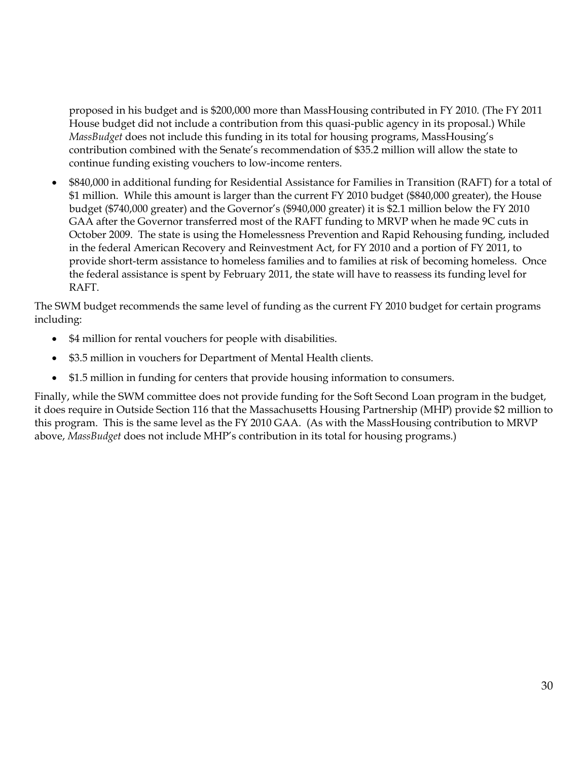proposed in his budget and is $200,000 more than MassHousing contributed in FY 2010. (The FY 2011 House budget did not include a contribution from this quasi-public agency in its proposal.) While *MassBudget* does not include this funding in its total for housing programs, MassHousing's contribution combined with the Senate's recommendation of $35.2 million will allow the state to continue funding existing vouchers to low-income renters.

- $840,000 in additional funding for Residential Assistance for Families in Transition (RAFT) for a total of $1 million. While this amount is larger than the current FY 2010 budget ($840,000 greater), the House budget ($740,000 greater) and the Governor's ($940,000 greater) it is $2.1 million below the FY 2010 GAA after the Governor transferred most of the RAFT funding to MRVP when he made 9C cuts in October 2009. The state is using the Homelessness Prevention and Rapid Rehousing funding, included in the federal American Recovery and Reinvestment Act, for FY 2010 and a portion of FY 2011, to provide short-term assistance to homeless families and to families at risk of becoming homeless. Once the federal assistance is spent by February 2011, the state will have to reassess its funding level for RAFT.

The SWM budget recommends the same level of funding as the current FY 2010 budget for certain programs including:

- $4 million for rental vouchers for people with disabilities.
- $3.5 million in vouchers for Department of Mental Health clients.
- $1.5 million in funding for centers that provide housing information to consumers.

Finally, while the SWM committee does not provide funding for the Soft Second Loan program in the budget, it does require in Outside Section 116 that the Massachusetts Housing Partnership (MHP) provide $2 million to this program. This is the same level as the FY 2010 GAA. (As with the MassHousing contribution to MRVP above, *MassBudget* does not include MHP's contribution in its total for housing programs.)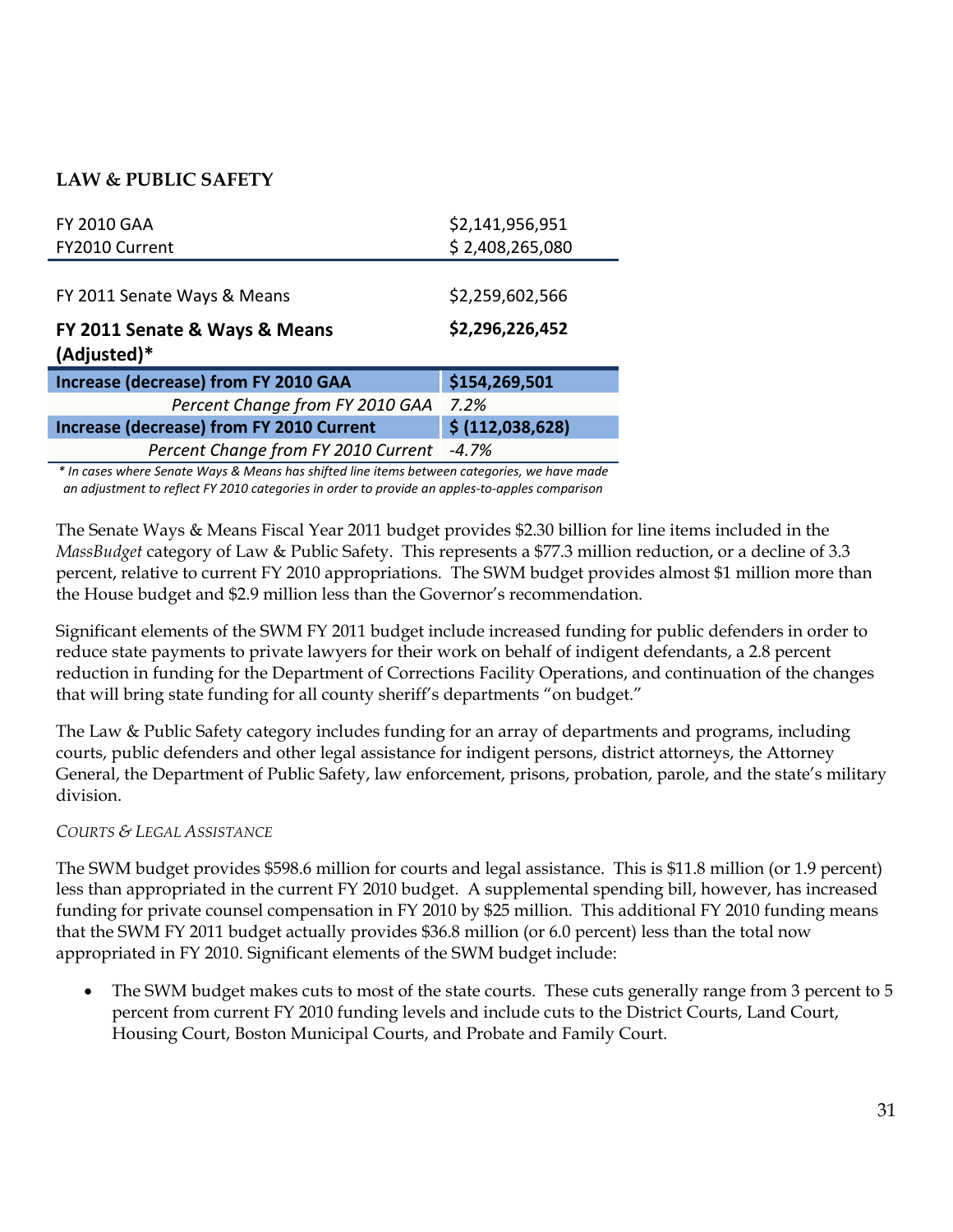## LAW & PUBLIC SAFETY

| | |
|---|---|
| FY 2010 GAA | $2,141,956,951 |
| FY2010 Current | $ 2,408,265,080 |
| FY 2011 Senate Ways & Means | $2,259,602,566 |
| **FY 2011 Senate & Ways & Means (Adjusted)*** | **$2,296,226,452** |
| **Increase (decrease) from FY 2010 GAA** | **$154,269,501** |
| *Percent Change from FY 2010 GAA* | *7.2%* |
| **Increase (decrease) from FY 2010 Current** | **$ (112,038,628)** |
| *Percent Change from FY 2010 Current* | *-4.7%* |

*\* In cases where Senate Ways & Means has shifted line items between categories, we have made an adjustment to reflect FY 2010 categories in order to provide an apples-to-apples comparison*

The Senate Ways & Means Fiscal Year 2011 budget provides $2.30 billion for line items included in the *MassBudget* category of Law & Public Safety. This represents a $77.3 million reduction, or a decline of 3.3 percent, relative to current FY 2010 appropriations. The SWM budget provides almost $1 million more than the House budget and $2.9 million less than the Governor's recommendation.

Significant elements of the SWM FY 2011 budget include increased funding for public defenders in order to reduce state payments to private lawyers for their work on behalf of indigent defendants, a 2.8 percent reduction in funding for the Department of Corrections Facility Operations, and continuation of the changes that will bring state funding for all county sheriff's departments "on budget."

The Law & Public Safety category includes funding for an array of departments and programs, including courts, public defenders and other legal assistance for indigent persons, district attorneys, the Attorney General, the Department of Public Safety, law enforcement, prisons, probation, parole, and the state's military division.

*COURTS & LEGAL ASSISTANCE*

The SWM budget provides $598.6 million for courts and legal assistance. This is $11.8 million (or 1.9 percent) less than appropriated in the current FY 2010 budget. A supplemental spending bill, however, has increased funding for private counsel compensation in FY 2010 by $25 million. This additional FY 2010 funding means that the SWM FY 2011 budget actually provides $36.8 million (or 6.0 percent) less than the total now appropriated in FY 2010. Significant elements of the SWM budget include:

- The SWM budget makes cuts to most of the state courts. These cuts generally range from 3 percent to 5 percent from current FY 2010 funding levels and include cuts to the District Courts, Land Court, Housing Court, Boston Municipal Courts, and Probate and Family Court.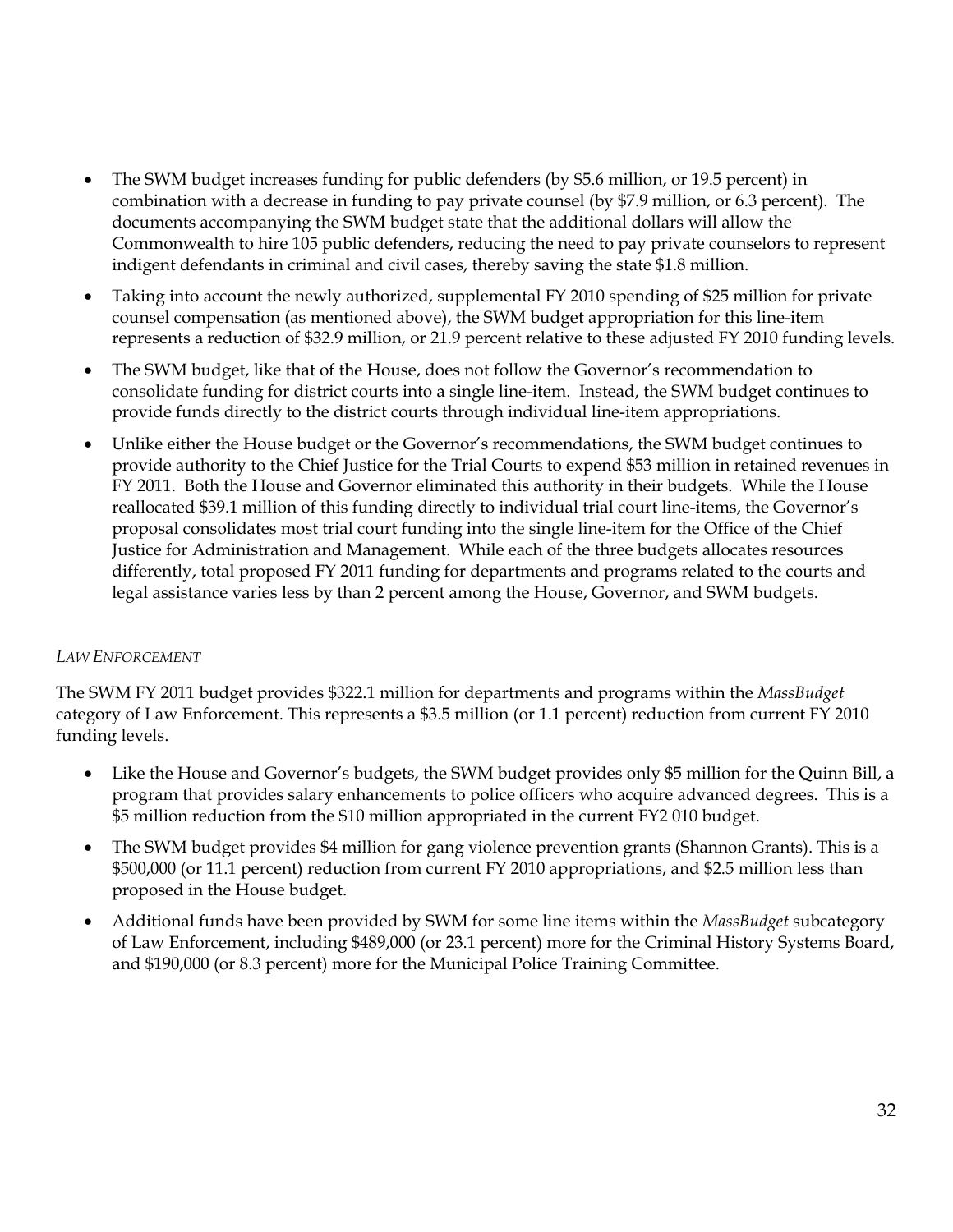- The SWM budget increases funding for public defenders (by $5.6 million, or 19.5 percent) in combination with a decrease in funding to pay private counsel (by $7.9 million, or 6.3 percent). The documents accompanying the SWM budget state that the additional dollars will allow the Commonwealth to hire 105 public defenders, reducing the need to pay private counselors to represent indigent defendants in criminal and civil cases, thereby saving the state $1.8 million.
- Taking into account the newly authorized, supplemental FY 2010 spending of $25 million for private counsel compensation (as mentioned above), the SWM budget appropriation for this line-item represents a reduction of $32.9 million, or 21.9 percent relative to these adjusted FY 2010 funding levels.
- The SWM budget, like that of the House, does not follow the Governor's recommendation to consolidate funding for district courts into a single line-item. Instead, the SWM budget continues to provide funds directly to the district courts through individual line-item appropriations.
- Unlike either the House budget or the Governor's recommendations, the SWM budget continues to provide authority to the Chief Justice for the Trial Courts to expend $53 million in retained revenues in FY 2011. Both the House and Governor eliminated this authority in their budgets. While the House reallocated $39.1 million of this funding directly to individual trial court line-items, the Governor's proposal consolidates most trial court funding into the single line-item for the Office of the Chief Justice for Administration and Management. While each of the three budgets allocates resources differently, total proposed FY 2011 funding for departments and programs related to the courts and legal assistance varies less by than 2 percent among the House, Governor, and SWM budgets.

*LAW ENFORCEMENT*

The SWM FY 2011 budget provides $322.1 million for departments and programs within the *MassBudget* category of Law Enforcement. This represents a $3.5 million (or 1.1 percent) reduction from current FY 2010 funding levels.

- Like the House and Governor's budgets, the SWM budget provides only $5 million for the Quinn Bill, a program that provides salary enhancements to police officers who acquire advanced degrees. This is a $5 million reduction from the $10 million appropriated in the current FY2 010 budget.
- The SWM budget provides $4 million for gang violence prevention grants (Shannon Grants). This is a $500,000 (or 11.1 percent) reduction from current FY 2010 appropriations, and $2.5 million less than proposed in the House budget.
- Additional funds have been provided by SWM for some line items within the *MassBudget* subcategory of Law Enforcement, including $489,000 (or 23.1 percent) more for the Criminal History Systems Board, and $190,000 (or 8.3 percent) more for the Municipal Police Training Committee.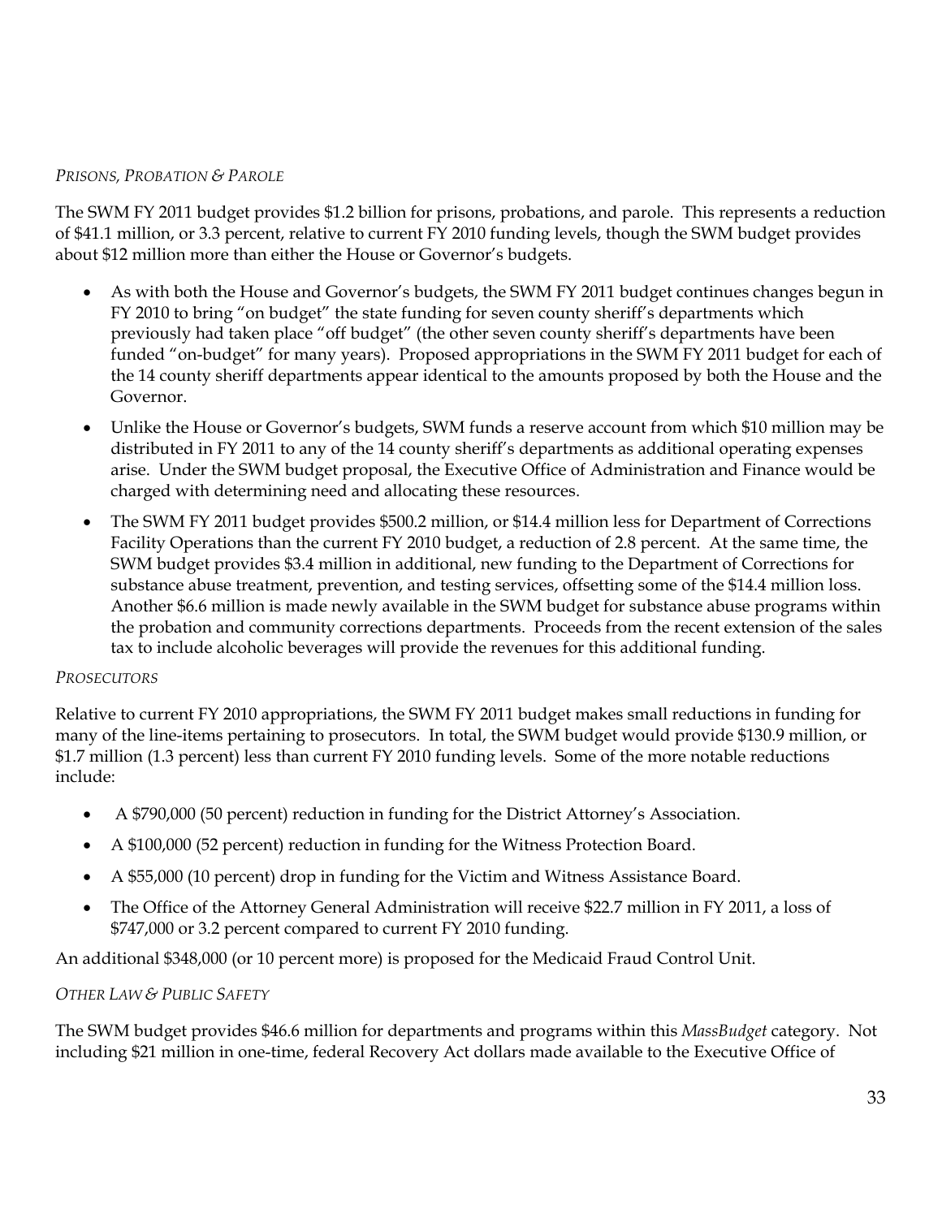*PRISONS, PROBATION & PAROLE*

The SWM FY 2011 budget provides $1.2 billion for prisons, probations, and parole. This represents a reduction of $41.1 million, or 3.3 percent, relative to current FY 2010 funding levels, though the SWM budget provides about $12 million more than either the House or Governor's budgets.

- As with both the House and Governor's budgets, the SWM FY 2011 budget continues changes begun in FY 2010 to bring "on budget" the state funding for seven county sheriff's departments which previously had taken place "off budget" (the other seven county sheriff's departments have been funded "on-budget" for many years). Proposed appropriations in the SWM FY 2011 budget for each of the 14 county sheriff departments appear identical to the amounts proposed by both the House and the Governor.
- Unlike the House or Governor's budgets, SWM funds a reserve account from which $10 million may be distributed in FY 2011 to any of the 14 county sheriff's departments as additional operating expenses arise. Under the SWM budget proposal, the Executive Office of Administration and Finance would be charged with determining need and allocating these resources.
- The SWM FY 2011 budget provides $500.2 million, or $14.4 million less for Department of Corrections Facility Operations than the current FY 2010 budget, a reduction of 2.8 percent. At the same time, the SWM budget provides $3.4 million in additional, new funding to the Department of Corrections for substance abuse treatment, prevention, and testing services, offsetting some of the $14.4 million loss. Another $6.6 million is made newly available in the SWM budget for substance abuse programs within the probation and community corrections departments. Proceeds from the recent extension of the sales tax to include alcoholic beverages will provide the revenues for this additional funding.

*PROSECUTORS*

Relative to current FY 2010 appropriations, the SWM FY 2011 budget makes small reductions in funding for many of the line-items pertaining to prosecutors. In total, the SWM budget would provide $130.9 million, or $1.7 million (1.3 percent) less than current FY 2010 funding levels. Some of the more notable reductions include:

- A $790,000 (50 percent) reduction in funding for the District Attorney's Association.
- A $100,000 (52 percent) reduction in funding for the Witness Protection Board.
- A $55,000 (10 percent) drop in funding for the Victim and Witness Assistance Board.
- The Office of the Attorney General Administration will receive $22.7 million in FY 2011, a loss of $747,000 or 3.2 percent compared to current FY 2010 funding.

An additional $348,000 (or 10 percent more) is proposed for the Medicaid Fraud Control Unit.

*OTHER LAW & PUBLIC SAFETY*

The SWM budget provides $46.6 million for departments and programs within this *MassBudget* category. Not including $21 million in one-time, federal Recovery Act dollars made available to the Executive Office of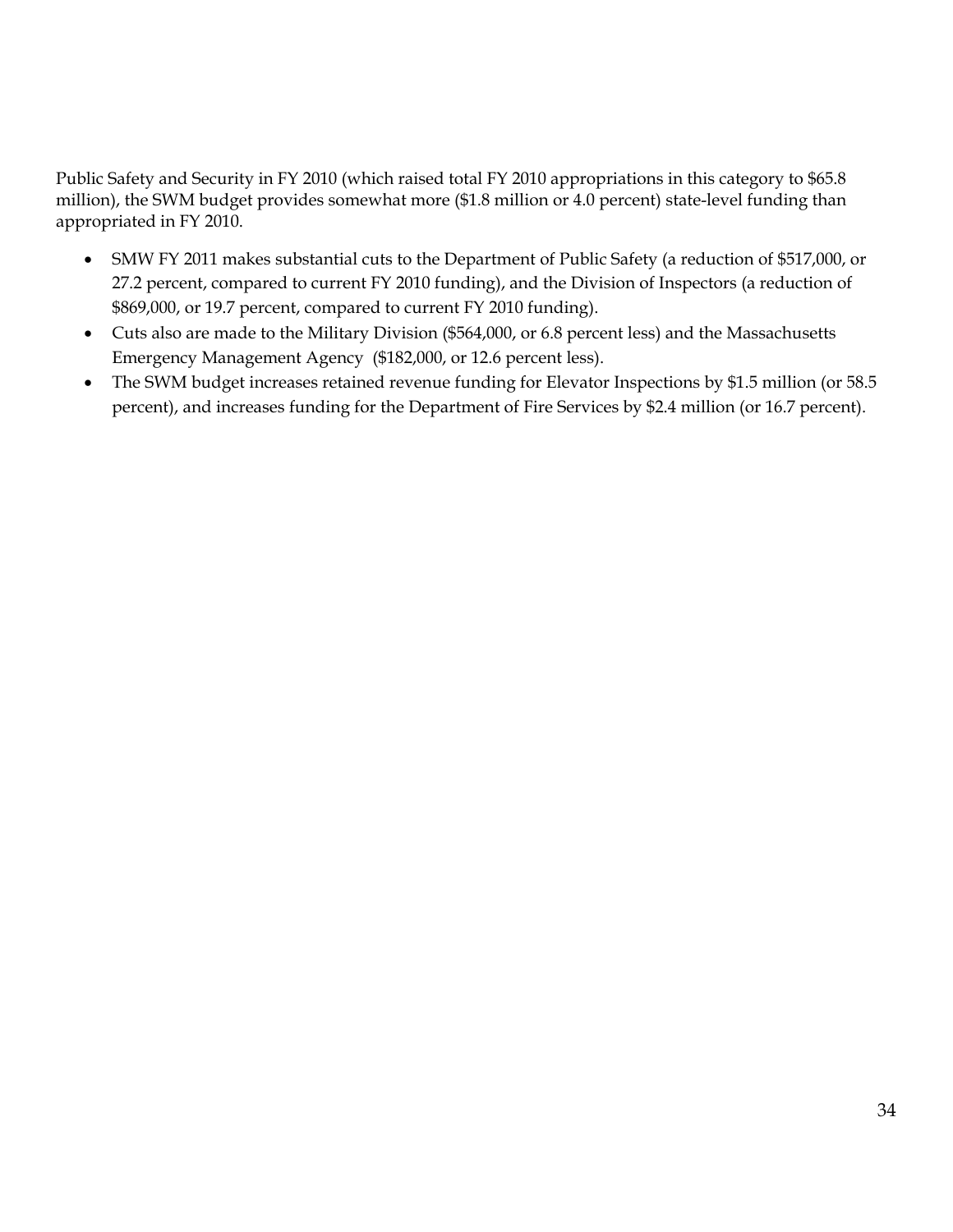Public Safety and Security in FY 2010 (which raised total FY 2010 appropriations in this category to $65.8 million), the SWM budget provides somewhat more ($1.8 million or 4.0 percent) state-level funding than appropriated in FY 2010.

- SMW FY 2011 makes substantial cuts to the Department of Public Safety (a reduction of $517,000, or 27.2 percent, compared to current FY 2010 funding), and the Division of Inspectors (a reduction of $869,000, or 19.7 percent, compared to current FY 2010 funding).
- Cuts also are made to the Military Division ($564,000, or 6.8 percent less) and the Massachusetts Emergency Management Agency ($182,000, or 12.6 percent less).
- The SWM budget increases retained revenue funding for Elevator Inspections by $1.5 million (or 58.5 percent), and increases funding for the Department of Fire Services by $2.4 million (or 16.7 percent).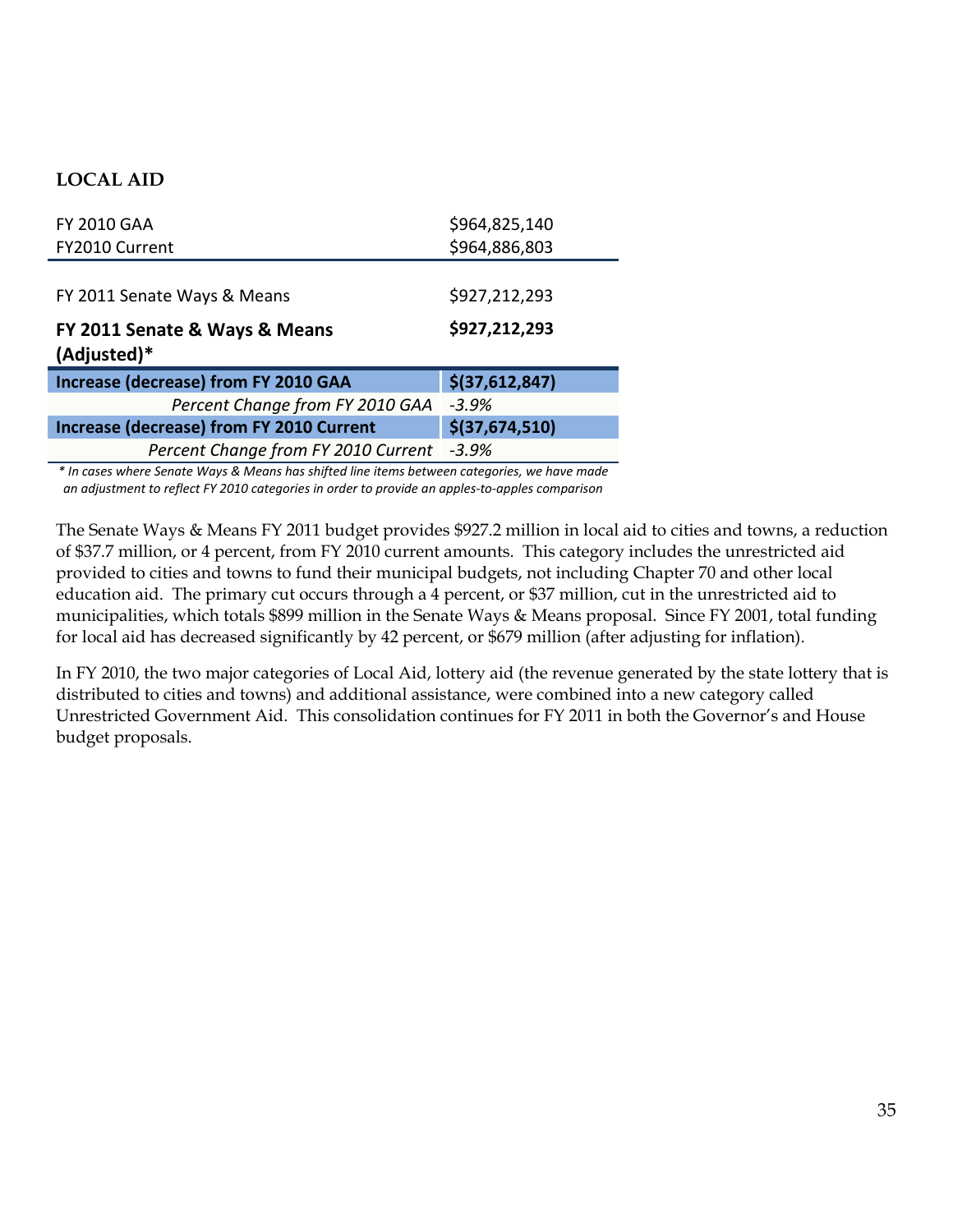## LOCAL AID

| | |
|---|---|
| FY 2010 GAA | $964,825,140 |
| FY2010 Current | $964,886,803 |
| FY 2011 Senate Ways & Means | $927,212,293 |
| **FY 2011 Senate & Ways & Means (Adjusted)*** | **$927,212,293** |
| **Increase (decrease) from FY 2010 GAA** | **$(37,612,847)** |
| *Percent Change from FY 2010 GAA* | *-3.9%* |
| **Increase (decrease) from FY 2010 Current** | **$(37,674,510)** |
| *Percent Change from FY 2010 Current* | *-3.9%* |

*\* In cases where Senate Ways & Means has shifted line items between categories, we have made an adjustment to reflect FY 2010 categories in order to provide an apples-to-apples comparison*

The Senate Ways & Means FY 2011 budget provides $927.2 million in local aid to cities and towns, a reduction of $37.7 million, or 4 percent, from FY 2010 current amounts. This category includes the unrestricted aid provided to cities and towns to fund their municipal budgets, not including Chapter 70 and other local education aid. The primary cut occurs through a 4 percent, or $37 million, cut in the unrestricted aid to municipalities, which totals $899 million in the Senate Ways & Means proposal. Since FY 2001, total funding for local aid has decreased significantly by 42 percent, or $679 million (after adjusting for inflation).

In FY 2010, the two major categories of Local Aid, lottery aid (the revenue generated by the state lottery that is distributed to cities and towns) and additional assistance, were combined into a new category called Unrestricted Government Aid. This consolidation continues for FY 2011 in both the Governor's and House budget proposals.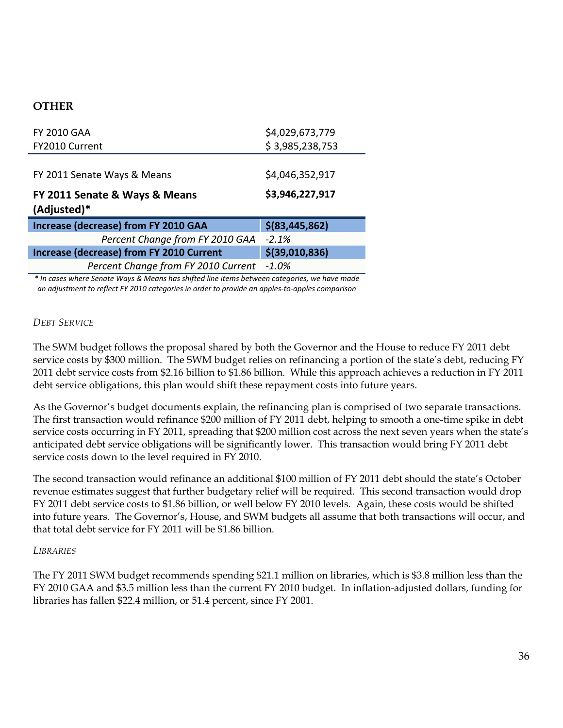## OTHER

| | |
|---|---|
| FY 2010 GAA | $4,029,673,779 |
| FY2010 Current | $ 3,985,238,753 |
| FY 2011 Senate Ways & Means | $4,046,352,917 |
| **FY 2011 Senate & Ways & Means (Adjusted)*** | **$3,946,227,917** |
| **Increase (decrease) from FY 2010 GAA** | **$(83,445,862)** |
| *Percent Change from FY 2010 GAA* | *-2.1%* |
| **Increase (decrease) from FY 2010 Current** | **$(39,010,836)** |
| *Percent Change from FY 2010 Current* | *-1.0%* |

*\* In cases where Senate Ways & Means has shifted line items between categories, we have made an adjustment to reflect FY 2010 categories in order to provide an apples-to-apples comparison*

*DEBT SERVICE*

The SWM budget follows the proposal shared by both the Governor and the House to reduce FY 2011 debt service costs by $300 million. The SWM budget relies on refinancing a portion of the state's debt, reducing FY 2011 debt service costs from $2.16 billion to $1.86 billion. While this approach achieves a reduction in FY 2011 debt service obligations, this plan would shift these repayment costs into future years.

As the Governor's budget documents explain, the refinancing plan is comprised of two separate transactions. The first transaction would refinance $200 million of FY 2011 debt, helping to smooth a one-time spike in debt service costs occurring in FY 2011, spreading that $200 million cost across the next seven years when the state's anticipated debt service obligations will be significantly lower. This transaction would bring FY 2011 debt service costs down to the level required in FY 2010.

The second transaction would refinance an additional $100 million of FY 2011 debt should the state's October revenue estimates suggest that further budgetary relief will be required. This second transaction would drop FY 2011 debt service costs to $1.86 billion, or well below FY 2010 levels. Again, these costs would be shifted into future years. The Governor's, House, and SWM budgets all assume that both transactions will occur, and that total debt service for FY 2011 will be $1.86 billion.

*LIBRARIES*

The FY 2011 SWM budget recommends spending $21.1 million on libraries, which is $3.8 million less than the FY 2010 GAA and $3.5 million less than the current FY 2010 budget. In inflation-adjusted dollars, funding for libraries has fallen $22.4 million, or 51.4 percent, since FY 2001.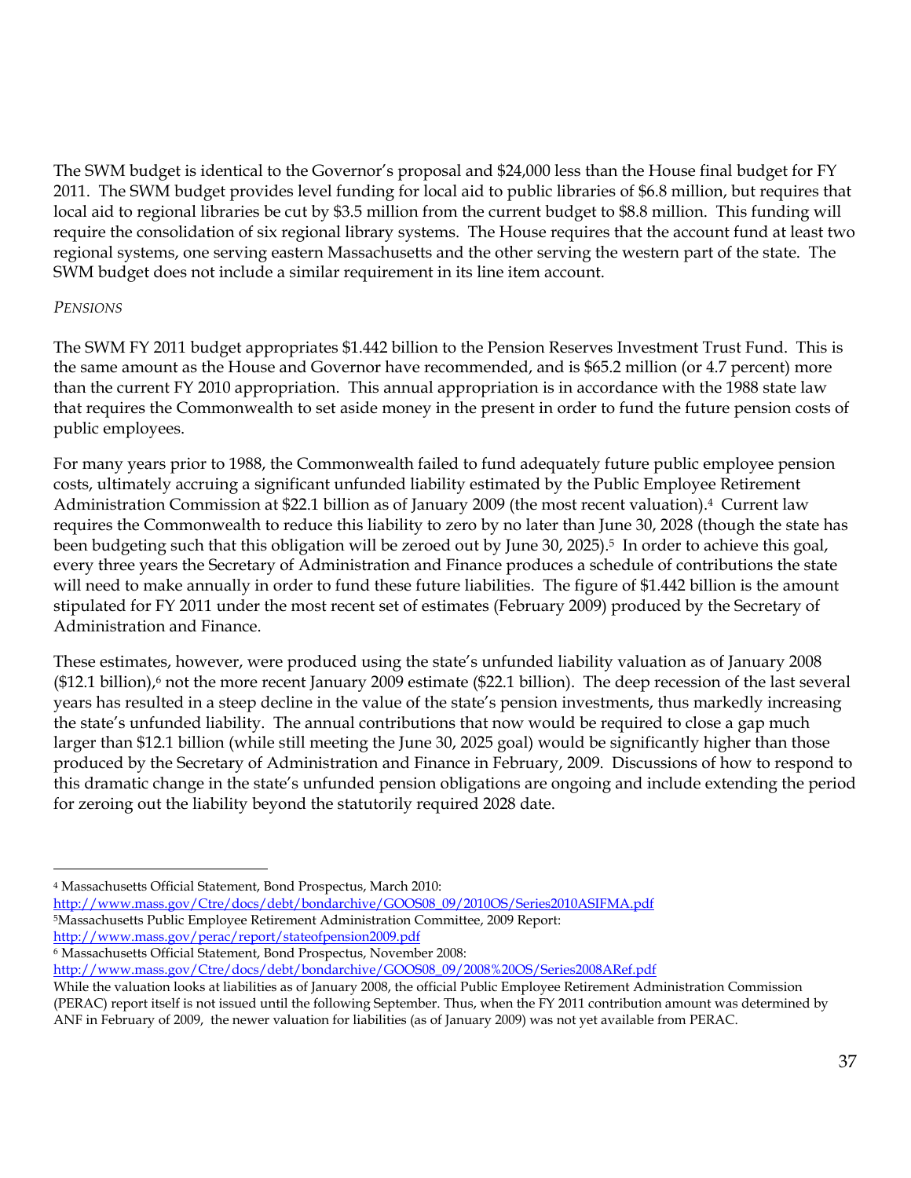The SWM budget is identical to the Governor's proposal and $24,000 less than the House final budget for FY 2011. The SWM budget provides level funding for local aid to public libraries of $6.8 million, but requires that local aid to regional libraries be cut by $3.5 million from the current budget to $8.8 million. This funding will require the consolidation of six regional library systems. The House requires that the account fund at least two regional systems, one serving eastern Massachusetts and the other serving the western part of the state. The SWM budget does not include a similar requirement in its line item account.

*PENSIONS*

The SWM FY 2011 budget appropriates $1.442 billion to the Pension Reserves Investment Trust Fund. This is the same amount as the House and Governor have recommended, and is $65.2 million (or 4.7 percent) more than the current FY 2010 appropriation. This annual appropriation is in accordance with the 1988 state law that requires the Commonwealth to set aside money in the present in order to fund the future pension costs of public employees.

For many years prior to 1988, the Commonwealth failed to fund adequately future public employee pension costs, ultimately accruing a significant unfunded liability estimated by the Public Employee Retirement Administration Commission at $22.1 billion as of January 2009 (the most recent valuation).[4] Current law requires the Commonwealth to reduce this liability to zero by no later than June 30, 2028 (though the state has been budgeting such that this obligation will be zeroed out by June 30, 2025).[5] In order to achieve this goal, every three years the Secretary of Administration and Finance produces a schedule of contributions the state will need to make annually in order to fund these future liabilities. The figure of $1.442 billion is the amount stipulated for FY 2011 under the most recent set of estimates (February 2009) produced by the Secretary of Administration and Finance.

These estimates, however, were produced using the state's unfunded liability valuation as of January 2008 ($12.1 billion),[6] not the more recent January 2009 estimate ($22.1 billion). The deep recession of the last several years has resulted in a steep decline in the value of the state's pension investments, thus markedly increasing the state's unfunded liability. The annual contributions that now would be required to close a gap much larger than $12.1 billion (while still meeting the June 30, 2025 goal) would be significantly higher than those produced by the Secretary of Administration and Finance in February, 2009. Discussions of how to respond to this dramatic change in the state's unfunded pension obligations are ongoing and include extending the period for zeroing out the liability beyond the statutorily required 2028 date.

---

[4] Massachusetts Official Statement, Bond Prospectus, March 2010:
http://www.mass.gov/Ctre/docs/debt/bondarchive/GOOS08_09/2010OS/Series2010ASIFMA.pdf

[5] Massachusetts Public Employee Retirement Administration Committee, 2009 Report:
http://www.mass.gov/perac/report/stateofpension2009.pdf

[6] Massachusetts Official Statement, Bond Prospectus, November 2008:
http://www.mass.gov/Ctre/docs/debt/bondarchive/GOOS08_09/2008%20OS/Series2008ARef.pdf
While the valuation looks at liabilities as of January 2008, the official Public Employee Retirement Administration Commission (PERAC) report itself is not issued until the following September. Thus, when the FY 2011 contribution amount was determined by ANF in February of 2009, the newer valuation for liabilities (as of January 2009) was not yet available from PERAC.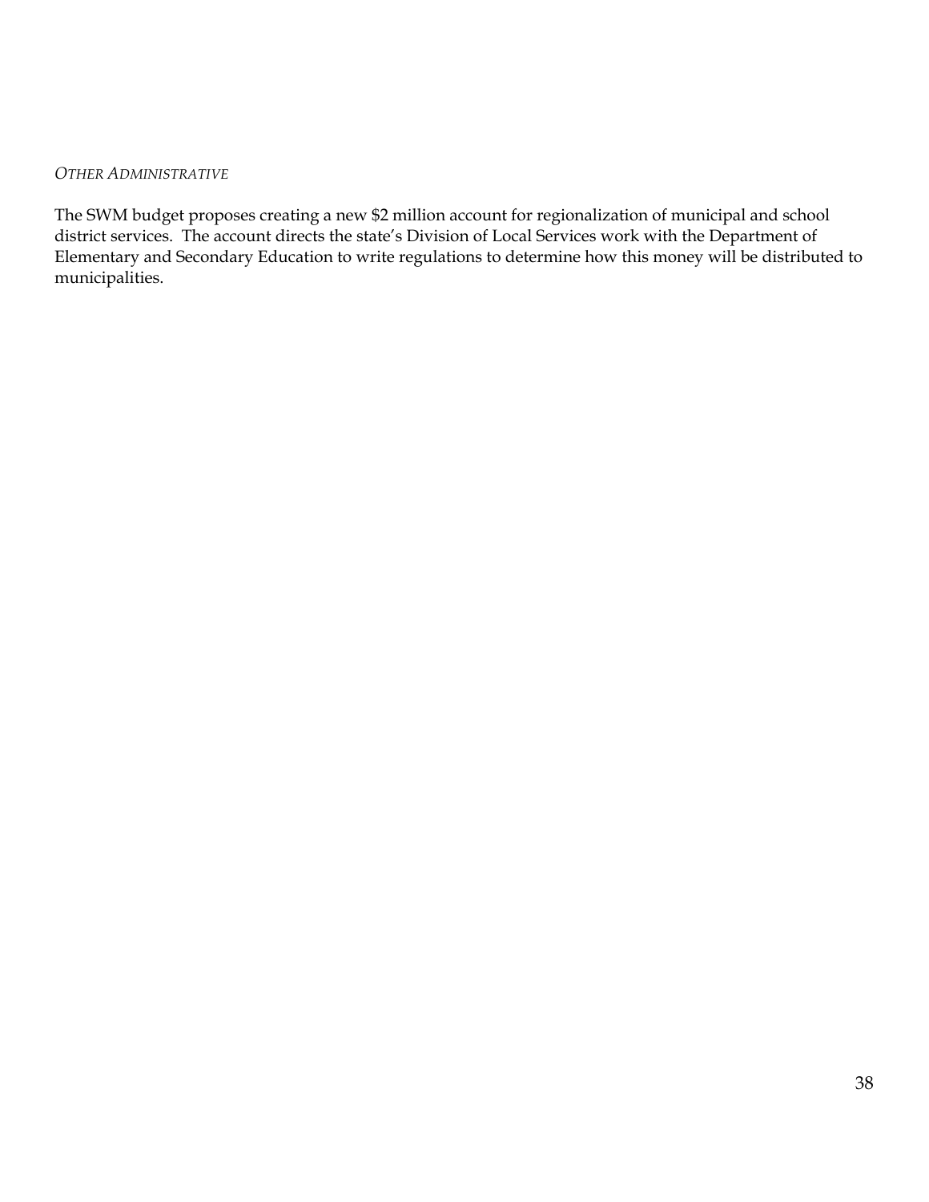*OTHER ADMINISTRATIVE*

The SWM budget proposes creating a new $2 million account for regionalization of municipal and school district services. The account directs the state's Division of Local Services work with the Department of Elementary and Secondary Education to write regulations to determine how this money will be distributed to municipalities.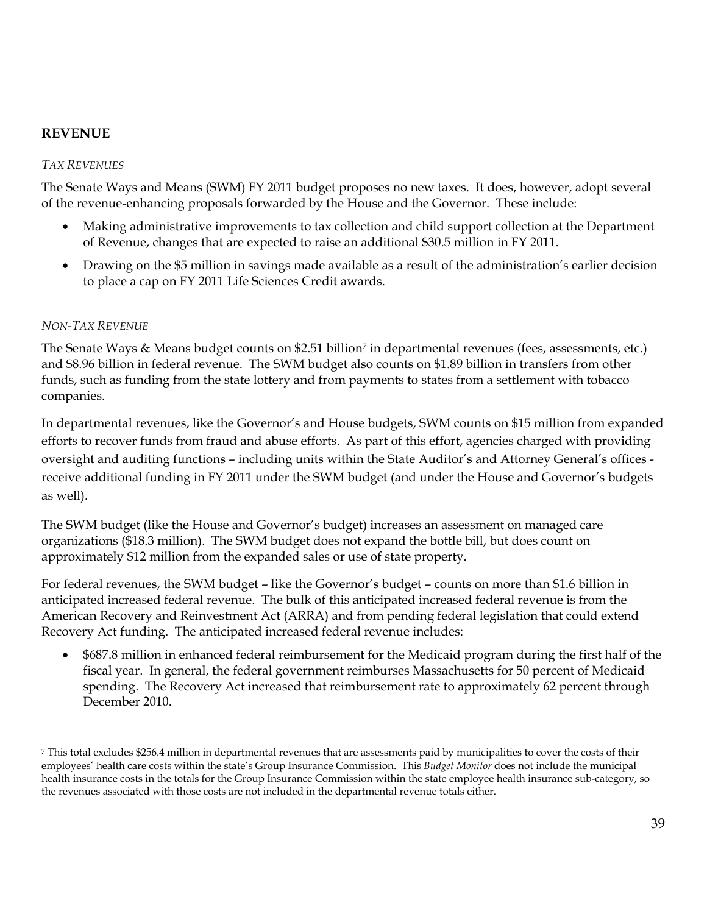## REVENUE

### *TAX REVENUES*

The Senate Ways and Means (SWM) FY 2011 budget proposes no new taxes. It does, however, adopt several of the revenue-enhancing proposals forwarded by the House and the Governor. These include:

- Making administrative improvements to tax collection and child support collection at the Department of Revenue, changes that are expected to raise an additional $30.5 million in FY 2011.
- Drawing on the $5 million in savings made available as a result of the administration's earlier decision to place a cap on FY 2011 Life Sciences Credit awards.

### *NON-TAX REVENUE*

The Senate Ways & Means budget counts on $2.51 billion[7] in departmental revenues (fees, assessments, etc.) and $8.96 billion in federal revenue. The SWM budget also counts on $1.89 billion in transfers from other funds, such as funding from the state lottery and from payments to states from a settlement with tobacco companies.

In departmental revenues, like the Governor's and House budgets, SWM counts on $15 million from expanded efforts to recover funds from fraud and abuse efforts. As part of this effort, agencies charged with providing oversight and auditing functions – including units within the State Auditor's and Attorney General's offices - receive additional funding in FY 2011 under the SWM budget (and under the House and Governor's budgets as well).

The SWM budget (like the House and Governor's budget) increases an assessment on managed care organizations ($18.3 million). The SWM budget does not expand the bottle bill, but does count on approximately $12 million from the expanded sales or use of state property.

For federal revenues, the SWM budget – like the Governor's budget – counts on more than $1.6 billion in anticipated increased federal revenue. The bulk of this anticipated increased federal revenue is from the American Recovery and Reinvestment Act (ARRA) and from pending federal legislation that could extend Recovery Act funding. The anticipated increased federal revenue includes:

- $687.8 million in enhanced federal reimbursement for the Medicaid program during the first half of the fiscal year. In general, the federal government reimburses Massachusetts for 50 percent of Medicaid spending. The Recovery Act increased that reimbursement rate to approximately 62 percent through December 2010.

---

[7] This total excludes $256.4 million in departmental revenues that are assessments paid by municipalities to cover the costs of their employees' health care costs within the state's Group Insurance Commission. This *Budget Monitor* does not include the municipal health insurance costs in the totals for the Group Insurance Commission within the state employee health insurance sub-category, so the revenues associated with those costs are not included in the departmental revenue totals either.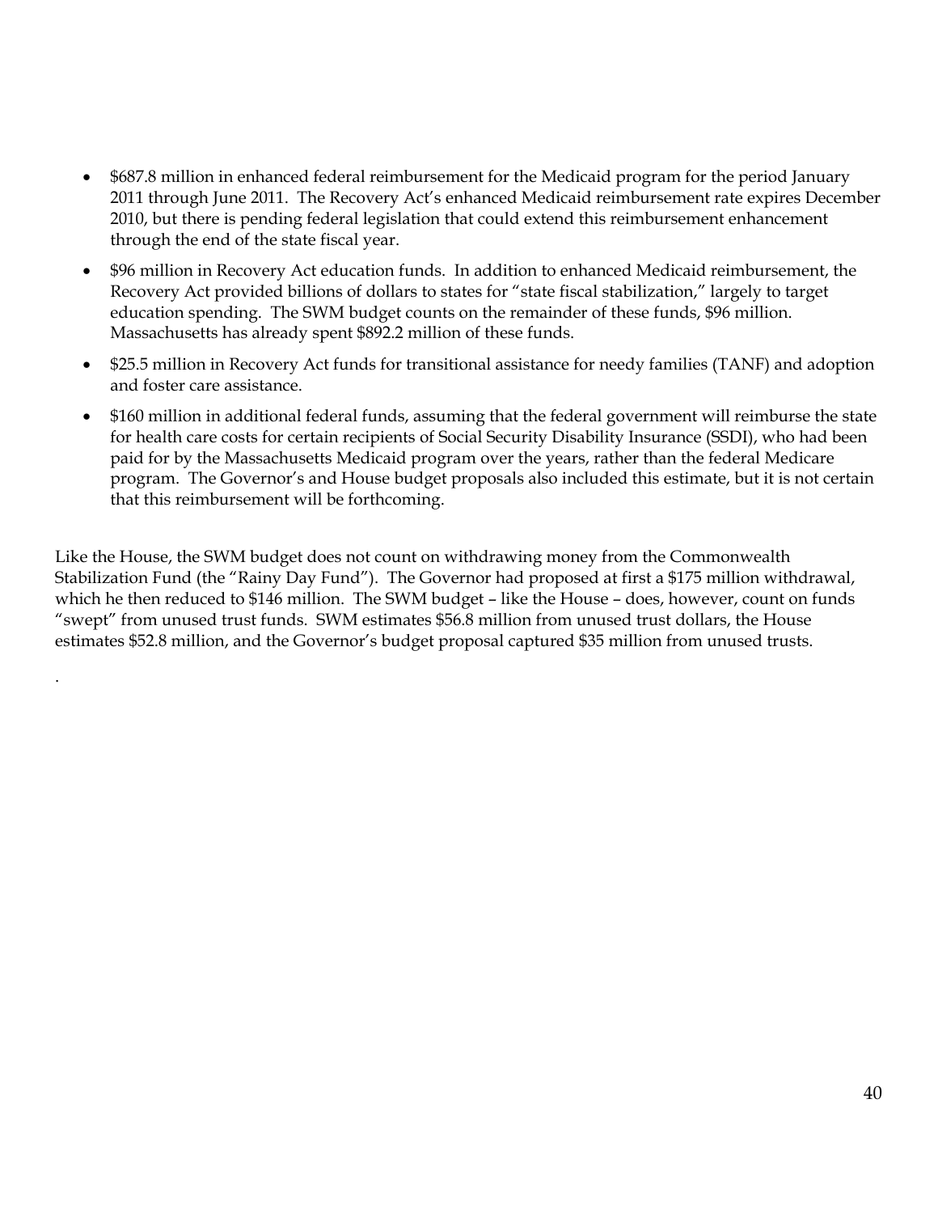- $687.8 million in enhanced federal reimbursement for the Medicaid program for the period January 2011 through June 2011. The Recovery Act's enhanced Medicaid reimbursement rate expires December 2010, but there is pending federal legislation that could extend this reimbursement enhancement through the end of the state fiscal year.
- $96 million in Recovery Act education funds. In addition to enhanced Medicaid reimbursement, the Recovery Act provided billions of dollars to states for "state fiscal stabilization," largely to target education spending. The SWM budget counts on the remainder of these funds, $96 million. Massachusetts has already spent $892.2 million of these funds.
- $25.5 million in Recovery Act funds for transitional assistance for needy families (TANF) and adoption and foster care assistance.
- $160 million in additional federal funds, assuming that the federal government will reimburse the state for health care costs for certain recipients of Social Security Disability Insurance (SSDI), who had been paid for by the Massachusetts Medicaid program over the years, rather than the federal Medicare program. The Governor's and House budget proposals also included this estimate, but it is not certain that this reimbursement will be forthcoming.

Like the House, the SWM budget does not count on withdrawing money from the Commonwealth Stabilization Fund (the "Rainy Day Fund"). The Governor had proposed at first a $175 million withdrawal, which he then reduced to $146 million. The SWM budget – like the House – does, however, count on funds "swept" from unused trust funds. SWM estimates $56.8 million from unused trust dollars, the House estimates $52.8 million, and the Governor's budget proposal captured $35 million from unused trusts.

.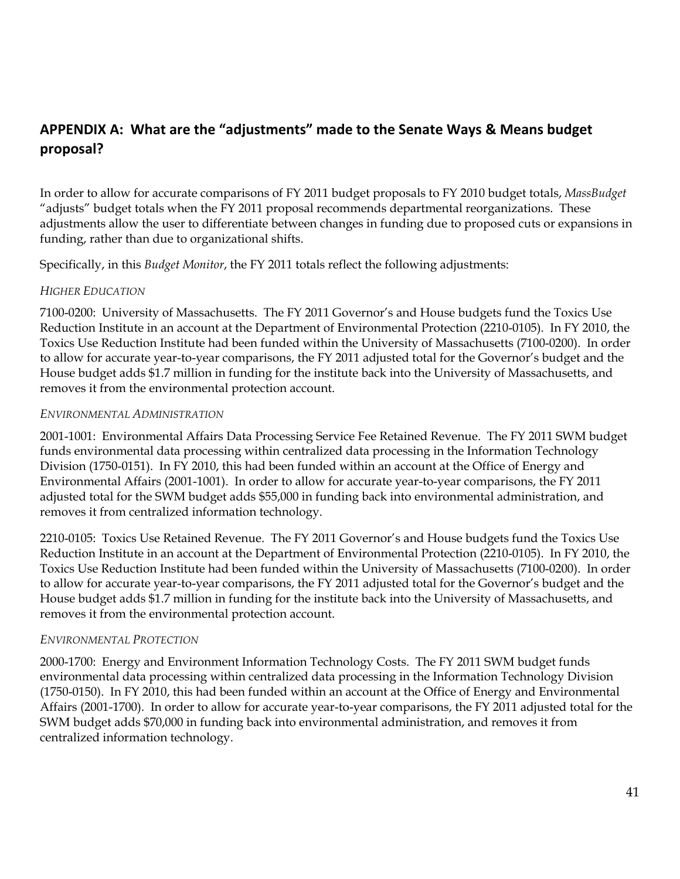## APPENDIX A: What are the "adjustments" made to the Senate Ways & Means budget proposal?

In order to allow for accurate comparisons of FY 2011 budget proposals to FY 2010 budget totals, *MassBudget* "adjusts" budget totals when the FY 2011 proposal recommends departmental reorganizations. These adjustments allow the user to differentiate between changes in funding due to proposed cuts or expansions in funding, rather than due to organizational shifts.

Specifically, in this *Budget Monitor*, the FY 2011 totals reflect the following adjustments:

*HIGHER EDUCATION*

7100-0200: University of Massachusetts. The FY 2011 Governor's and House budgets fund the Toxics Use Reduction Institute in an account at the Department of Environmental Protection (2210-0105). In FY 2010, the Toxics Use Reduction Institute had been funded within the University of Massachusetts (7100-0200). In order to allow for accurate year-to-year comparisons, the FY 2011 adjusted total for the Governor's budget and the House budget adds $1.7 million in funding for the institute back into the University of Massachusetts, and removes it from the environmental protection account.

*ENVIRONMENTAL ADMINISTRATION*

2001-1001: Environmental Affairs Data Processing Service Fee Retained Revenue. The FY 2011 SWM budget funds environmental data processing within centralized data processing in the Information Technology Division (1750-0151). In FY 2010, this had been funded within an account at the Office of Energy and Environmental Affairs (2001-1001). In order to allow for accurate year-to-year comparisons, the FY 2011 adjusted total for the SWM budget adds $55,000 in funding back into environmental administration, and removes it from centralized information technology.

2210-0105: Toxics Use Retained Revenue. The FY 2011 Governor's and House budgets fund the Toxics Use Reduction Institute in an account at the Department of Environmental Protection (2210-0105). In FY 2010, the Toxics Use Reduction Institute had been funded within the University of Massachusetts (7100-0200). In order to allow for accurate year-to-year comparisons, the FY 2011 adjusted total for the Governor's budget and the House budget adds $1.7 million in funding for the institute back into the University of Massachusetts, and removes it from the environmental protection account.

*ENVIRONMENTAL PROTECTION*

2000-1700: Energy and Environment Information Technology Costs. The FY 2011 SWM budget funds environmental data processing within centralized data processing in the Information Technology Division (1750-0150). In FY 2010, this had been funded within an account at the Office of Energy and Environmental Affairs (2001-1700). In order to allow for accurate year-to-year comparisons, the FY 2011 adjusted total for the SWM budget adds $70,000 in funding back into environmental administration, and removes it from centralized information technology.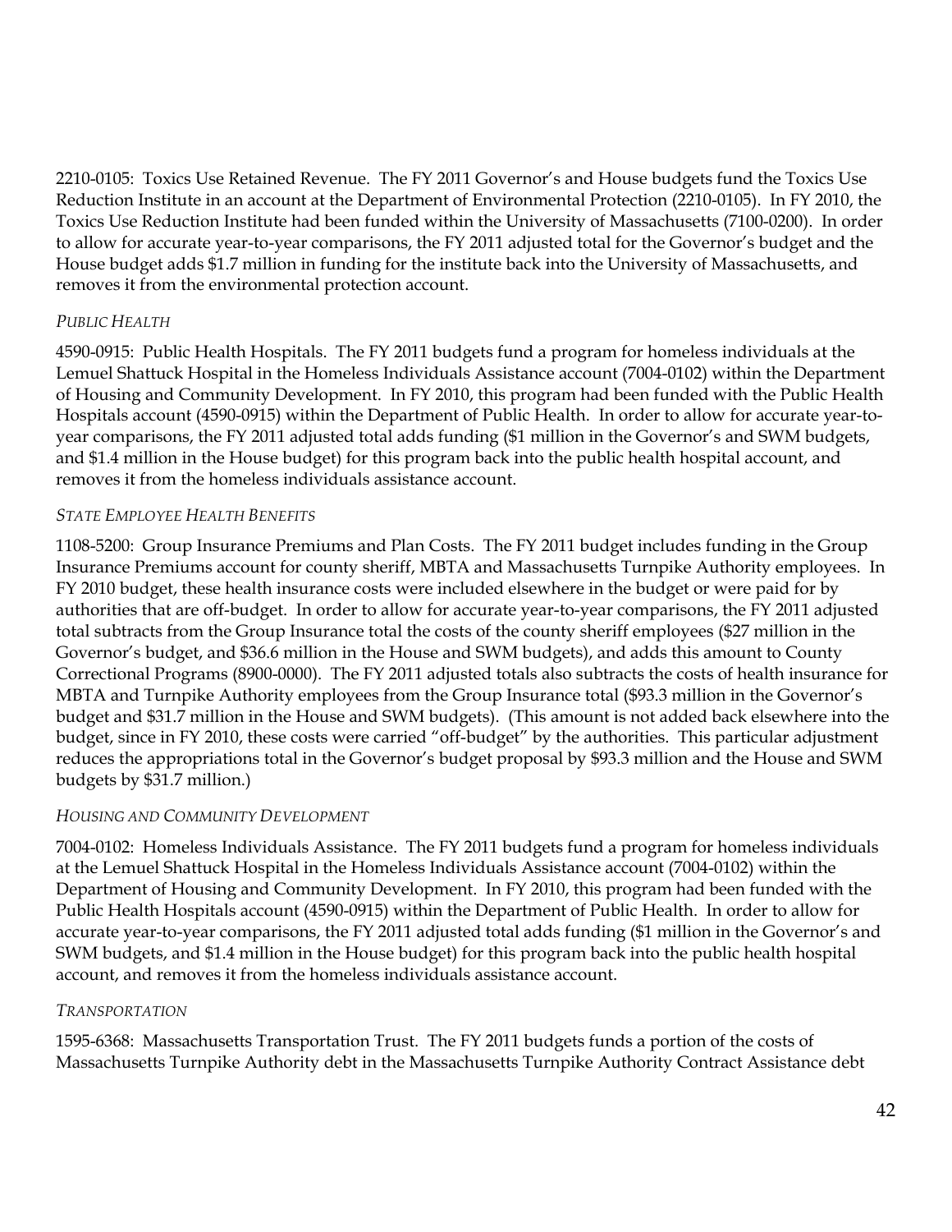2210-0105: Toxics Use Retained Revenue. The FY 2011 Governor's and House budgets fund the Toxics Use Reduction Institute in an account at the Department of Environmental Protection (2210-0105). In FY 2010, the Toxics Use Reduction Institute had been funded within the University of Massachusetts (7100-0200). In order to allow for accurate year-to-year comparisons, the FY 2011 adjusted total for the Governor's budget and the House budget adds $1.7 million in funding for the institute back into the University of Massachusetts, and removes it from the environmental protection account.

*PUBLIC HEALTH*

4590-0915: Public Health Hospitals. The FY 2011 budgets fund a program for homeless individuals at the Lemuel Shattuck Hospital in the Homeless Individuals Assistance account (7004-0102) within the Department of Housing and Community Development. In FY 2010, this program had been funded with the Public Health Hospitals account (4590-0915) within the Department of Public Health. In order to allow for accurate year-to-year comparisons, the FY 2011 adjusted total adds funding ($1 million in the Governor's and SWM budgets, and $1.4 million in the House budget) for this program back into the public health hospital account, and removes it from the homeless individuals assistance account.

*STATE EMPLOYEE HEALTH BENEFITS*

1108-5200: Group Insurance Premiums and Plan Costs. The FY 2011 budget includes funding in the Group Insurance Premiums account for county sheriff, MBTA and Massachusetts Turnpike Authority employees. In FY 2010 budget, these health insurance costs were included elsewhere in the budget or were paid for by authorities that are off-budget. In order to allow for accurate year-to-year comparisons, the FY 2011 adjusted total subtracts from the Group Insurance total the costs of the county sheriff employees ($27 million in the Governor's budget, and $36.6 million in the House and SWM budgets), and adds this amount to County Correctional Programs (8900-0000). The FY 2011 adjusted totals also subtracts the costs of health insurance for MBTA and Turnpike Authority employees from the Group Insurance total ($93.3 million in the Governor's budget and $31.7 million in the House and SWM budgets). (This amount is not added back elsewhere into the budget, since in FY 2010, these costs were carried "off-budget" by the authorities. This particular adjustment reduces the appropriations total in the Governor's budget proposal by $93.3 million and the House and SWM budgets by $31.7 million.)

*HOUSING AND COMMUNITY DEVELOPMENT*

7004-0102: Homeless Individuals Assistance. The FY 2011 budgets fund a program for homeless individuals at the Lemuel Shattuck Hospital in the Homeless Individuals Assistance account (7004-0102) within the Department of Housing and Community Development. In FY 2010, this program had been funded with the Public Health Hospitals account (4590-0915) within the Department of Public Health. In order to allow for accurate year-to-year comparisons, the FY 2011 adjusted total adds funding ($1 million in the Governor's and SWM budgets, and $1.4 million in the House budget) for this program back into the public health hospital account, and removes it from the homeless individuals assistance account.

*TRANSPORTATION*

1595-6368: Massachusetts Transportation Trust. The FY 2011 budgets funds a portion of the costs of Massachusetts Turnpike Authority debt in the Massachusetts Turnpike Authority Contract Assistance debt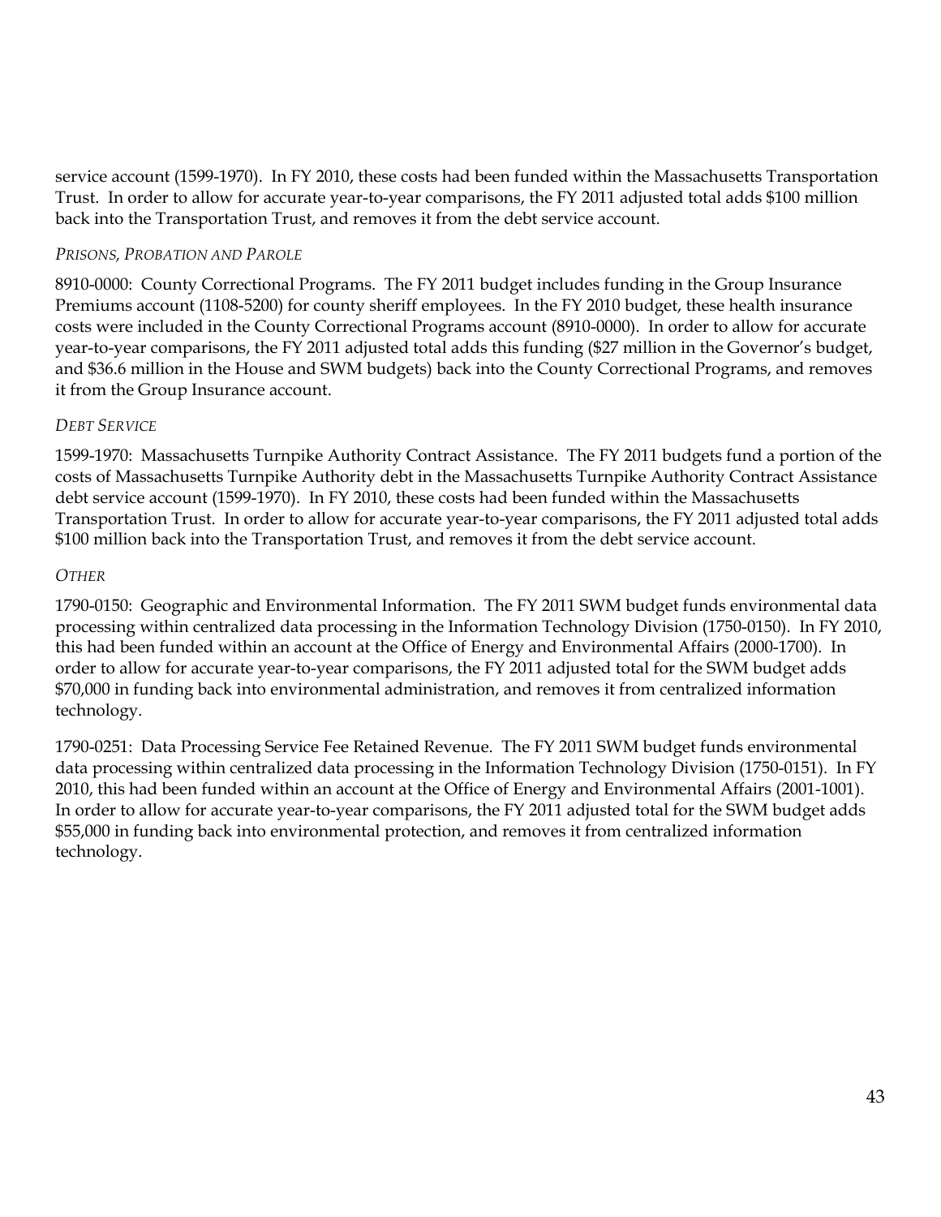service account (1599-1970). In FY 2010, these costs had been funded within the Massachusetts Transportation Trust. In order to allow for accurate year-to-year comparisons, the FY 2011 adjusted total adds $100 million back into the Transportation Trust, and removes it from the debt service account.

*PRISONS, PROBATION AND PAROLE*

8910-0000: County Correctional Programs. The FY 2011 budget includes funding in the Group Insurance Premiums account (1108-5200) for county sheriff employees. In the FY 2010 budget, these health insurance costs were included in the County Correctional Programs account (8910-0000). In order to allow for accurate year-to-year comparisons, the FY 2011 adjusted total adds this funding ($27 million in the Governor's budget, and $36.6 million in the House and SWM budgets) back into the County Correctional Programs, and removes it from the Group Insurance account.

*DEBT SERVICE*

1599-1970: Massachusetts Turnpike Authority Contract Assistance. The FY 2011 budgets fund a portion of the costs of Massachusetts Turnpike Authority debt in the Massachusetts Turnpike Authority Contract Assistance debt service account (1599-1970). In FY 2010, these costs had been funded within the Massachusetts Transportation Trust. In order to allow for accurate year-to-year comparisons, the FY 2011 adjusted total adds $100 million back into the Transportation Trust, and removes it from the debt service account.

*OTHER*

1790-0150: Geographic and Environmental Information. The FY 2011 SWM budget funds environmental data processing within centralized data processing in the Information Technology Division (1750-0150). In FY 2010, this had been funded within an account at the Office of Energy and Environmental Affairs (2000-1700). In order to allow for accurate year-to-year comparisons, the FY 2011 adjusted total for the SWM budget adds $70,000 in funding back into environmental administration, and removes it from centralized information technology.

1790-0251: Data Processing Service Fee Retained Revenue. The FY 2011 SWM budget funds environmental data processing within centralized data processing in the Information Technology Division (1750-0151). In FY 2010, this had been funded within an account at the Office of Energy and Environmental Affairs (2001-1001). In order to allow for accurate year-to-year comparisons, the FY 2011 adjusted total for the SWM budget adds $55,000 in funding back into environmental protection, and removes it from centralized information technology.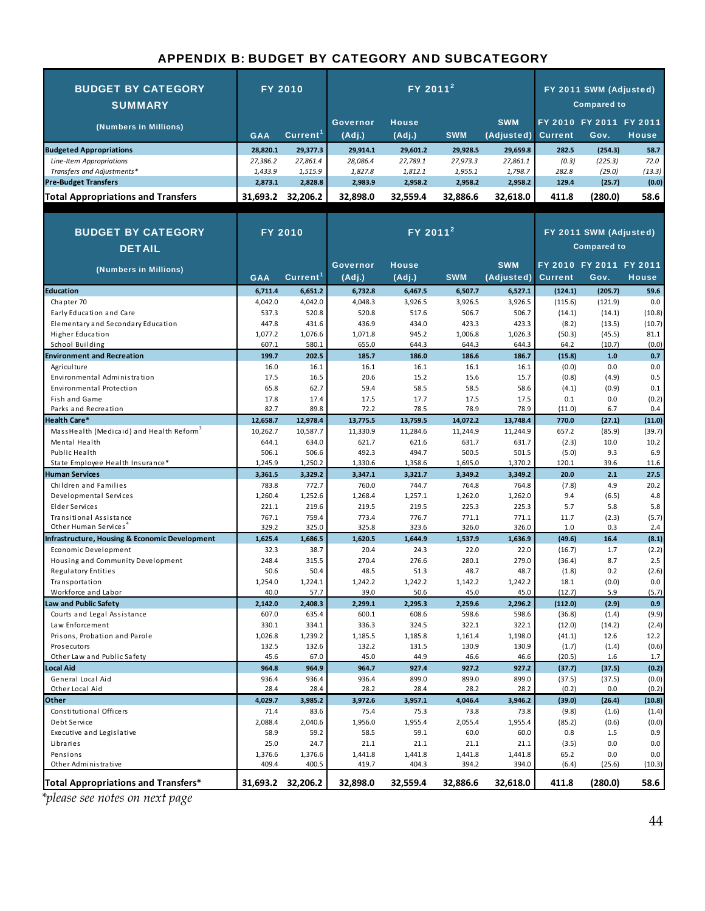## APPENDIX B: BUDGET BY CATEGORY AND SUBCATEGORY

| BUDGET BY CATEGORY SUMMARY (Numbers in Millions) | FY 2010 | | FY 2011[2] | | | | FY 2011 SWM (Adjusted) Compared to | | |
|---|---|---|---|---|---|---|---|---|---|
| | GAA | Current[1] | Governor (Adj.) | House (Adj.) | SWM | SWM (Adjusted) | FY 2010 Current | FY 2011 Gov. | FY 2011 House |
| **Budgeted Appropriations** | **28,820.1** | **29,377.3** | **29,914.1** | **29,601.2** | **29,928.5** | **29,659.8** | **282.5** | **(254.3)** | **58.7** |
| *Line-Item Appropriations* | *27,386.2* | *27,861.4* | *28,086.4* | *27,789.1* | *27,973.3* | *27,861.1* | *(0.3)* | *(225.3)* | *72.0* |
| *Transfers and Adjustments** | *1,433.9* | *1,515.9* | *1,827.8* | *1,812.1* | *1,955.1* | *1,798.7* | *282.8* | *(29.0)* | *(13.3)* |
| **Pre-Budget Transfers** | **2,873.1** | **2,828.8** | **2,983.9** | **2,958.2** | **2,958.2** | **2,958.2** | **129.4** | **(25.7)** | **(0.0)** |
| **Total Appropriations and Transfers** | **31,693.2** | **32,206.2** | **32,898.0** | **32,559.4** | **32,886.6** | **32,618.0** | **411.8** | **(280.0)** | **58.6** |

| BUDGET BY CATEGORY DETAIL (Numbers in Millions) | FY 2010 | | FY 2011[2] | | | | FY 2011 SWM (Adjusted) Compared to | | |
|---|---|---|---|---|---|---|---|---|---|
| | GAA | Current[1] | Governor (Adj.) | House (Adj.) | SWM | SWM (Adjusted) | FY 2010 Current | FY 2011 Gov. | FY 2011 House |
| **Education** | **6,711.4** | **6,651.2** | **6,732.8** | **6,467.5** | **6,507.7** | **6,527.1** | **(124.1)** | **(205.7)** | **59.6** |
| Chapter 70 | 4,042.0 | 4,042.0 | 4,048.3 | 3,926.5 | 3,926.5 | 3,926.5 | (115.6) | (121.9) | 0.0 |
| Early Education and Care | 537.3 | 520.8 | 520.8 | 517.6 | 506.7 | 506.7 | (14.1) | (14.1) | (10.8) |
| Elementary and Secondary Education | 447.8 | 431.6 | 436.9 | 434.0 | 423.3 | 423.3 | (8.2) | (13.5) | (10.7) |
| Higher Education | 1,077.2 | 1,076.6 | 1,071.8 | 945.2 | 1,006.8 | 1,026.3 | (50.3) | (45.5) | 81.1 |
| School Building | 607.1 | 580.1 | 655.0 | 644.3 | 644.3 | 644.3 | 64.2 | (10.7) | (0.0) |
| **Environment and Recreation** | **199.7** | **202.5** | **185.7** | **186.0** | **186.6** | **186.7** | **(15.8)** | **1.0** | **0.7** |
| Agriculture | 16.0 | 16.1 | 16.1 | 16.1 | 16.1 | 16.1 | (0.0) | 0.0 | 0.0 |
| Environmental Administration | 17.5 | 16.5 | 20.6 | 15.2 | 15.6 | 15.7 | (0.8) | (4.9) | 0.5 |
| Environmental Protection | 65.8 | 62.7 | 59.4 | 58.5 | 58.5 | 58.6 | (4.1) | (0.9) | 0.1 |
| Fish and Game | 17.8 | 17.4 | 17.5 | 17.7 | 17.5 | 17.5 | 0.1 | 0.0 | (0.2) |
| Parks and Recreation | 82.7 | 89.8 | 72.2 | 78.5 | 78.9 | 78.9 | (11.0) | 6.7 | 0.4 |
| **Health Care*** | **12,658.7** | **12,978.4** | **13,775.5** | **13,759.5** | **14,072.2** | **13,748.4** | **770.0** | **(27.1)** | **(11.0)** |
| MassHealth (Medicaid) and Health Reform[3] | 10,262.7 | 10,587.7 | 11,330.9 | 11,284.6 | 11,244.9 | 11,244.9 | 657.2 | (85.9) | (39.7) |
| Mental Health | 644.1 | 634.0 | 621.7 | 621.6 | 631.7 | 631.7 | (2.3) | 10.0 | 10.2 |
| Public Health | 506.1 | 506.6 | 492.3 | 494.7 | 500.5 | 501.5 | (5.0) | 9.3 | 6.9 |
| State Employee Health Insurance* | 1,245.9 | 1,250.2 | 1,330.6 | 1,358.6 | 1,695.0 | 1,370.2 | 120.1 | 39.6 | 11.6 |
| **Human Services** | **3,361.5** | **3,329.2** | **3,347.1** | **3,321.7** | **3,349.2** | **3,349.2** | **20.0** | **2.1** | **27.5** |
| Children and Families | 783.8 | 772.7 | 760.0 | 744.7 | 764.8 | 764.8 | (7.8) | 4.9 | 20.2 |
| Developmental Services | 1,260.4 | 1,252.6 | 1,268.4 | 1,257.1 | 1,262.0 | 1,262.0 | 9.4 | (6.5) | 4.8 |
| Elder Services | 221.1 | 219.6 | 219.5 | 219.5 | 225.3 | 225.3 | 5.7 | 5.8 | 5.8 |
| Transitional Assistance | 767.1 | 759.4 | 773.4 | 776.7 | 771.1 | 771.1 | 11.7 | (2.3) | (5.7) |
| Other Human Services[4] | 329.2 | 325.0 | 325.8 | 323.6 | 326.0 | 326.0 | 1.0 | 0.3 | 2.4 |
| **Infrastructure, Housing & Economic Development** | **1,625.4** | **1,686.5** | **1,620.5** | **1,644.9** | **1,537.9** | **1,636.9** | **(49.6)** | **16.4** | **(8.1)** |
| Economic Development | 32.3 | 38.7 | 20.4 | 24.3 | 22.0 | 22.0 | (16.7) | 1.7 | (2.2) |
| Housing and Community Development | 248.4 | 315.5 | 270.4 | 276.6 | 280.1 | 279.0 | (36.4) | 8.7 | 2.5 |
| Regulatory Entities | 50.6 | 50.4 | 48.5 | 51.3 | 48.7 | 48.7 | (1.8) | 0.2 | (2.6) |
| Transportation | 1,254.0 | 1,224.1 | 1,242.2 | 1,242.2 | 1,142.2 | 1,242.2 | 18.1 | (0.0) | 0.0 |
| Workforce and Labor | 40.0 | 57.7 | 39.0 | 50.6 | 45.0 | 45.0 | (12.7) | 5.9 | (5.7) |
| **Law and Public Safety** | **2,142.0** | **2,408.3** | **2,299.1** | **2,295.3** | **2,259.6** | **2,296.2** | **(112.0)** | **(2.9)** | **0.9** |
| Courts and Legal Assistance | 607.0 | 635.4 | 600.1 | 608.6 | 598.6 | 598.6 | (36.8) | (1.4) | (9.9) |
| Law Enforcement | 330.1 | 334.1 | 336.3 | 324.5 | 322.1 | 322.1 | (12.0) | (14.2) | (2.4) |
| Prisons, Probation and Parole | 1,026.8 | 1,239.2 | 1,185.5 | 1,185.8 | 1,161.4 | 1,198.0 | (41.1) | 12.6 | 12.2 |
| Prosecutors | 132.5 | 132.6 | 132.2 | 131.5 | 130.9 | 130.9 | (1.7) | (1.4) | (0.6) |
| Other Law and Public Safety | 45.6 | 67.0 | 45.0 | 44.9 | 46.6 | 46.6 | (20.5) | 1.6 | 1.7 |
| **Local Aid** | **964.8** | **964.9** | **964.7** | **927.4** | **927.2** | **927.2** | **(37.7)** | **(37.5)** | **(0.2)** |
| General Local Aid | 936.4 | 936.4 | 936.4 | 899.0 | 899.0 | 899.0 | (37.5) | (37.5) | (0.0) |
| Other Local Aid | 28.4 | 28.4 | 28.2 | 28.4 | 28.2 | 28.2 | (0.2) | 0.0 | (0.2) |
| **Other** | **4,029.7** | **3,985.2** | **3,972.6** | **3,957.1** | **4,046.4** | **3,946.2** | **(39.0)** | **(26.4)** | **(10.8)** |
| Constitutional Officers | 71.4 | 83.6 | 75.4 | 75.3 | 73.8 | 73.8 | (9.8) | (1.6) | (1.4) |
| Debt Service | 2,088.4 | 2,040.6 | 1,956.0 | 1,955.4 | 2,055.4 | 1,955.4 | (85.2) | (0.6) | (0.0) |
| Executive and Legislative | 58.9 | 59.2 | 58.5 | 59.1 | 60.0 | 60.0 | 0.8 | 1.5 | 0.9 |
| Libraries | 25.0 | 24.7 | 21.1 | 21.1 | 21.1 | 21.1 | (3.5) | 0.0 | 0.0 |
| Pensions | 1,376.6 | 1,376.6 | 1,441.8 | 1,441.8 | 1,441.8 | 1,441.8 | 65.2 | 0.0 | 0.0 |
| Other Administrative | 409.4 | 400.5 | 419.7 | 404.3 | 394.2 | 394.0 | (6.4) | (25.6) | (10.3) |
| **Total Appropriations and Transfers*** | **31,693.2** | **32,206.2** | **32,898.0** | **32,559.4** | **32,886.6** | **32,618.0** | **411.8** | **(280.0)** | **58.6** |

*please see notes on next page*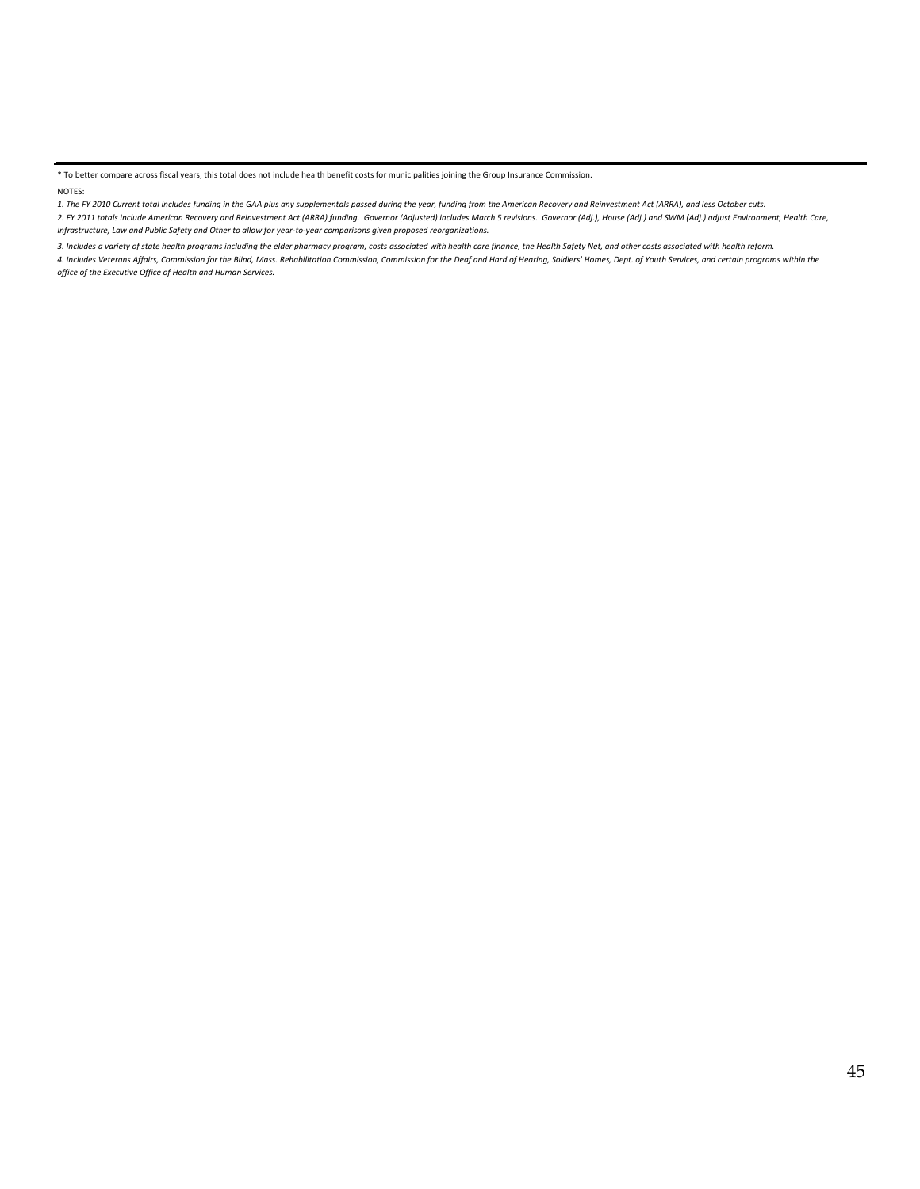* To better compare across fiscal years, this total does not include health benefit costs for municipalities joining the Group Insurance Commission.

NOTES:

*1. The FY 2010 Current total includes funding in the GAA plus any supplementals passed during the year, funding from the American Recovery and Reinvestment Act (ARRA), and less October cuts.*

*2. FY 2011 totals include American Recovery and Reinvestment Act (ARRA) funding. Governor (Adjusted) includes March 5 revisions. Governor (Adj.), House (Adj.) and SWM (Adj.) adjust Environment, Health Care, Infrastructure, Law and Public Safety and Other to allow for year-to-year comparisons given proposed reorganizations.*

*3. Includes a variety of state health programs including the elder pharmacy program, costs associated with health care finance, the Health Safety Net, and other costs associated with health reform.*

*4. Includes Veterans Affairs, Commission for the Blind, Mass. Rehabilitation Commission, Commission for the Deaf and Hard of Hearing, Soldiers' Homes, Dept. of Youth Services, and certain programs within the office of the Executive Office of Health and Human Services.*